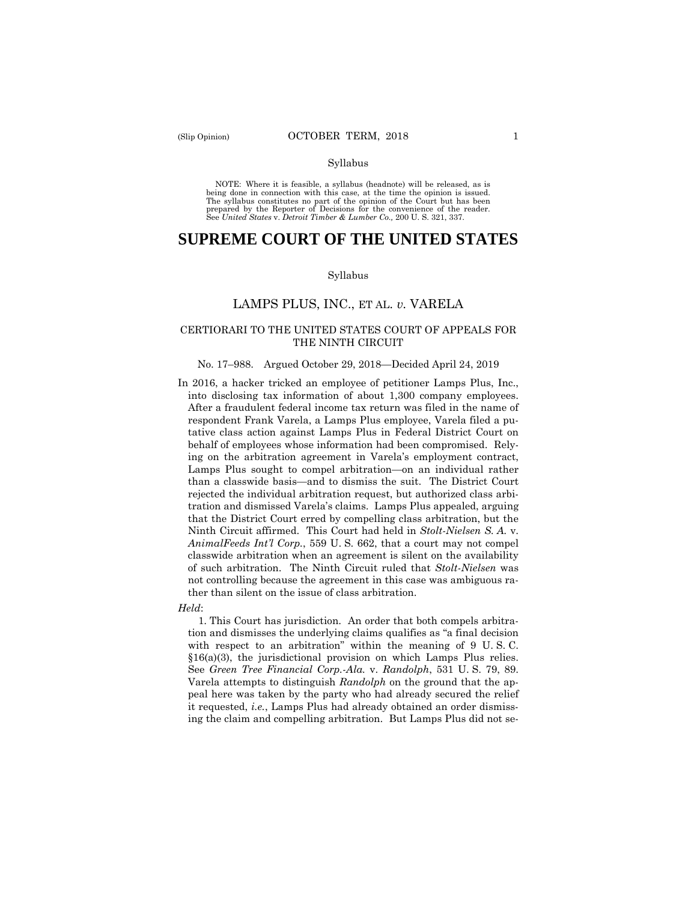Syllabus

NOTE: Where it is feasible, a syllabus (headnote) will be released, as is being done in connection with this case, at the time the opinion is issued. The syllabus constitutes no part of the opinion of the Court but has been prepared by the Reporter of Decisions for the convenience of the reader. See *United States* v. *Detroit Timber & Lumber Co.,* 200 U. S. 321, 337.

# SUPREME COURT OF THE UNITED STATES

Syllabus

## LAMPS PLUS, INC., ET AL. *v.* VARELA

### CERTIORARI TO THE UNITED STATES COURT OF APPEALS FOR THE NINTH CIRCUIT

No. 17–988. Argued October 29, 2018—Decided April 24, 2019

In 2016, a hacker tricked an employee of petitioner Lamps Plus, Inc., into disclosing tax information of about 1,300 company employees. After a fraudulent federal income tax return was filed in the name of respondent Frank Varela, a Lamps Plus employee, Varela filed a putative class action against Lamps Plus in Federal District Court on behalf of employees whose information had been compromised. Relying on the arbitration agreement in Varela's employment contract, Lamps Plus sought to compel arbitration—on an individual rather than a classwide basis—and to dismiss the suit. The District Court rejected the individual arbitration request, but authorized class arbitration and dismissed Varela's claims. Lamps Plus appealed, arguing that the District Court erred by compelling class arbitration, but the Ninth Circuit affirmed. This Court had held in *Stolt-Nielsen S. A.* v. *AnimalFeeds Int'l Corp.*, 559 U. S. 662, that a court may not compel classwide arbitration when an agreement is silent on the availability of such arbitration. The Ninth Circuit ruled that *Stolt-Nielsen* was not controlling because the agreement in this case was ambiguous rather than silent on the issue of class arbitration.

*Held*:

1. This Court has jurisdiction. An order that both compels arbitration and dismisses the underlying claims qualifies as "a final decision with respect to an arbitration" within the meaning of 9 U. S. C. §16(a)(3), the jurisdictional provision on which Lamps Plus relies. See *Green Tree Financial Corp.-Ala.* v. *Randolph*, 531 U. S. 79, 89. Varela attempts to distinguish *Randolph* on the ground that the appeal here was taken by the party who had already secured the relief it requested, *i.e.*, Lamps Plus had already obtained an order dismissing the claim and compelling arbitration. But Lamps Plus did not se-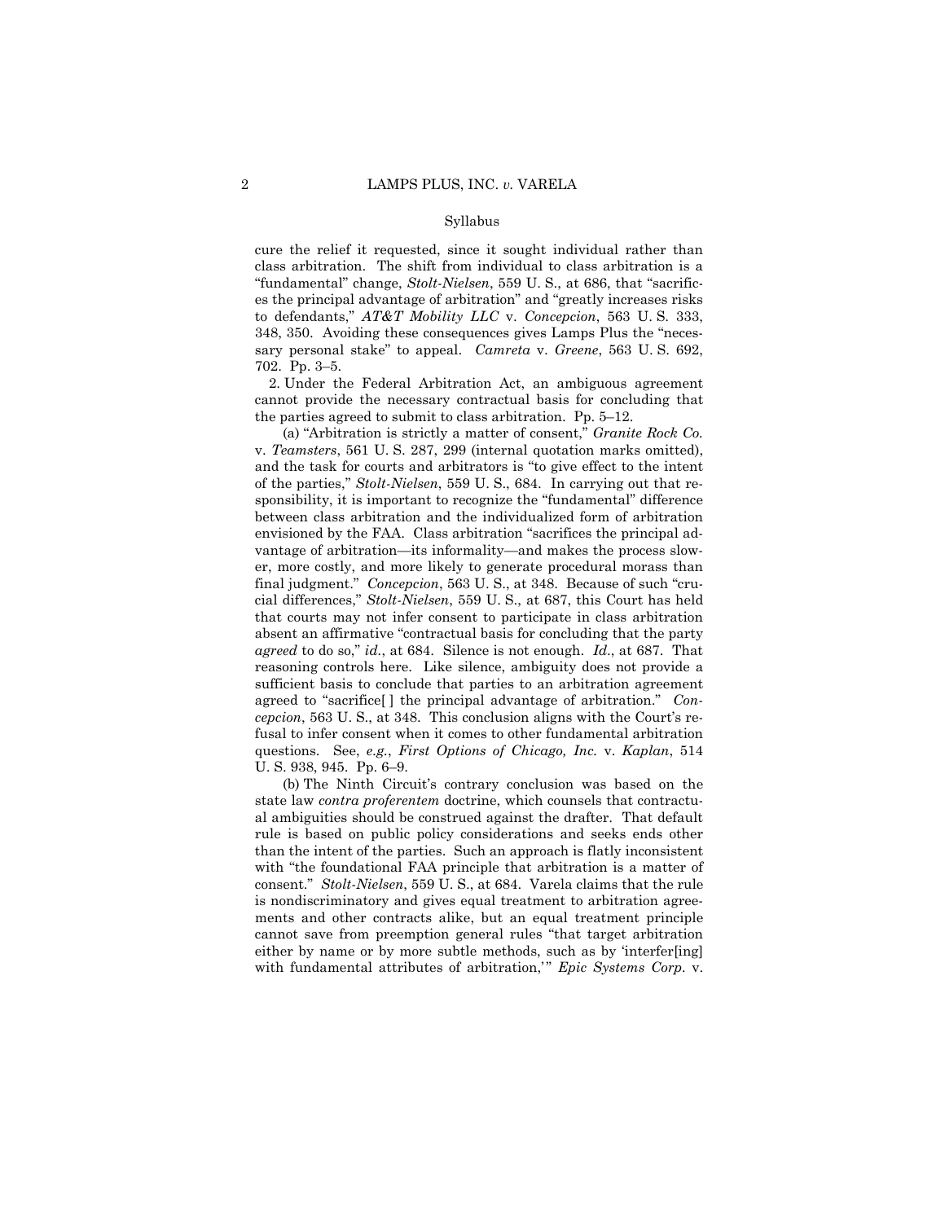Syllabus

cure the relief it requested, since it sought individual rather than class arbitration. The shift from individual to class arbitration is a "fundamental" change, *Stolt-Nielsen*, 559 U. S., at 686, that "sacrifices the principal advantage of arbitration" and "greatly increases risks to defendants," *AT&T Mobility LLC* v. *Concepcion*, 563 U. S. 333, 348, 350. Avoiding these consequences gives Lamps Plus the "necessary personal stake" to appeal. *Camreta* v. *Greene*, 563 U. S. 692, 702. Pp. 3–5.

2. Under the Federal Arbitration Act, an ambiguous agreement cannot provide the necessary contractual basis for concluding that the parties agreed to submit to class arbitration. Pp. 5–12.

(a) "Arbitration is strictly a matter of consent," *Granite Rock Co.* v. *Teamsters*, 561 U. S. 287, 299 (internal quotation marks omitted), and the task for courts and arbitrators is "to give effect to the intent of the parties," *Stolt-Nielsen*, 559 U. S., 684. In carrying out that responsibility, it is important to recognize the "fundamental" difference between class arbitration and the individualized form of arbitration envisioned by the FAA. Class arbitration "sacrifices the principal advantage of arbitration—its informality—and makes the process slower, more costly, and more likely to generate procedural morass than final judgment." *Concepcion*, 563 U. S., at 348. Because of such "crucial differences," *Stolt-Nielsen*, 559 U. S., at 687, this Court has held that courts may not infer consent to participate in class arbitration absent an affirmative "contractual basis for concluding that the party *agreed* to do so," *id.*, at 684. Silence is not enough. *Id.*, at 687. That reasoning controls here. Like silence, ambiguity does not provide a sufficient basis to conclude that parties to an arbitration agreement agreed to "sacrifice[ ] the principal advantage of arbitration." *Concepcion*, 563 U. S., at 348. This conclusion aligns with the Court's refusal to infer consent when it comes to other fundamental arbitration questions. See, *e.g.*, *First Options of Chicago, Inc.* v. *Kaplan*, 514 U. S. 938, 945. Pp. 6–9.

(b) The Ninth Circuit's contrary conclusion was based on the state law *contra proferentem* doctrine, which counsels that contractual ambiguities should be construed against the drafter. That default rule is based on public policy considerations and seeks ends other than the intent of the parties. Such an approach is flatly inconsistent with "the foundational FAA principle that arbitration is a matter of consent." *Stolt-Nielsen*, 559 U. S., at 684. Varela claims that the rule is nondiscriminatory and gives equal treatment to arbitration agreements and other contracts alike, but an equal treatment principle cannot save from preemption general rules "that target arbitration either by name or by more subtle methods, such as by 'interfer[ing] with fundamental attributes of arbitration,'" *Epic Systems Corp.* v.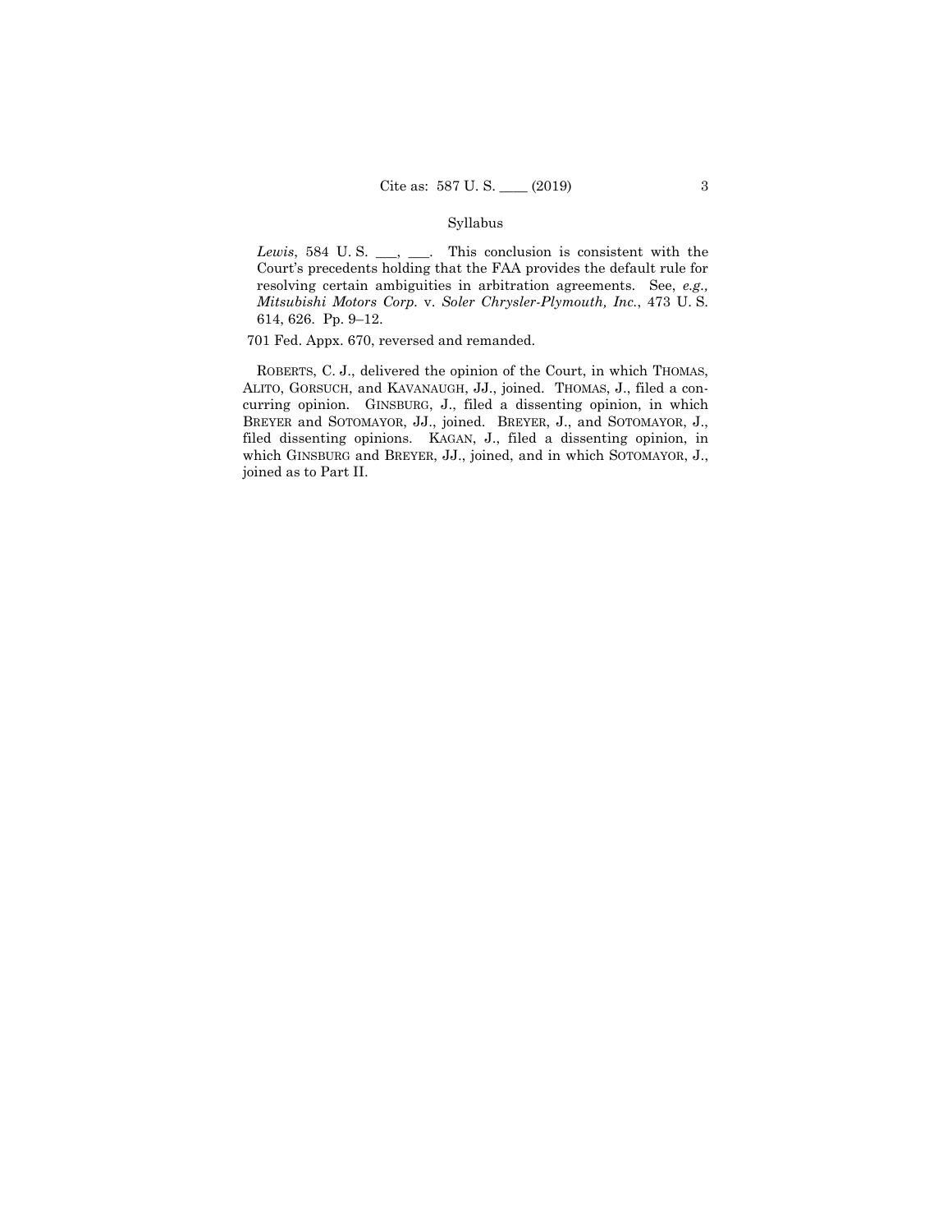*Lewis*, 584 U. S. \_\_\_, \_\_\_. This conclusion is consistent with the Court's precedents holding that the FAA provides the default rule for resolving certain ambiguities in arbitration agreements. See, *e.g., Mitsubishi Motors Corp.* v. *Soler Chrysler-Plymouth, Inc.*, 473 U. S. 614, 626. Pp. 9–12.

701 Fed. Appx. 670, reversed and remanded.

ROBERTS, C. J., delivered the opinion of the Court, in which THOMAS, ALITO, GORSUCH, and KAVANAUGH, JJ., joined. THOMAS, J., filed a concurring opinion. GINSBURG, J., filed a dissenting opinion, in which BREYER and SOTOMAYOR, JJ., joined. BREYER, J., and SOTOMAYOR, J., filed dissenting opinions. KAGAN, J., filed a dissenting opinion, in which GINSBURG and BREYER, JJ., joined, and in which SOTOMAYOR, J., joined as to Part II.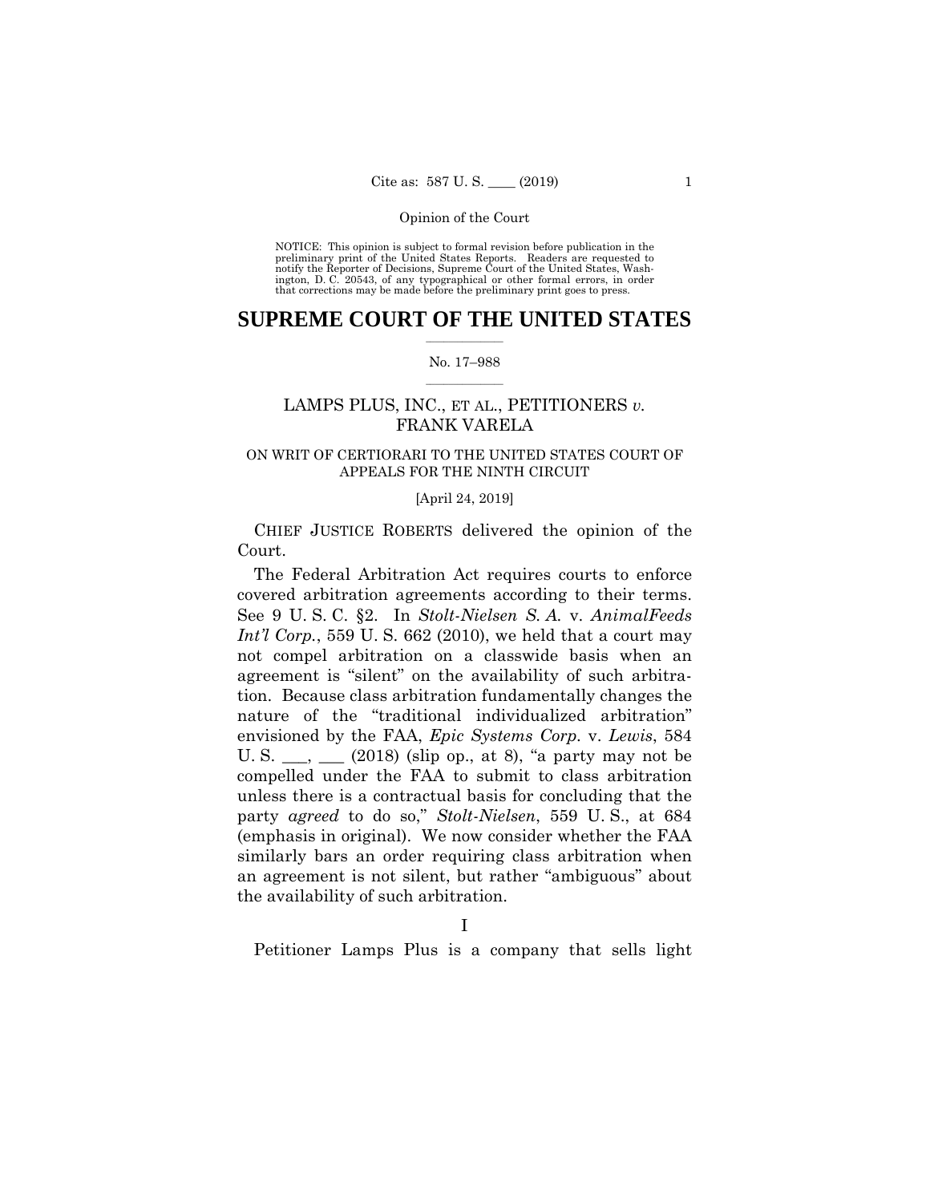Opinion of the Court

NOTICE: This opinion is subject to formal revision before publication in the preliminary print of the United States Reports. Readers are requested to notify the Reporter of Decisions, Supreme Court of the United States, Washington, D. C. 20543, of any typographical or other formal errors, in order that corrections may be made before the preliminary print goes to press.

# SUPREME COURT OF THE UNITED STATES

No. 17–988

## LAMPS PLUS, INC., ET AL., PETITIONERS *v.* FRANK VARELA

ON WRIT OF CERTIORARI TO THE UNITED STATES COURT OF APPEALS FOR THE NINTH CIRCUIT

[April 24, 2019]

CHIEF JUSTICE ROBERTS delivered the opinion of the Court.

The Federal Arbitration Act requires courts to enforce covered arbitration agreements according to their terms. See 9 U. S. C. §2. In *Stolt-Nielsen S. A.* v. *AnimalFeeds Int'l Corp.*, 559 U. S. 662 (2010), we held that a court may not compel arbitration on a classwide basis when an agreement is "silent" on the availability of such arbitration. Because class arbitration fundamentally changes the nature of the "traditional individualized arbitration" envisioned by the FAA, *Epic Systems Corp.* v. *Lewis*, 584 U. S. \_\_\_, \_\_\_ (2018) (slip op., at 8), "a party may not be compelled under the FAA to submit to class arbitration unless there is a contractual basis for concluding that the party *agreed* to do so," *Stolt-Nielsen*, 559 U. S., at 684 (emphasis in original). We now consider whether the FAA similarly bars an order requiring class arbitration when an agreement is not silent, but rather "ambiguous" about the availability of such arbitration.

I

Petitioner Lamps Plus is a company that sells light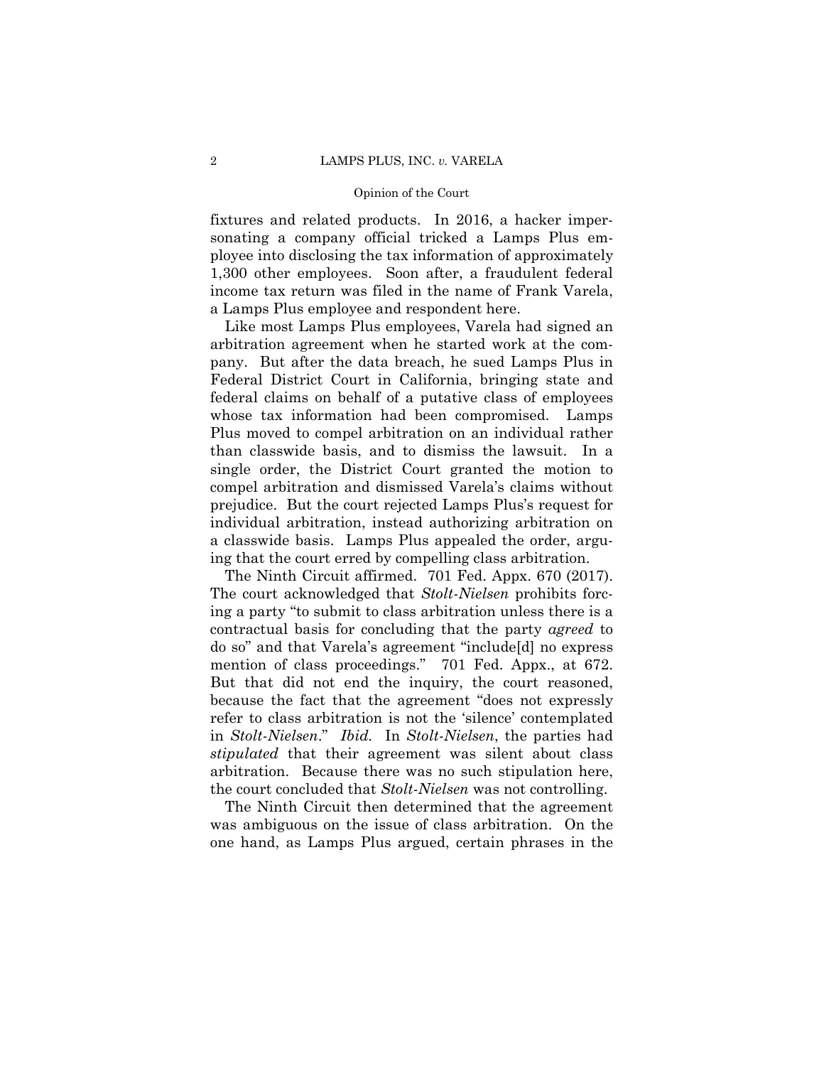fixtures and related products. In 2016, a hacker impersonating a company official tricked a Lamps Plus employee into disclosing the tax information of approximately 1,300 other employees. Soon after, a fraudulent federal income tax return was filed in the name of Frank Varela, a Lamps Plus employee and respondent here.

Like most Lamps Plus employees, Varela had signed an arbitration agreement when he started work at the company. But after the data breach, he sued Lamps Plus in Federal District Court in California, bringing state and federal claims on behalf of a putative class of employees whose tax information had been compromised. Lamps Plus moved to compel arbitration on an individual rather than classwide basis, and to dismiss the lawsuit. In a single order, the District Court granted the motion to compel arbitration and dismissed Varela's claims without prejudice. But the court rejected Lamps Plus's request for individual arbitration, instead authorizing arbitration on a classwide basis. Lamps Plus appealed the order, arguing that the court erred by compelling class arbitration.

The Ninth Circuit affirmed. 701 Fed. Appx. 670 (2017). The court acknowledged that *Stolt-Nielsen* prohibits forcing a party "to submit to class arbitration unless there is a contractual basis for concluding that the party *agreed* to do so" and that Varela's agreement "include[d] no express mention of class proceedings." 701 Fed. Appx., at 672. But that did not end the inquiry, the court reasoned, because the fact that the agreement "does not expressly refer to class arbitration is not the 'silence' contemplated in *Stolt-Nielsen*." *Ibid.* In *Stolt-Nielsen*, the parties had *stipulated* that their agreement was silent about class arbitration. Because there was no such stipulation here, the court concluded that *Stolt-Nielsen* was not controlling.

The Ninth Circuit then determined that the agreement was ambiguous on the issue of class arbitration. On the one hand, as Lamps Plus argued, certain phrases in the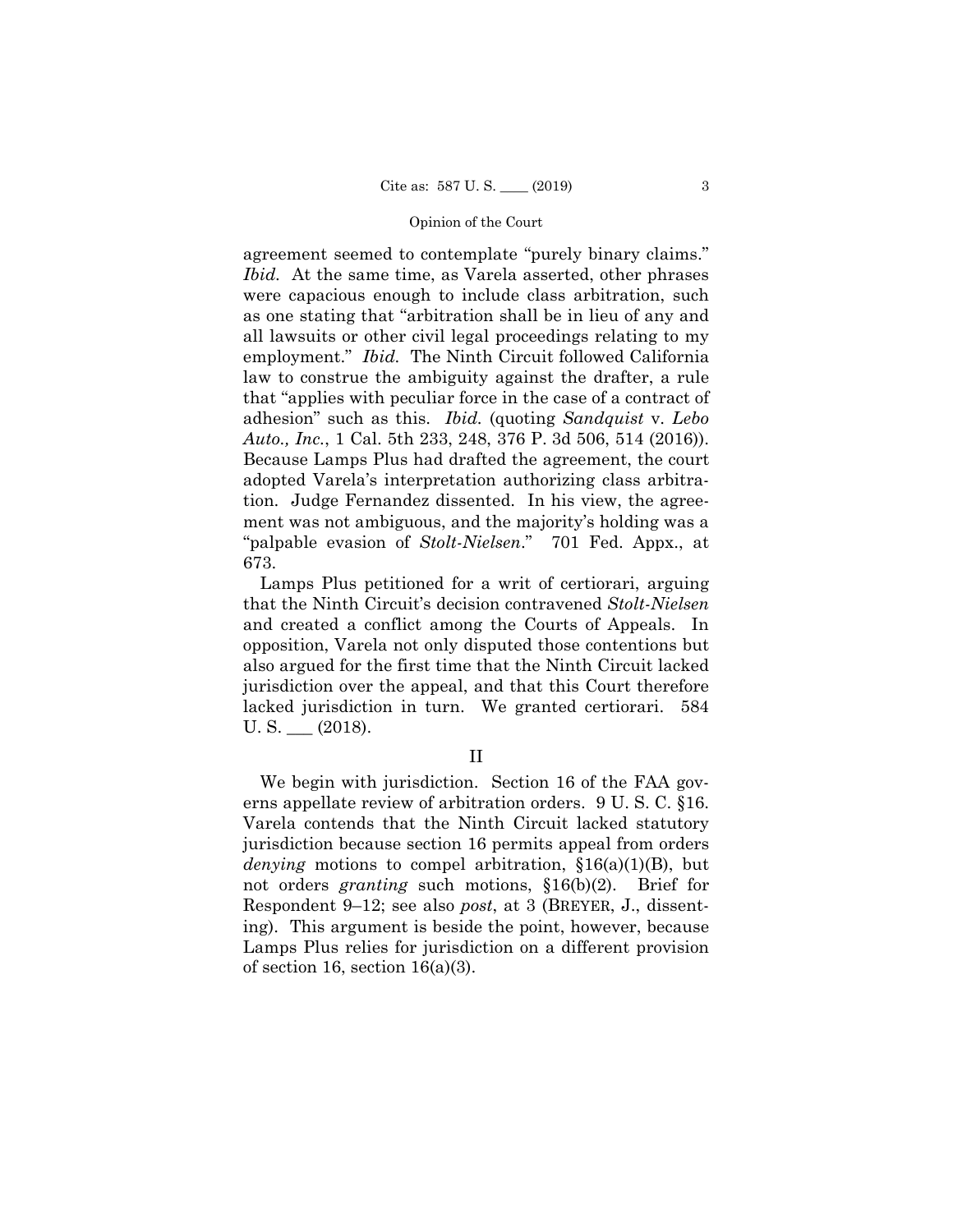agreement seemed to contemplate "purely binary claims." *Ibid.* At the same time, as Varela asserted, other phrases were capacious enough to include class arbitration, such as one stating that "arbitration shall be in lieu of any and all lawsuits or other civil legal proceedings relating to my employment." *Ibid.* The Ninth Circuit followed California law to construe the ambiguity against the drafter, a rule that "applies with peculiar force in the case of a contract of adhesion" such as this. *Ibid.* (quoting *Sandquist* v. *Lebo Auto., Inc.*, 1 Cal. 5th 233, 248, 376 P. 3d 506, 514 (2016)). Because Lamps Plus had drafted the agreement, the court adopted Varela's interpretation authorizing class arbitration. Judge Fernandez dissented. In his view, the agreement was not ambiguous, and the majority's holding was a "palpable evasion of *Stolt-Nielsen*." 701 Fed. Appx., at 673.

Lamps Plus petitioned for a writ of certiorari, arguing that the Ninth Circuit's decision contravened *Stolt-Nielsen* and created a conflict among the Courts of Appeals. In opposition, Varela not only disputed those contentions but also argued for the first time that the Ninth Circuit lacked jurisdiction over the appeal, and that this Court therefore lacked jurisdiction in turn. We granted certiorari. 584 U. S. ___ (2018).

## II

We begin with jurisdiction. Section 16 of the FAA governs appellate review of arbitration orders. 9 U. S. C. §16. Varela contends that the Ninth Circuit lacked statutory jurisdiction because section 16 permits appeal from orders *denying* motions to compel arbitration, §16(a)(1)(B), but not orders *granting* such motions, §16(b)(2). Brief for Respondent 9–12; see also *post*, at 3 (BREYER, J., dissenting). This argument is beside the point, however, because Lamps Plus relies for jurisdiction on a different provision of section 16, section 16(a)(3).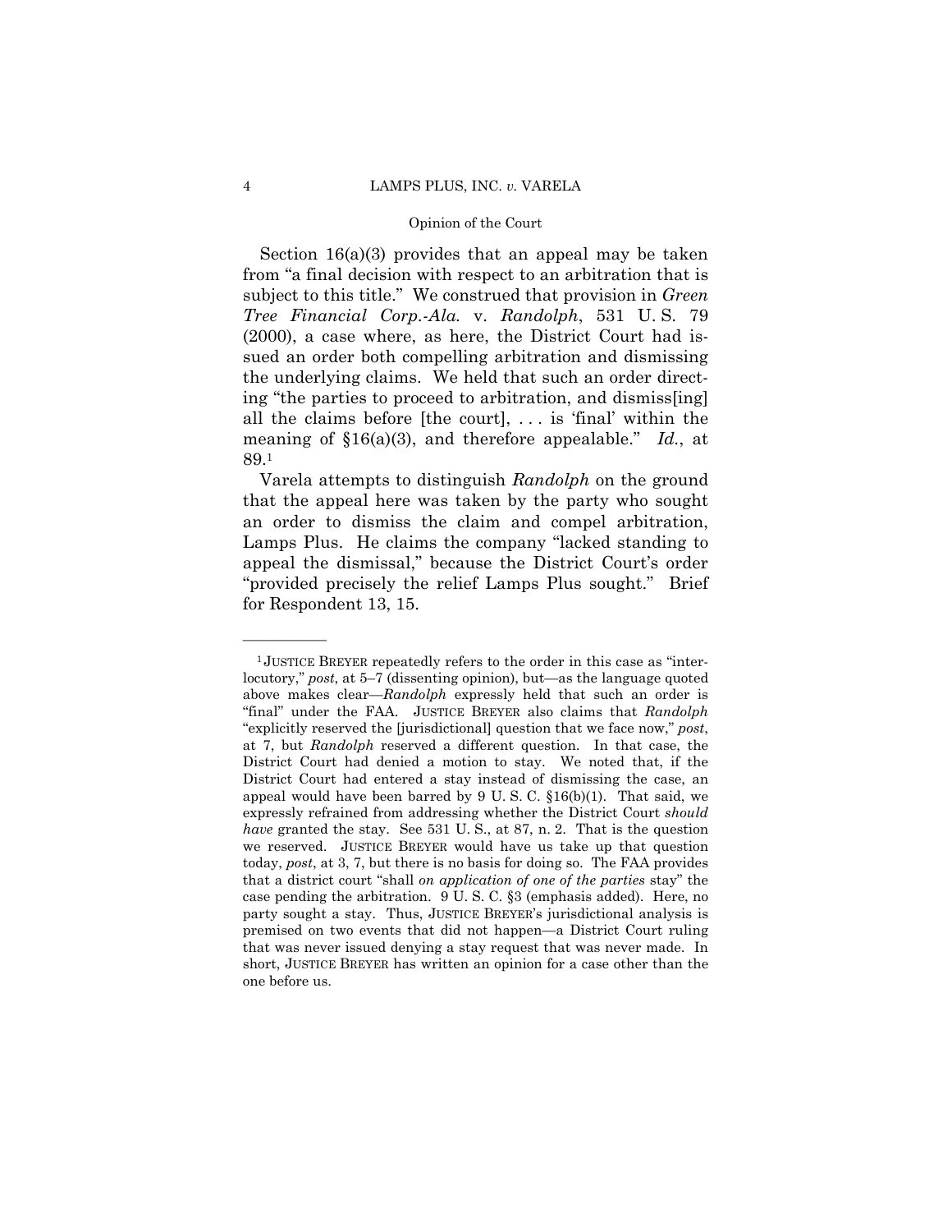Section 16(a)(3) provides that an appeal may be taken from "a final decision with respect to an arbitration that is subject to this title." We construed that provision in *Green Tree Financial Corp.-Ala.* v. *Randolph*, 531 U. S. 79 (2000), a case where, as here, the District Court had issued an order both compelling arbitration and dismissing the underlying claims. We held that such an order directing "the parties to proceed to arbitration, and dismiss[ing] all the claims before [the court], . . . is 'final' within the meaning of §16(a)(3), and therefore appealable." *Id.*, at 89.[1]

Varela attempts to distinguish *Randolph* on the ground that the appeal here was taken by the party who sought an order to dismiss the claim and compel arbitration, Lamps Plus. He claims the company "lacked standing to appeal the dismissal," because the District Court's order "provided precisely the relief Lamps Plus sought." Brief for Respondent 13, 15.

---

[1] JUSTICE BREYER repeatedly refers to the order in this case as "interlocutory," *post*, at 5–7 (dissenting opinion), but—as the language quoted above makes clear—*Randolph* expressly held that such an order is "final" under the FAA. JUSTICE BREYER also claims that *Randolph* "explicitly reserved the [jurisdictional] question that we face now," *post*, at 7, but *Randolph* reserved a different question. In that case, the District Court had denied a motion to stay. We noted that, if the District Court had entered a stay instead of dismissing the case, an appeal would have been barred by 9 U. S. C. §16(b)(1). That said, we expressly refrained from addressing whether the District Court *should have* granted the stay. See 531 U. S., at 87, n. 2. That is the question we reserved. JUSTICE BREYER would have us take up that question today, *post*, at 3, 7, but there is no basis for doing so. The FAA provides that a district court "shall *on application of one of the parties* stay" the case pending the arbitration. 9 U. S. C. §3 (emphasis added). Here, no party sought a stay. Thus, JUSTICE BREYER's jurisdictional analysis is premised on two events that did not happen—a District Court ruling that was never issued denying a stay request that was never made. In short, JUSTICE BREYER has written an opinion for a case other than the one before us.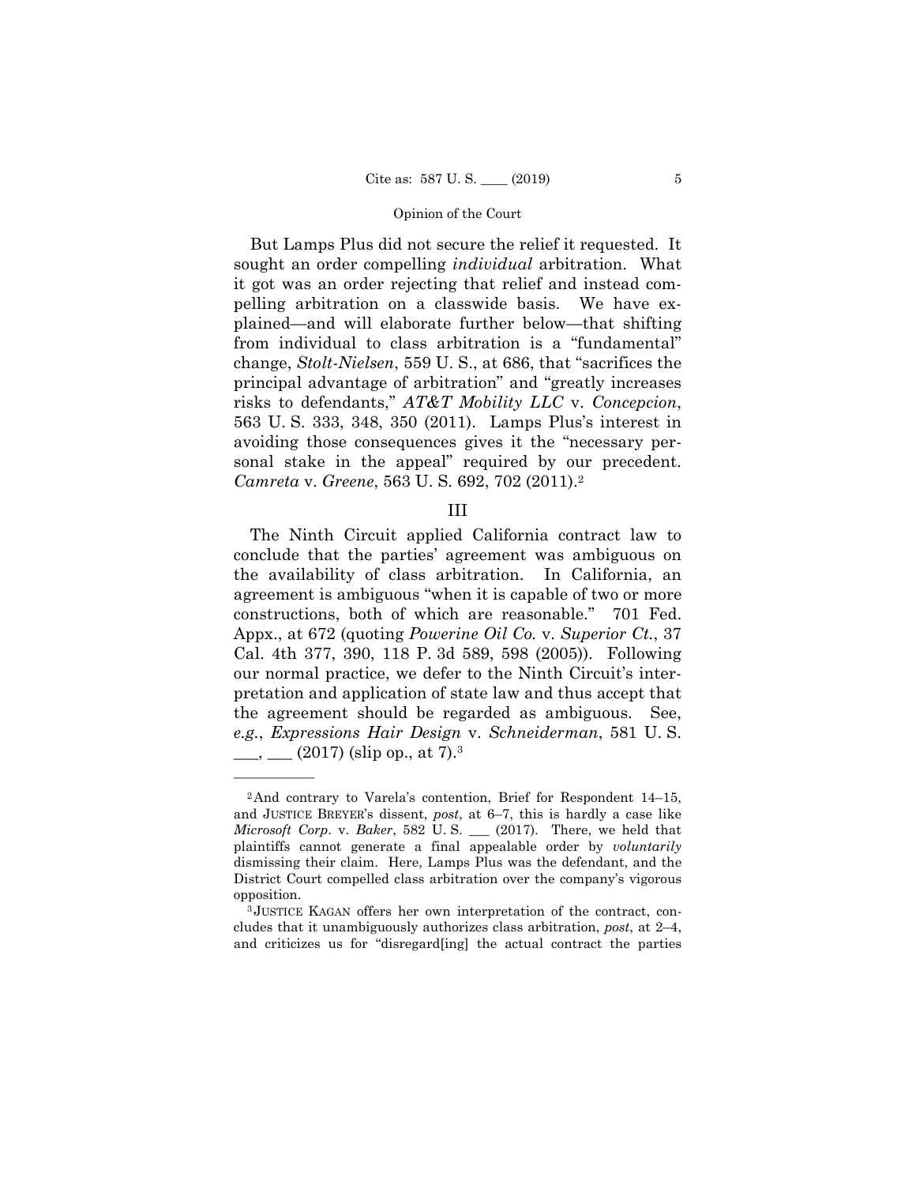But Lamps Plus did not secure the relief it requested. It sought an order compelling *individual* arbitration. What it got was an order rejecting that relief and instead compelling arbitration on a classwide basis. We have explained—and will elaborate further below—that shifting from individual to class arbitration is a "fundamental" change, *Stolt-Nielsen*, 559 U. S., at 686, that "sacrifices the principal advantage of arbitration" and "greatly increases risks to defendants," *AT&T Mobility LLC* v. *Concepcion*, 563 U. S. 333, 348, 350 (2011). Lamps Plus's interest in avoiding those consequences gives it the "necessary personal stake in the appeal" required by our precedent. *Camreta* v. *Greene*, 563 U. S. 692, 702 (2011).[2]

## III

The Ninth Circuit applied California contract law to conclude that the parties' agreement was ambiguous on the availability of class arbitration. In California, an agreement is ambiguous "when it is capable of two or more constructions, both of which are reasonable." 701 Fed. Appx., at 672 (quoting *Powerine Oil Co.* v. *Superior Ct.*, 37 Cal. 4th 377, 390, 118 P. 3d 589, 598 (2005)). Following our normal practice, we defer to the Ninth Circuit's interpretation and application of state law and thus accept that the agreement should be regarded as ambiguous. See, *e.g.*, *Expressions Hair Design* v. *Schneiderman*, 581 U. S. ___, ___ (2017) (slip op., at 7).[3]

---

[2]And contrary to Varela's contention, Brief for Respondent 14–15, and JUSTICE BREYER's dissent, *post*, at 6–7, this is hardly a case like *Microsoft Corp.* v. *Baker*, 582 U. S. ___ (2017). There, we held that plaintiffs cannot generate a final appealable order by *voluntarily* dismissing their claim. Here, Lamps Plus was the defendant, and the District Court compelled class arbitration over the company's vigorous opposition.

[3]JUSTICE KAGAN offers her own interpretation of the contract, concludes that it unambiguously authorizes class arbitration, *post*, at 2–4, and criticizes us for "disregard[ing] the actual contract the parties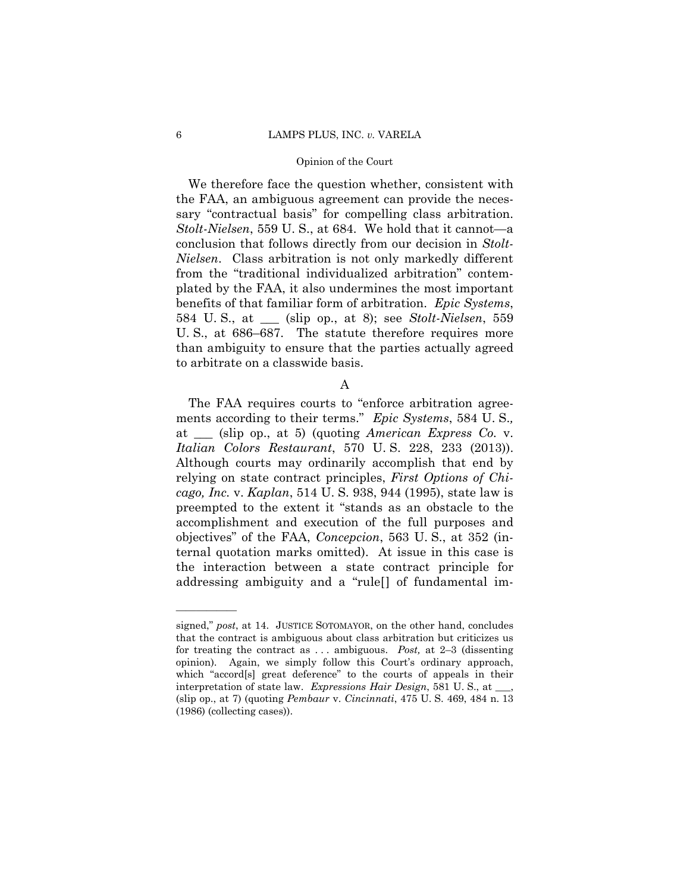We therefore face the question whether, consistent with the FAA, an ambiguous agreement can provide the necessary "contractual basis" for compelling class arbitration. *Stolt-Nielsen*, 559 U. S., at 684. We hold that it cannot—a conclusion that follows directly from our decision in *Stolt-Nielsen*. Class arbitration is not only markedly different from the "traditional individualized arbitration" contemplated by the FAA, it also undermines the most important benefits of that familiar form of arbitration. *Epic Systems*, 584 U. S., at ___ (slip op., at 8); see *Stolt-Nielsen*, 559 U. S., at 686–687. The statute therefore requires more than ambiguity to ensure that the parties actually agreed to arbitrate on a classwide basis.

## A

The FAA requires courts to "enforce arbitration agreements according to their terms." *Epic Systems*, 584 U. S., at ___ (slip op., at 5) (quoting *American Express Co.* v. *Italian Colors Restaurant*, 570 U. S. 228, 233 (2013)). Although courts may ordinarily accomplish that end by relying on state contract principles, *First Options of Chicago, Inc.* v. *Kaplan*, 514 U. S. 938, 944 (1995), state law is preempted to the extent it "stands as an obstacle to the accomplishment and execution of the full purposes and objectives" of the FAA, *Concepcion*, 563 U. S., at 352 (internal quotation marks omitted). At issue in this case is the interaction between a state contract principle for addressing ambiguity and a "rule[] of fundamental im-

---

signed," *post*, at 14. JUSTICE SOTOMAYOR, on the other hand, concludes that the contract is ambiguous about class arbitration but criticizes us for treating the contract as . . . ambiguous. *Post,* at 2–3 (dissenting opinion). Again, we simply follow this Court's ordinary approach, which "accord[s] great deference" to the courts of appeals in their interpretation of state law. *Expressions Hair Design*, 581 U. S., at ___, (slip op., at 7) (quoting *Pembaur* v. *Cincinnati*, 475 U. S. 469, 484 n. 13 (1986) (collecting cases)).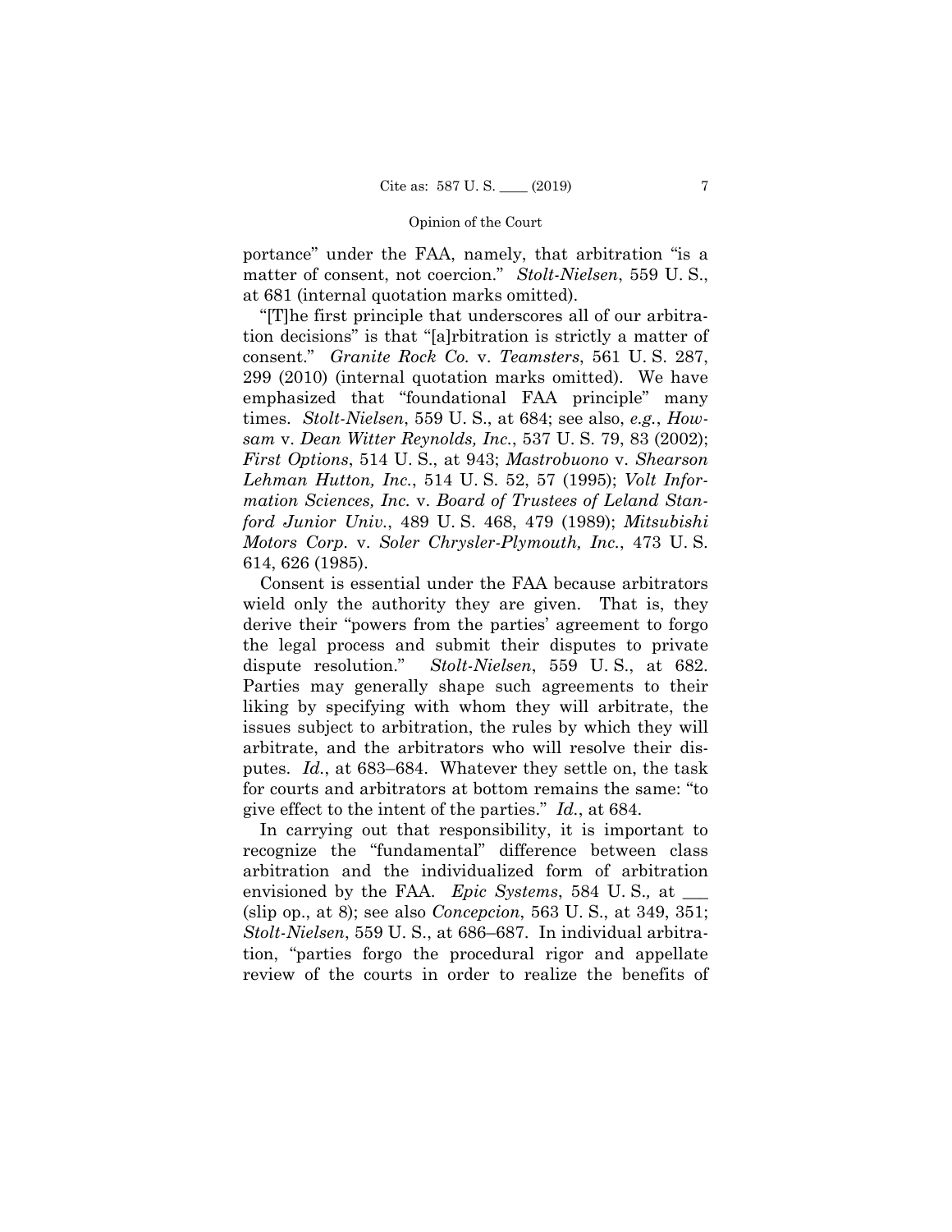portance" under the FAA, namely, that arbitration "is a matter of consent, not coercion." *Stolt-Nielsen*, 559 U. S., at 681 (internal quotation marks omitted).

"[T]he first principle that underscores all of our arbitration decisions" is that "[a]rbitration is strictly a matter of consent." *Granite Rock Co.* v. *Teamsters*, 561 U. S. 287, 299 (2010) (internal quotation marks omitted). We have emphasized that "foundational FAA principle" many times. *Stolt-Nielsen*, 559 U. S., at 684; see also, *e.g.*, *Howsam* v. *Dean Witter Reynolds, Inc.*, 537 U. S. 79, 83 (2002); *First Options*, 514 U. S., at 943; *Mastrobuono* v. *Shearson Lehman Hutton, Inc.*, 514 U. S. 52, 57 (1995); *Volt Information Sciences, Inc.* v. *Board of Trustees of Leland Stanford Junior Univ.*, 489 U. S. 468, 479 (1989); *Mitsubishi Motors Corp.* v. *Soler Chrysler-Plymouth, Inc.*, 473 U. S. 614, 626 (1985).

Consent is essential under the FAA because arbitrators wield only the authority they are given. That is, they derive their "powers from the parties' agreement to forgo the legal process and submit their disputes to private dispute resolution." *Stolt-Nielsen*, 559 U. S., at 682. Parties may generally shape such agreements to their liking by specifying with whom they will arbitrate, the issues subject to arbitration, the rules by which they will arbitrate, and the arbitrators who will resolve their disputes. *Id.*, at 683–684. Whatever they settle on, the task for courts and arbitrators at bottom remains the same: "to give effect to the intent of the parties." *Id.*, at 684.

In carrying out that responsibility, it is important to recognize the "fundamental" difference between class arbitration and the individualized form of arbitration envisioned by the FAA. *Epic Systems*, 584 U. S., at ___ (slip op., at 8); see also *Concepcion*, 563 U. S., at 349, 351; *Stolt-Nielsen*, 559 U. S., at 686–687. In individual arbitration, "parties forgo the procedural rigor and appellate review of the courts in order to realize the benefits of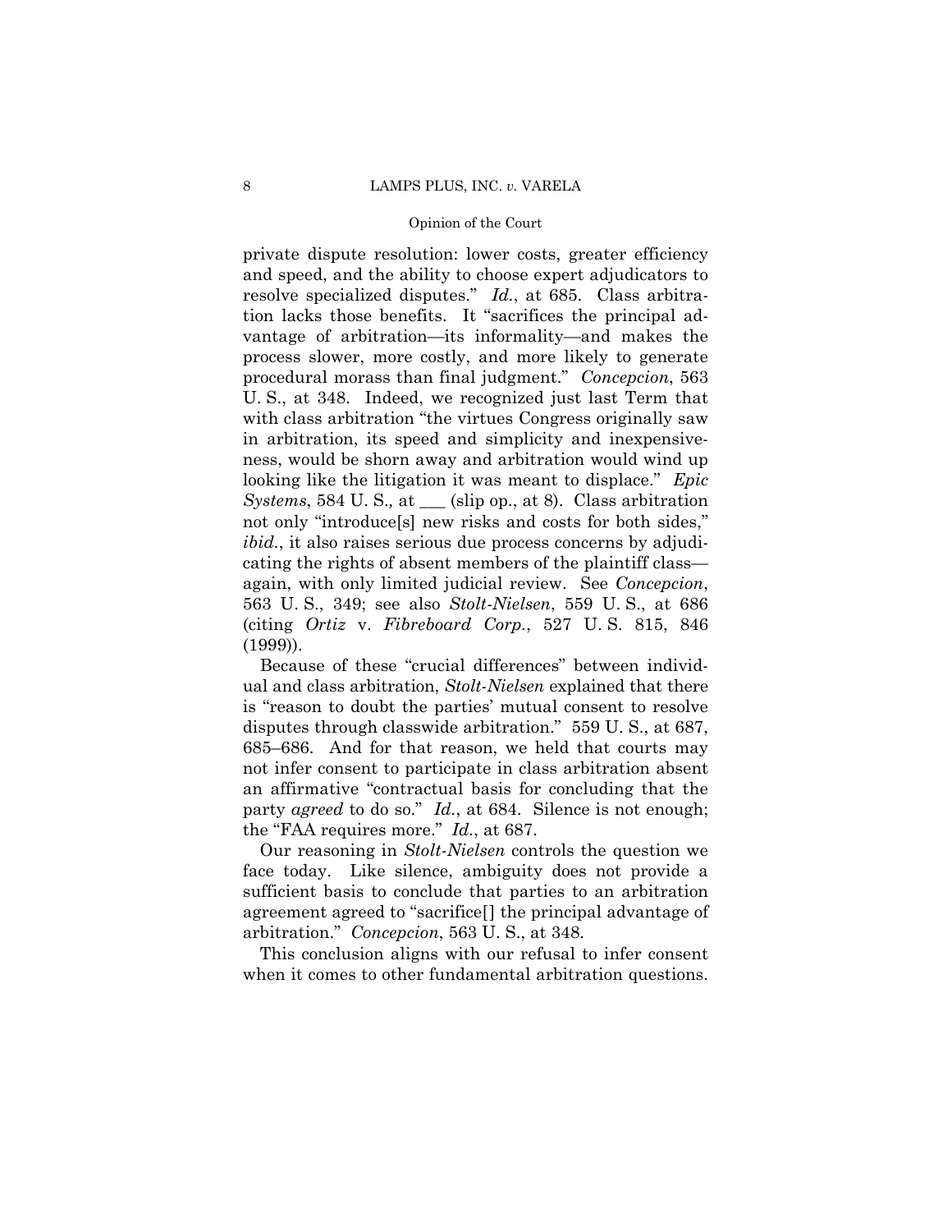private dispute resolution: lower costs, greater efficiency and speed, and the ability to choose expert adjudicators to resolve specialized disputes." *Id.*, at 685. Class arbitration lacks those benefits. It "sacrifices the principal advantage of arbitration—its informality—and makes the process slower, more costly, and more likely to generate procedural morass than final judgment." *Concepcion*, 563 U. S., at 348. Indeed, we recognized just last Term that with class arbitration "the virtues Congress originally saw in arbitration, its speed and simplicity and inexpensiveness, would be shorn away and arbitration would wind up looking like the litigation it was meant to displace." *Epic Systems*, 584 U. S., at ___ (slip op., at 8). Class arbitration not only "introduce[s] new risks and costs for both sides," *ibid.*, it also raises serious due process concerns by adjudicating the rights of absent members of the plaintiff class—again, with only limited judicial review. See *Concepcion*, 563 U. S., 349; see also *Stolt-Nielsen*, 559 U. S., at 686 (citing *Ortiz* v. *Fibreboard Corp.*, 527 U. S. 815, 846 (1999)).

Because of these "crucial differences" between individual and class arbitration, *Stolt-Nielsen* explained that there is "reason to doubt the parties' mutual consent to resolve disputes through classwide arbitration." 559 U. S., at 687, 685–686. And for that reason, we held that courts may not infer consent to participate in class arbitration absent an affirmative "contractual basis for concluding that the party *agreed* to do so." *Id.*, at 684. Silence is not enough; the "FAA requires more." *Id.*, at 687.

Our reasoning in *Stolt-Nielsen* controls the question we face today. Like silence, ambiguity does not provide a sufficient basis to conclude that parties to an arbitration agreement agreed to "sacrifice[] the principal advantage of arbitration." *Concepcion*, 563 U. S., at 348.

This conclusion aligns with our refusal to infer consent when it comes to other fundamental arbitration questions.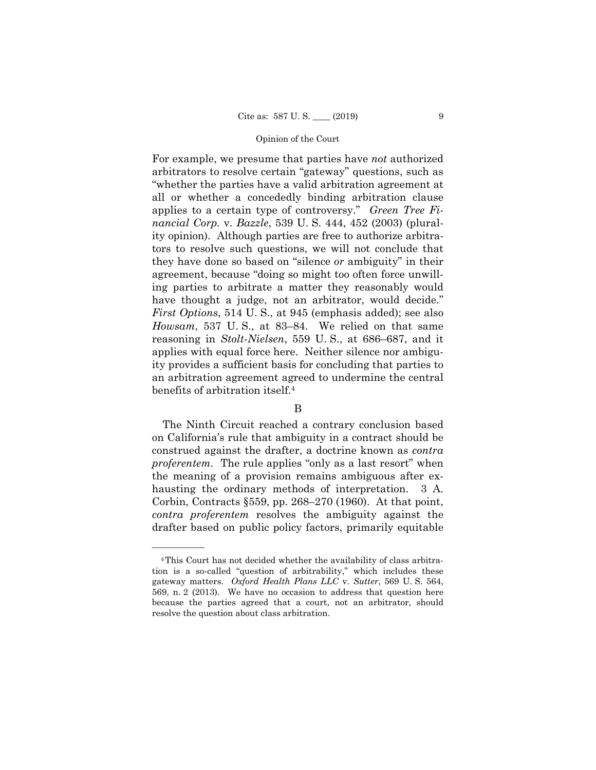For example, we presume that parties have *not* authorized arbitrators to resolve certain "gateway" questions, such as "whether the parties have a valid arbitration agreement at all or whether a concededly binding arbitration clause applies to a certain type of controversy." *Green Tree Financial Corp.* v. *Bazzle*, 539 U. S. 444, 452 (2003) (plurality opinion). Although parties are free to authorize arbitrators to resolve such questions, we will not conclude that they have done so based on "silence *or* ambiguity" in their agreement, because "doing so might too often force unwilling parties to arbitrate a matter they reasonably would have thought a judge, not an arbitrator, would decide." *First Options*, 514 U. S., at 945 (emphasis added); see also *Howsam*, 537 U. S., at 83–84. We relied on that same reasoning in *Stolt-Nielsen*, 559 U. S., at 686–687, and it applies with equal force here. Neither silence nor ambiguity provides a sufficient basis for concluding that parties to an arbitration agreement agreed to undermine the central benefits of arbitration itself.[4]

B

The Ninth Circuit reached a contrary conclusion based on California's rule that ambiguity in a contract should be construed against the drafter, a doctrine known as *contra proferentem*. The rule applies "only as a last resort" when the meaning of a provision remains ambiguous after exhausting the ordinary methods of interpretation. 3 A. Corbin, Contracts §559, pp. 268–270 (1960). At that point, *contra proferentem* resolves the ambiguity against the drafter based on public policy factors, primarily equitable

---

[4] This Court has not decided whether the availability of class arbitration is a so-called "question of arbitrability," which includes these gateway matters. *Oxford Health Plans LLC* v. *Sutter*, 569 U. S. 564, 569, n. 2 (2013). We have no occasion to address that question here because the parties agreed that a court, not an arbitrator, should resolve the question about class arbitration.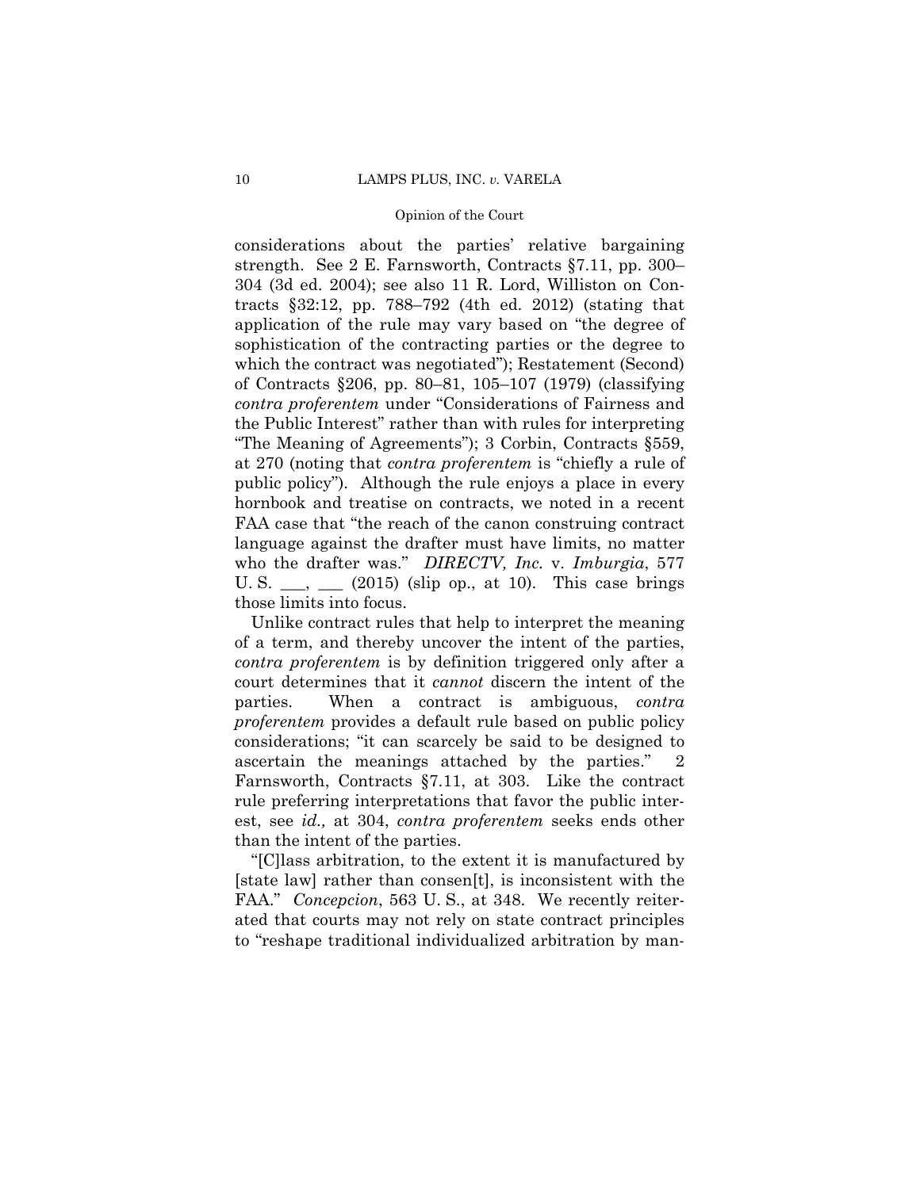considerations about the parties' relative bargaining strength. See 2 E. Farnsworth, Contracts §7.11, pp. 300–304 (3d ed. 2004); see also 11 R. Lord, Williston on Contracts §32:12, pp. 788–792 (4th ed. 2012) (stating that application of the rule may vary based on "the degree of sophistication of the contracting parties or the degree to which the contract was negotiated"); Restatement (Second) of Contracts §206, pp. 80–81, 105–107 (1979) (classifying *contra proferentem* under "Considerations of Fairness and the Public Interest" rather than with rules for interpreting "The Meaning of Agreements"); 3 Corbin, Contracts §559, at 270 (noting that *contra proferentem* is "chiefly a rule of public policy"). Although the rule enjoys a place in every hornbook and treatise on contracts, we noted in a recent FAA case that "the reach of the canon construing contract language against the drafter must have limits, no matter who the drafter was." *DIRECTV, Inc.* v. *Imburgia*, 577 U. S. ___, ___ (2015) (slip op., at 10). This case brings those limits into focus.

Unlike contract rules that help to interpret the meaning of a term, and thereby uncover the intent of the parties, *contra proferentem* is by definition triggered only after a court determines that it *cannot* discern the intent of the parties. When a contract is ambiguous, *contra proferentem* provides a default rule based on public policy considerations; "it can scarcely be said to be designed to ascertain the meanings attached by the parties." 2 Farnsworth, Contracts §7.11, at 303. Like the contract rule preferring interpretations that favor the public interest, see *id.,* at 304, *contra proferentem* seeks ends other than the intent of the parties.

"[C]lass arbitration, to the extent it is manufactured by [state law] rather than consen[t], is inconsistent with the FAA." *Concepcion*, 563 U. S., at 348. We recently reiterated that courts may not rely on state contract principles to "reshape traditional individualized arbitration by man-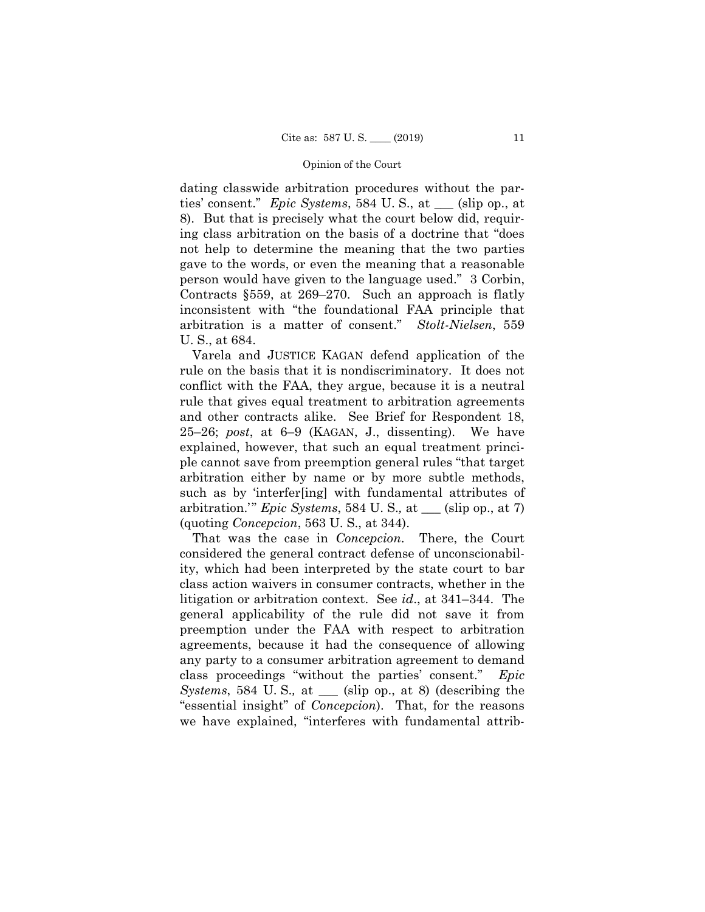dating classwide arbitration procedures without the parties' consent." *Epic Systems*, 584 U. S., at ___ (slip op., at 8). But that is precisely what the court below did, requiring class arbitration on the basis of a doctrine that "does not help to determine the meaning that the two parties gave to the words, or even the meaning that a reasonable person would have given to the language used." 3 Corbin, Contracts §559, at 269–270. Such an approach is flatly inconsistent with "the foundational FAA principle that arbitration is a matter of consent." *Stolt-Nielsen*, 559 U. S., at 684.

Varela and JUSTICE KAGAN defend application of the rule on the basis that it is nondiscriminatory. It does not conflict with the FAA, they argue, because it is a neutral rule that gives equal treatment to arbitration agreements and other contracts alike. See Brief for Respondent 18, 25–26; *post*, at 6–9 (KAGAN, J., dissenting). We have explained, however, that such an equal treatment principle cannot save from preemption general rules "that target arbitration either by name or by more subtle methods, such as by 'interfer[ing] with fundamental attributes of arbitration.'" *Epic Systems*, 584 U. S., at ___ (slip op., at 7) (quoting *Concepcion*, 563 U. S., at 344).

That was the case in *Concepcion*. There, the Court considered the general contract defense of unconscionability, which had been interpreted by the state court to bar class action waivers in consumer contracts, whether in the litigation or arbitration context. See *id*., at 341–344. The general applicability of the rule did not save it from preemption under the FAA with respect to arbitration agreements, because it had the consequence of allowing any party to a consumer arbitration agreement to demand class proceedings "without the parties' consent." *Epic Systems*, 584 U. S., at ___ (slip op., at 8) (describing the "essential insight" of *Concepcion*). That, for the reasons we have explained, "interferes with fundamental attrib-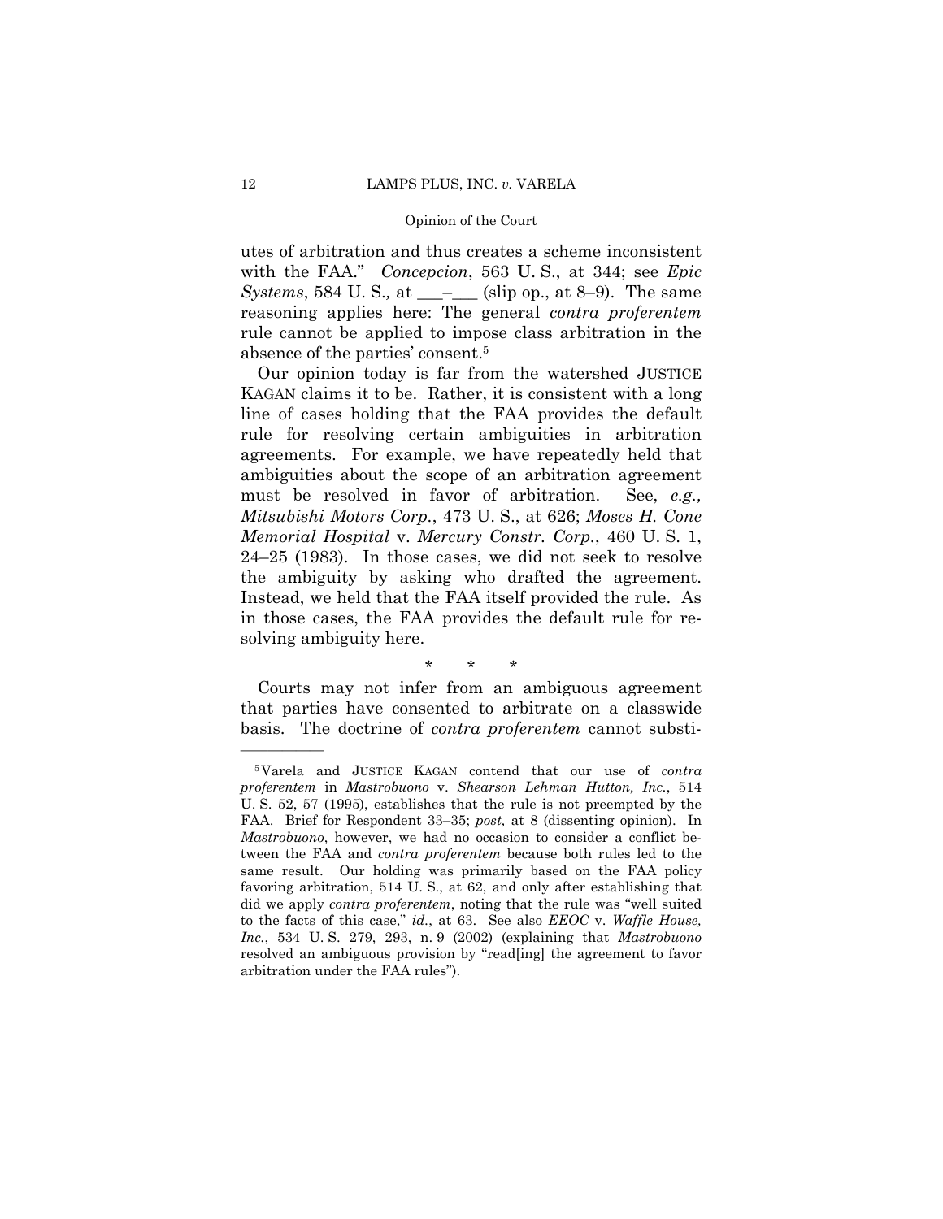utes of arbitration and thus creates a scheme inconsistent with the FAA." *Concepcion*, 563 U. S., at 344; see *Epic Systems*, 584 U. S., at ___–___ (slip op., at 8–9). The same reasoning applies here: The general *contra proferentem* rule cannot be applied to impose class arbitration in the absence of the parties' consent.[5]

Our opinion today is far from the watershed JUSTICE KAGAN claims it to be. Rather, it is consistent with a long line of cases holding that the FAA provides the default rule for resolving certain ambiguities in arbitration agreements. For example, we have repeatedly held that ambiguities about the scope of an arbitration agreement must be resolved in favor of arbitration. See, *e.g., Mitsubishi Motors Corp.*, 473 U. S., at 626; *Moses H. Cone Memorial Hospital* v. *Mercury Constr. Corp.*, 460 U. S. 1, 24–25 (1983). In those cases, we did not seek to resolve the ambiguity by asking who drafted the agreement. Instead, we held that the FAA itself provided the rule. As in those cases, the FAA provides the default rule for resolving ambiguity here.

\* \* \*

Courts may not infer from an ambiguous agreement that parties have consented to arbitrate on a classwide basis. The doctrine of *contra proferentem* cannot substi-

---

[5] Varela and JUSTICE KAGAN contend that our use of *contra proferentem* in *Mastrobuono* v. *Shearson Lehman Hutton, Inc.*, 514 U. S. 52, 57 (1995), establishes that the rule is not preempted by the FAA. Brief for Respondent 33–35; *post,* at 8 (dissenting opinion). In *Mastrobuono*, however, we had no occasion to consider a conflict between the FAA and *contra proferentem* because both rules led to the same result. Our holding was primarily based on the FAA policy favoring arbitration, 514 U. S., at 62, and only after establishing that did we apply *contra proferentem*, noting that the rule was "well suited to the facts of this case," *id.*, at 63. See also *EEOC* v. *Waffle House, Inc.*, 534 U. S. 279, 293, n. 9 (2002) (explaining that *Mastrobuono* resolved an ambiguous provision by "read[ing] the agreement to favor arbitration under the FAA rules").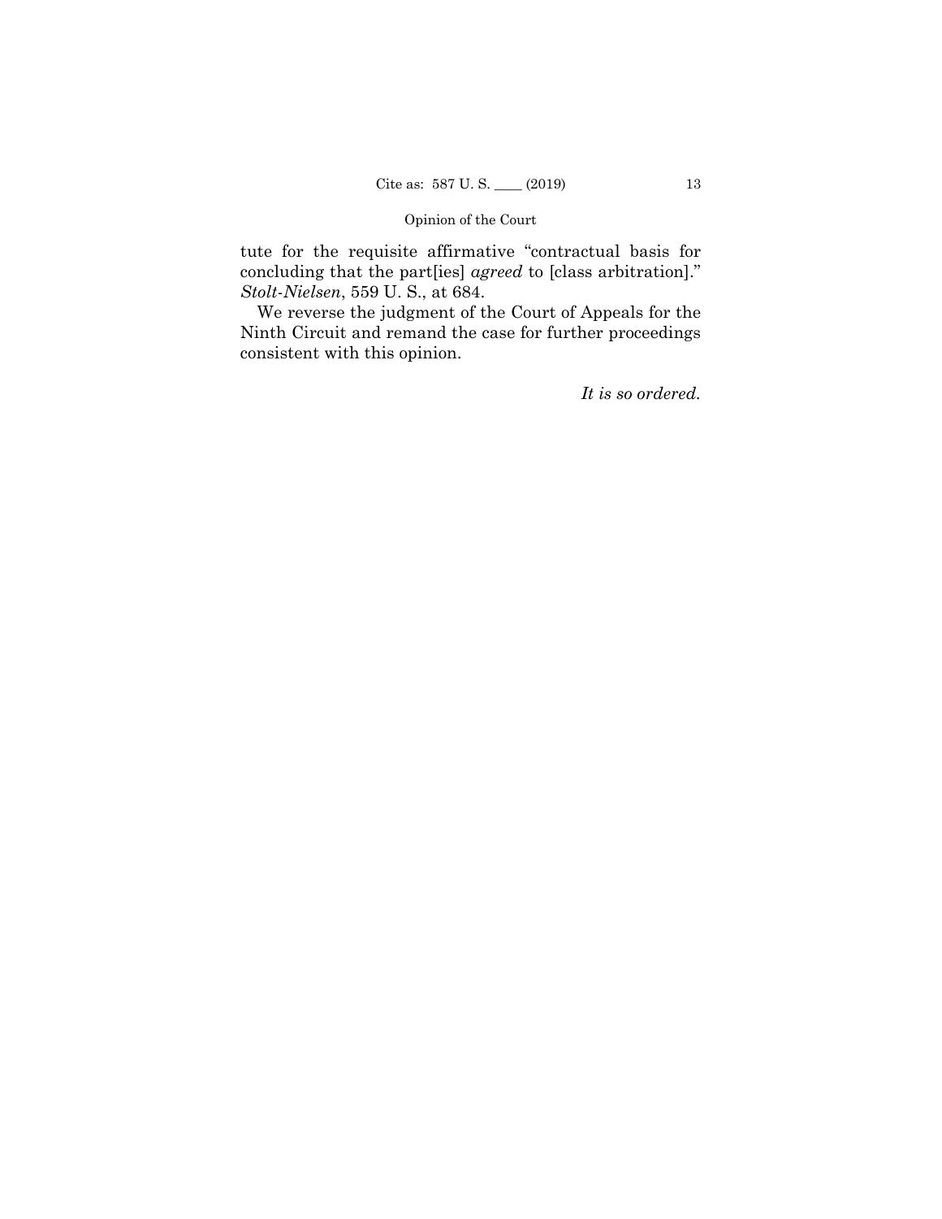tute for the requisite affirmative "contractual basis for concluding that the part[ies] *agreed* to [class arbitration]." *Stolt-Nielsen*, 559 U. S., at 684.

We reverse the judgment of the Court of Appeals for the Ninth Circuit and remand the case for further proceedings consistent with this opinion.

*It is so ordered.*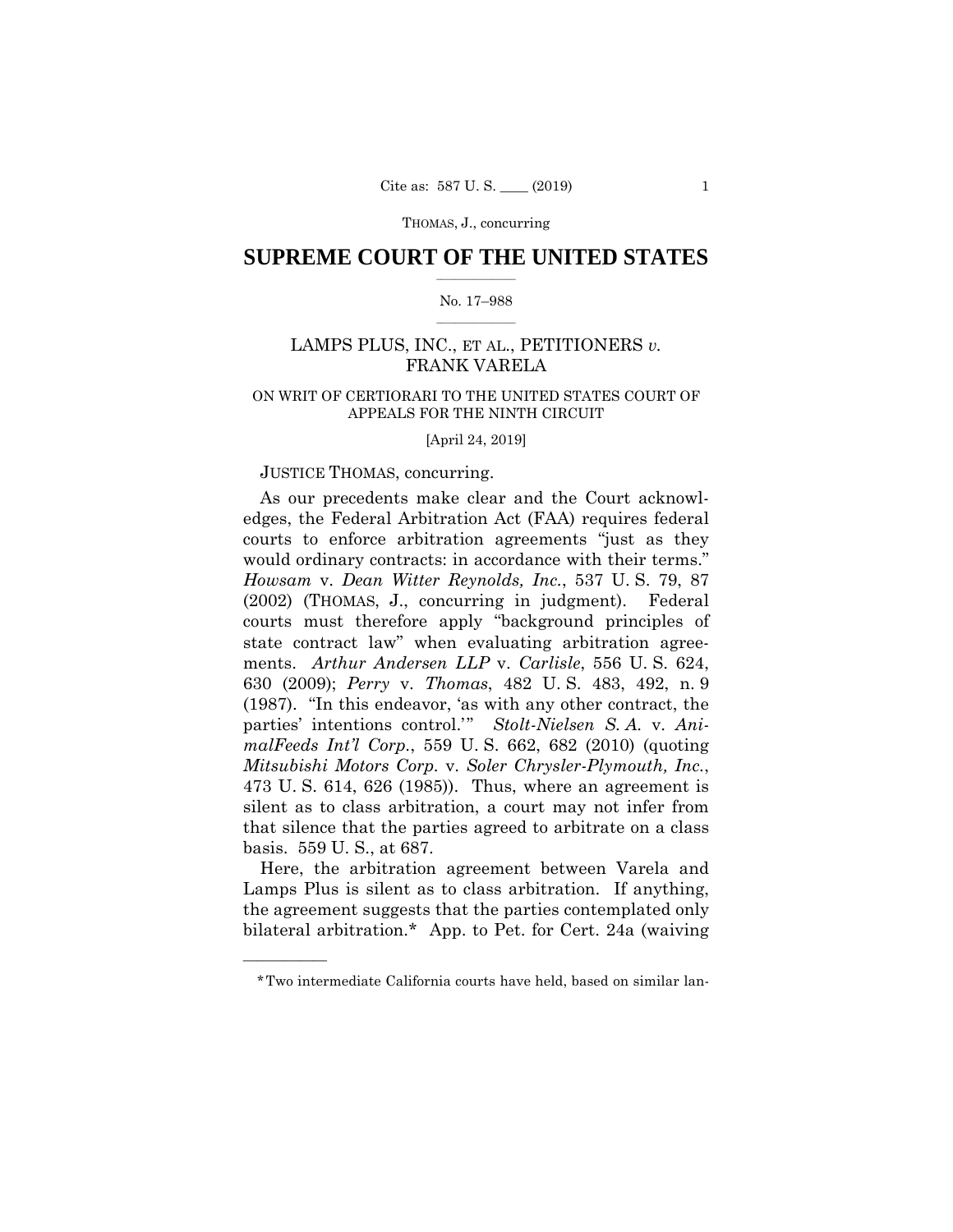THOMAS, J., concurring

# SUPREME COURT OF THE UNITED STATES

No. 17–988

LAMPS PLUS, INC., ET AL., PETITIONERS *v.* FRANK VARELA

ON WRIT OF CERTIORARI TO THE UNITED STATES COURT OF APPEALS FOR THE NINTH CIRCUIT

[April 24, 2019]

JUSTICE THOMAS, concurring.

As our precedents make clear and the Court acknowledges, the Federal Arbitration Act (FAA) requires federal courts to enforce arbitration agreements "just as they would ordinary contracts: in accordance with their terms." *Howsam* v. *Dean Witter Reynolds, Inc.*, 537 U. S. 79, 87 (2002) (THOMAS, J., concurring in judgment). Federal courts must therefore apply "background principles of state contract law" when evaluating arbitration agreements. *Arthur Andersen LLP* v. *Carlisle*, 556 U. S. 624, 630 (2009); *Perry* v. *Thomas*, 482 U. S. 483, 492, n. 9 (1987). "In this endeavor, 'as with any other contract, the parties' intentions control.'" *Stolt-Nielsen S. A.* v. *AnimalFeeds Int'l Corp.*, 559 U. S. 662, 682 (2010) (quoting *Mitsubishi Motors Corp.* v. *Soler Chrysler-Plymouth, Inc.*, 473 U. S. 614, 626 (1985)). Thus, where an agreement is silent as to class arbitration, a court may not infer from that silence that the parties agreed to arbitrate on a class basis. 559 U. S., at 687.

Here, the arbitration agreement between Varela and Lamps Plus is silent as to class arbitration. If anything, the agreement suggests that the parties contemplated only bilateral arbitration.* App. to Pet. for Cert. 24a (waiving

---

*Two intermediate California courts have held, based on similar lan-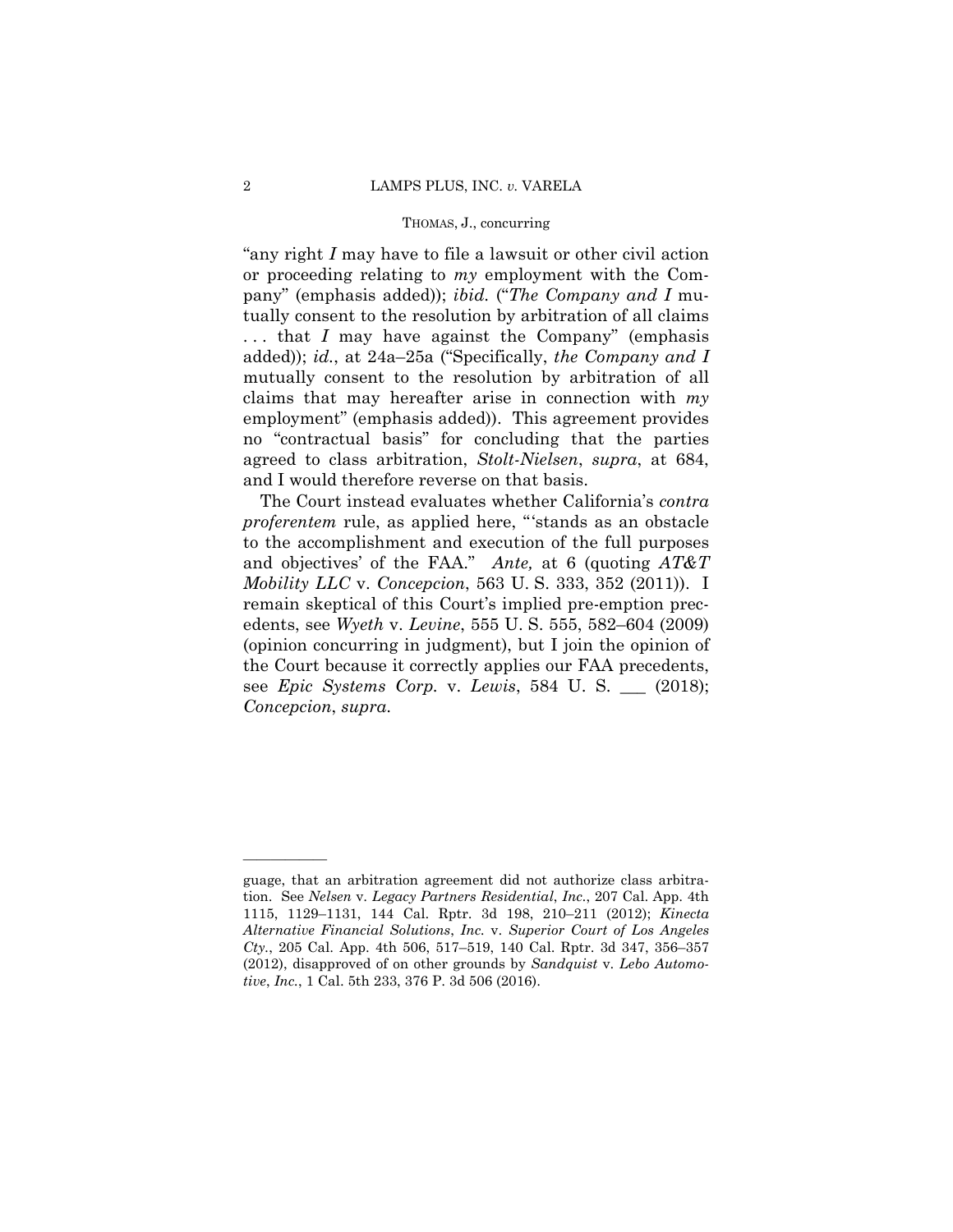"any right *I* may have to file a lawsuit or other civil action or proceeding relating to *my* employment with the Company" (emphasis added)); *ibid.* ("*The Company and I* mutually consent to the resolution by arbitration of all claims . . . that *I* may have against the Company" (emphasis added)); *id.*, at 24a–25a ("Specifically, *the Company and I* mutually consent to the resolution by arbitration of all claims that may hereafter arise in connection with *my* employment" (emphasis added)). This agreement provides no "contractual basis" for concluding that the parties agreed to class arbitration, *Stolt-Nielsen*, *supra*, at 684, and I would therefore reverse on that basis.

The Court instead evaluates whether California's *contra proferentem* rule, as applied here, "'stands as an obstacle to the accomplishment and execution of the full purposes and objectives' of the FAA." *Ante,* at 6 (quoting *AT&T Mobility LLC* v. *Concepcion*, 563 U. S. 333, 352 (2011)). I remain skeptical of this Court's implied pre-emption precedents, see *Wyeth* v. *Levine*, 555 U. S. 555, 582–604 (2009) (opinion concurring in judgment), but I join the opinion of the Court because it correctly applies our FAA precedents, see *Epic Systems Corp.* v. *Lewis*, 584 U. S. \_\_\_ (2018); *Concepcion*, *supra*.

———————

guage, that an arbitration agreement did not authorize class arbitration. See *Nelsen* v. *Legacy Partners Residential*, *Inc.*, 207 Cal. App. 4th 1115, 1129–1131, 144 Cal. Rptr. 3d 198, 210–211 (2012); *Kinecta Alternative Financial Solutions*, *Inc.* v. *Superior Court of Los Angeles Cty.*, 205 Cal. App. 4th 506, 517–519, 140 Cal. Rptr. 3d 347, 356–357 (2012), disapproved of on other grounds by *Sandquist* v. *Lebo Automotive*, *Inc.*, 1 Cal. 5th 233, 376 P. 3d 506 (2016).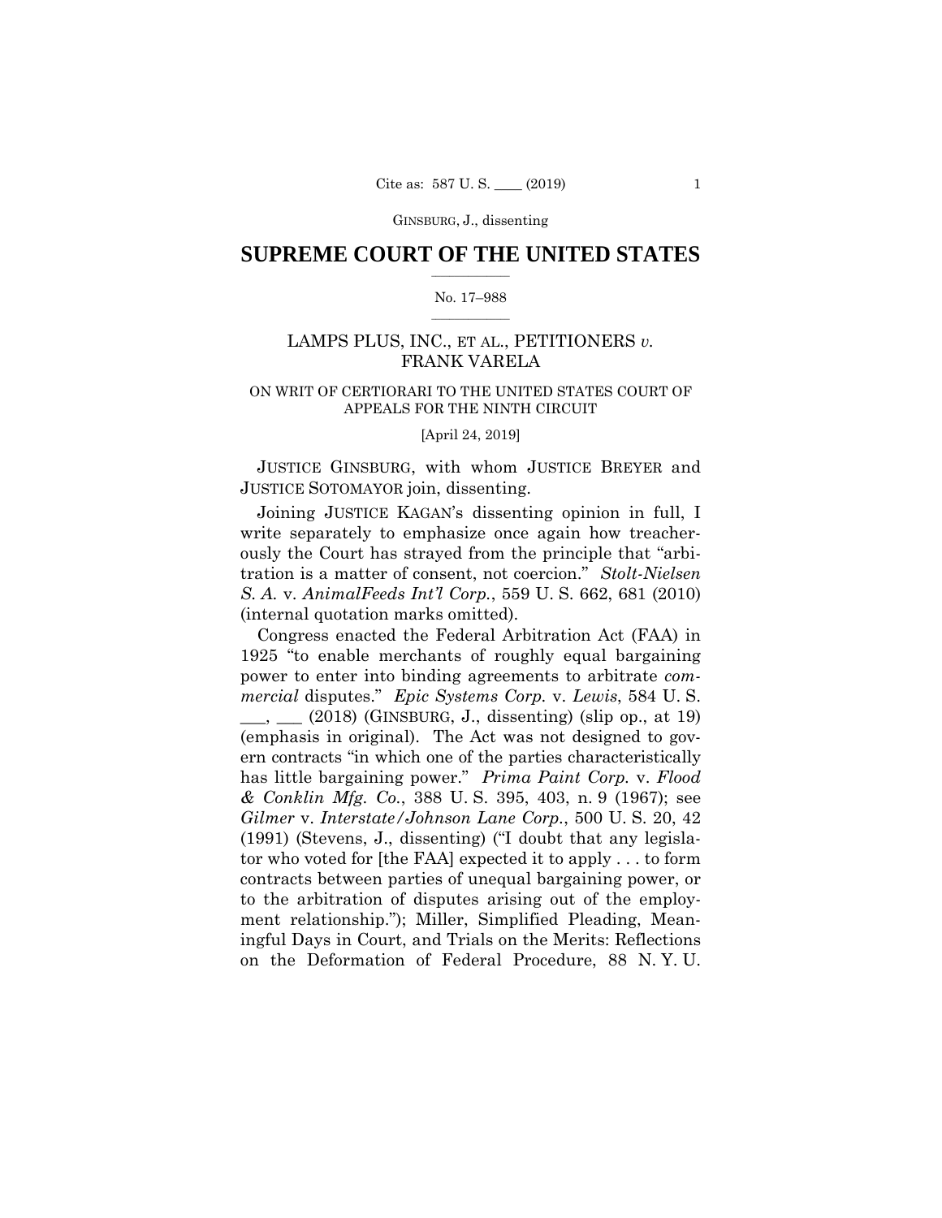# SUPREME COURT OF THE UNITED STATES

No. 17–988

LAMPS PLUS, INC., ET AL., PETITIONERS *v.* FRANK VARELA

ON WRIT OF CERTIORARI TO THE UNITED STATES COURT OF APPEALS FOR THE NINTH CIRCUIT

[April 24, 2019]

JUSTICE GINSBURG, with whom JUSTICE BREYER and JUSTICE SOTOMAYOR join, dissenting.

Joining JUSTICE KAGAN's dissenting opinion in full, I write separately to emphasize once again how treacherously the Court has strayed from the principle that "arbitration is a matter of consent, not coercion." *Stolt-Nielsen S. A.* v. *AnimalFeeds Int'l Corp.*, 559 U. S. 662, 681 (2010) (internal quotation marks omitted).

Congress enacted the Federal Arbitration Act (FAA) in 1925 "to enable merchants of roughly equal bargaining power to enter into binding agreements to arbitrate *commercial* disputes." *Epic Systems Corp.* v. *Lewis*, 584 U. S. \_\_\_, \_\_\_ (2018) (GINSBURG, J., dissenting) (slip op., at 19) (emphasis in original). The Act was not designed to govern contracts "in which one of the parties characteristically has little bargaining power." *Prima Paint Corp.* v. *Flood & Conklin Mfg. Co.*, 388 U. S. 395, 403, n. 9 (1967); see *Gilmer* v. *Interstate/Johnson Lane Corp.*, 500 U. S. 20, 42 (1991) (Stevens, J., dissenting) ("I doubt that any legislator who voted for [the FAA] expected it to apply . . . to form contracts between parties of unequal bargaining power, or to the arbitration of disputes arising out of the employment relationship."); Miller, Simplified Pleading, Meaningful Days in Court, and Trials on the Merits: Reflections on the Deformation of Federal Procedure, 88 N. Y. U.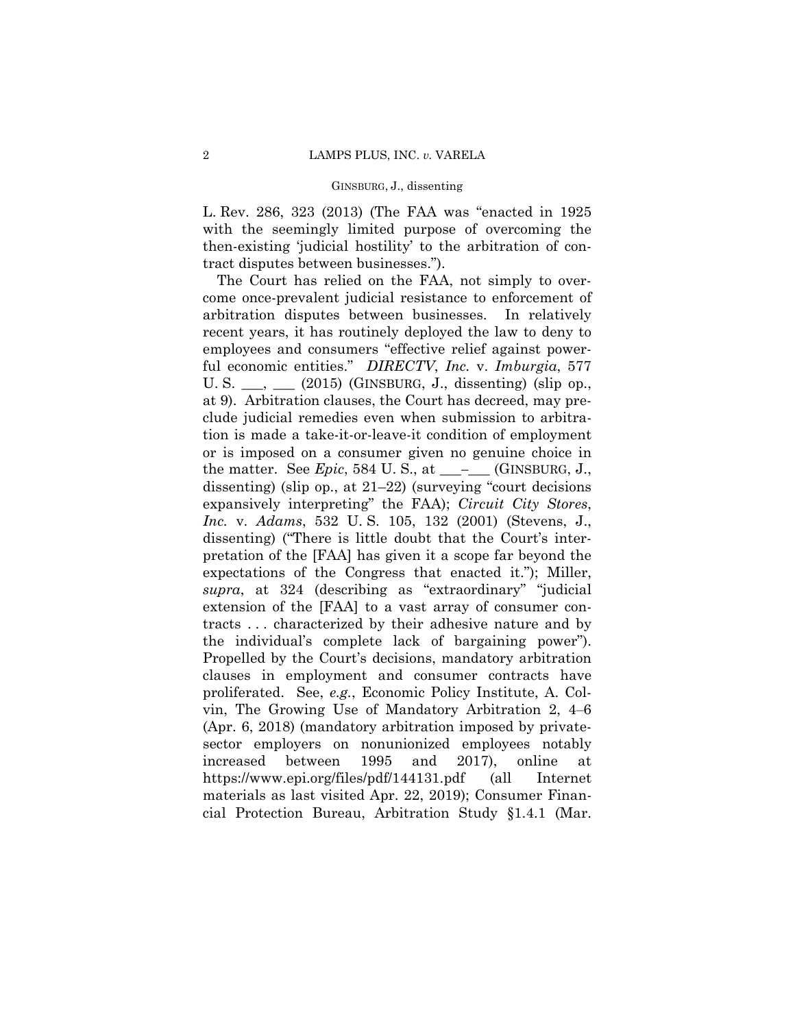L. Rev. 286, 323 (2013) (The FAA was "enacted in 1925 with the seemingly limited purpose of overcoming the then-existing 'judicial hostility' to the arbitration of contract disputes between businesses.").

The Court has relied on the FAA, not simply to overcome once-prevalent judicial resistance to enforcement of arbitration disputes between businesses. In relatively recent years, it has routinely deployed the law to deny to employees and consumers "effective relief against powerful economic entities." *DIRECTV, Inc.* v. *Imburgia*, 577 U. S. ___, ___ (2015) (GINSBURG, J., dissenting) (slip op., at 9). Arbitration clauses, the Court has decreed, may preclude judicial remedies even when submission to arbitration is made a take-it-or-leave-it condition of employment or is imposed on a consumer given no genuine choice in the matter. See *Epic*, 584 U. S., at ___–___ (GINSBURG, J., dissenting) (slip op., at 21–22) (surveying "court decisions expansively interpreting" the FAA); *Circuit City Stores, Inc.* v. *Adams*, 532 U. S. 105, 132 (2001) (Stevens, J., dissenting) ("There is little doubt that the Court's interpretation of the [FAA] has given it a scope far beyond the expectations of the Congress that enacted it."); Miller, *supra*, at 324 (describing as "extraordinary" "judicial extension of the [FAA] to a vast array of consumer contracts . . . characterized by their adhesive nature and by the individual's complete lack of bargaining power"). Propelled by the Court's decisions, mandatory arbitration clauses in employment and consumer contracts have proliferated. See, *e.g.*, Economic Policy Institute, A. Colvin, The Growing Use of Mandatory Arbitration 2, 4–6 (Apr. 6, 2018) (mandatory arbitration imposed by private-sector employers on nonunionized employees notably increased between 1995 and 2017), online at https://www.epi.org/files/pdf/144131.pdf (all Internet materials as last visited Apr. 22, 2019); Consumer Financial Protection Bureau, Arbitration Study §1.4.1 (Mar.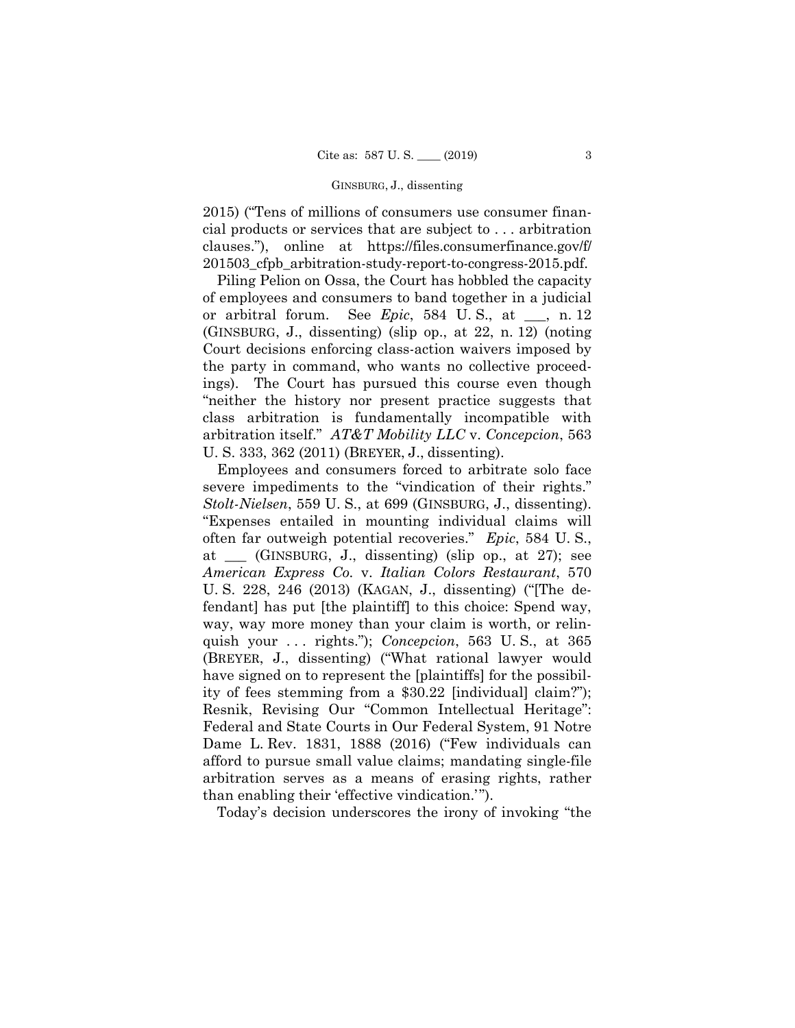2015) ("Tens of millions of consumers use consumer financial products or services that are subject to . . . arbitration clauses."), online at https://files.consumerfinance.gov/f/201503_cfpb_arbitration-study-report-to-congress-2015.pdf.

Piling Pelion on Ossa, the Court has hobbled the capacity of employees and consumers to band together in a judicial or arbitral forum. See *Epic*, 584 U. S., at ___, n. 12 (GINSBURG, J., dissenting) (slip op., at 22, n. 12) (noting Court decisions enforcing class-action waivers imposed by the party in command, who wants no collective proceedings). The Court has pursued this course even though "neither the history nor present practice suggests that class arbitration is fundamentally incompatible with arbitration itself." *AT&T Mobility LLC* v. *Concepcion*, 563 U. S. 333, 362 (2011) (BREYER, J., dissenting).

Employees and consumers forced to arbitrate solo face severe impediments to the "vindication of their rights." *Stolt-Nielsen*, 559 U. S., at 699 (GINSBURG, J., dissenting). "Expenses entailed in mounting individual claims will often far outweigh potential recoveries." *Epic*, 584 U. S., at ___ (GINSBURG, J., dissenting) (slip op., at 27); see *American Express Co.* v. *Italian Colors Restaurant*, 570 U. S. 228, 246 (2013) (KAGAN, J., dissenting) ("[The defendant] has put [the plaintiff] to this choice: Spend way, way, way more money than your claim is worth, or relinquish your . . . rights."); *Concepcion*, 563 U. S., at 365 (BREYER, J., dissenting) ("What rational lawyer would have signed on to represent the [plaintiffs] for the possibility of fees stemming from a $30.22 [individual] claim?"); Resnik, Revising Our "Common Intellectual Heritage": Federal and State Courts in Our Federal System, 91 Notre Dame L. Rev. 1831, 1888 (2016) ("Few individuals can afford to pursue small value claims; mandating single-file arbitration serves as a means of erasing rights, rather than enabling their 'effective vindication.'").

Today's decision underscores the irony of invoking "the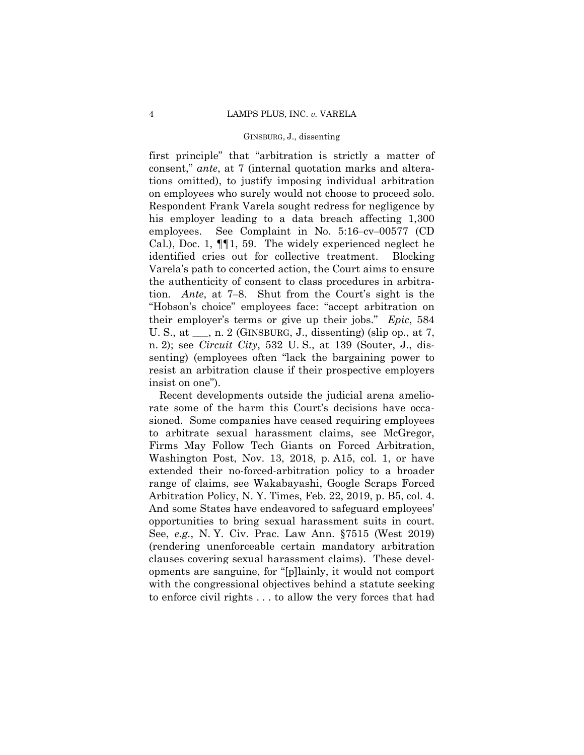first principle" that "arbitration is strictly a matter of consent," *ante*, at 7 (internal quotation marks and alterations omitted), to justify imposing individual arbitration on employees who surely would not choose to proceed solo. Respondent Frank Varela sought redress for negligence by his employer leading to a data breach affecting 1,300 employees. See Complaint in No. 5:16–cv–00577 (CD Cal.), Doc. 1, ¶¶1, 59. The widely experienced neglect he identified cries out for collective treatment. Blocking Varela's path to concerted action, the Court aims to ensure the authenticity of consent to class procedures in arbitration. *Ante*, at 7–8. Shut from the Court's sight is the "Hobson's choice" employees face: "accept arbitration on their employer's terms or give up their jobs." *Epic*, 584 U. S., at \_\_\_, n. 2 (GINSBURG, J., dissenting) (slip op., at 7, n. 2); see *Circuit City*, 532 U. S., at 139 (Souter, J., dissenting) (employees often "lack the bargaining power to resist an arbitration clause if their prospective employers insist on one").

Recent developments outside the judicial arena ameliorate some of the harm this Court's decisions have occasioned. Some companies have ceased requiring employees to arbitrate sexual harassment claims, see McGregor, Firms May Follow Tech Giants on Forced Arbitration, Washington Post, Nov. 13, 2018, p. A15, col. 1, or have extended their no-forced-arbitration policy to a broader range of claims, see Wakabayashi, Google Scraps Forced Arbitration Policy, N. Y. Times, Feb. 22, 2019, p. B5, col. 4. And some States have endeavored to safeguard employees' opportunities to bring sexual harassment suits in court. See, *e.g.*, N. Y. Civ. Prac. Law Ann. §7515 (West 2019) (rendering unenforceable certain mandatory arbitration clauses covering sexual harassment claims). These developments are sanguine, for "[p]lainly, it would not comport with the congressional objectives behind a statute seeking to enforce civil rights . . . to allow the very forces that had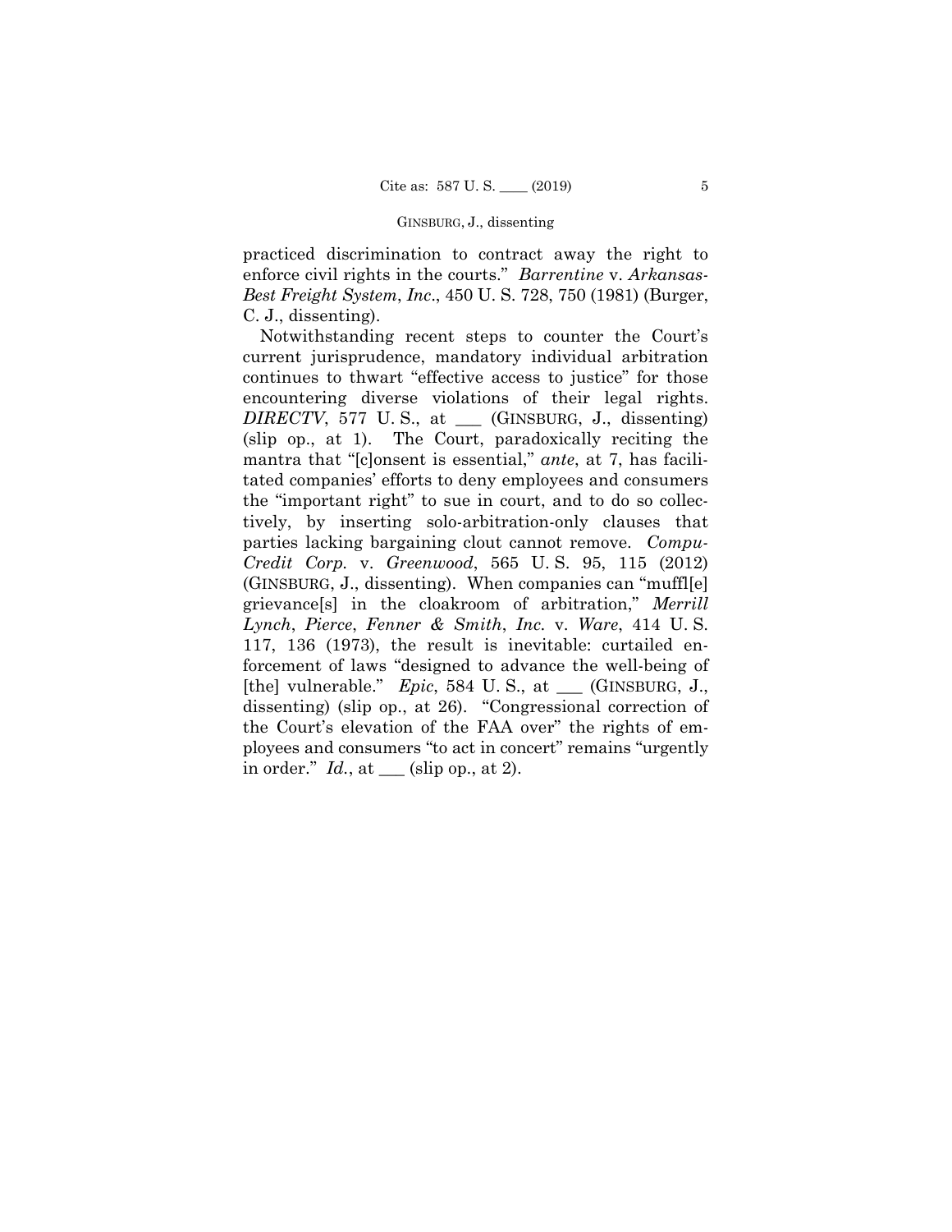practiced discrimination to contract away the right to enforce civil rights in the courts." *Barrentine* v. *Arkansas-Best Freight System*, *Inc*., 450 U. S. 728, 750 (1981) (Burger, C. J., dissenting).

Notwithstanding recent steps to counter the Court's current jurisprudence, mandatory individual arbitration continues to thwart "effective access to justice" for those encountering diverse violations of their legal rights. *DIRECTV*, 577 U. S., at ___ (GINSBURG, J., dissenting) (slip op., at 1). The Court, paradoxically reciting the mantra that "[c]onsent is essential," *ante*, at 7, has facilitated companies' efforts to deny employees and consumers the "important right" to sue in court, and to do so collectively, by inserting solo-arbitration-only clauses that parties lacking bargaining clout cannot remove. *CompuCredit Corp.* v. *Greenwood*, 565 U. S. 95, 115 (2012) (GINSBURG, J., dissenting). When companies can "muffl[e] grievance[s] in the cloakroom of arbitration," *Merrill Lynch*, *Pierce*, *Fenner & Smith*, *Inc.* v. *Ware*, 414 U. S. 117, 136 (1973), the result is inevitable: curtailed enforcement of laws "designed to advance the well-being of [the] vulnerable." *Epic*, 584 U. S., at ___ (GINSBURG, J., dissenting) (slip op., at 26). "Congressional correction of the Court's elevation of the FAA over" the rights of employees and consumers "to act in concert" remains "urgently in order." *Id.*, at ___ (slip op., at 2).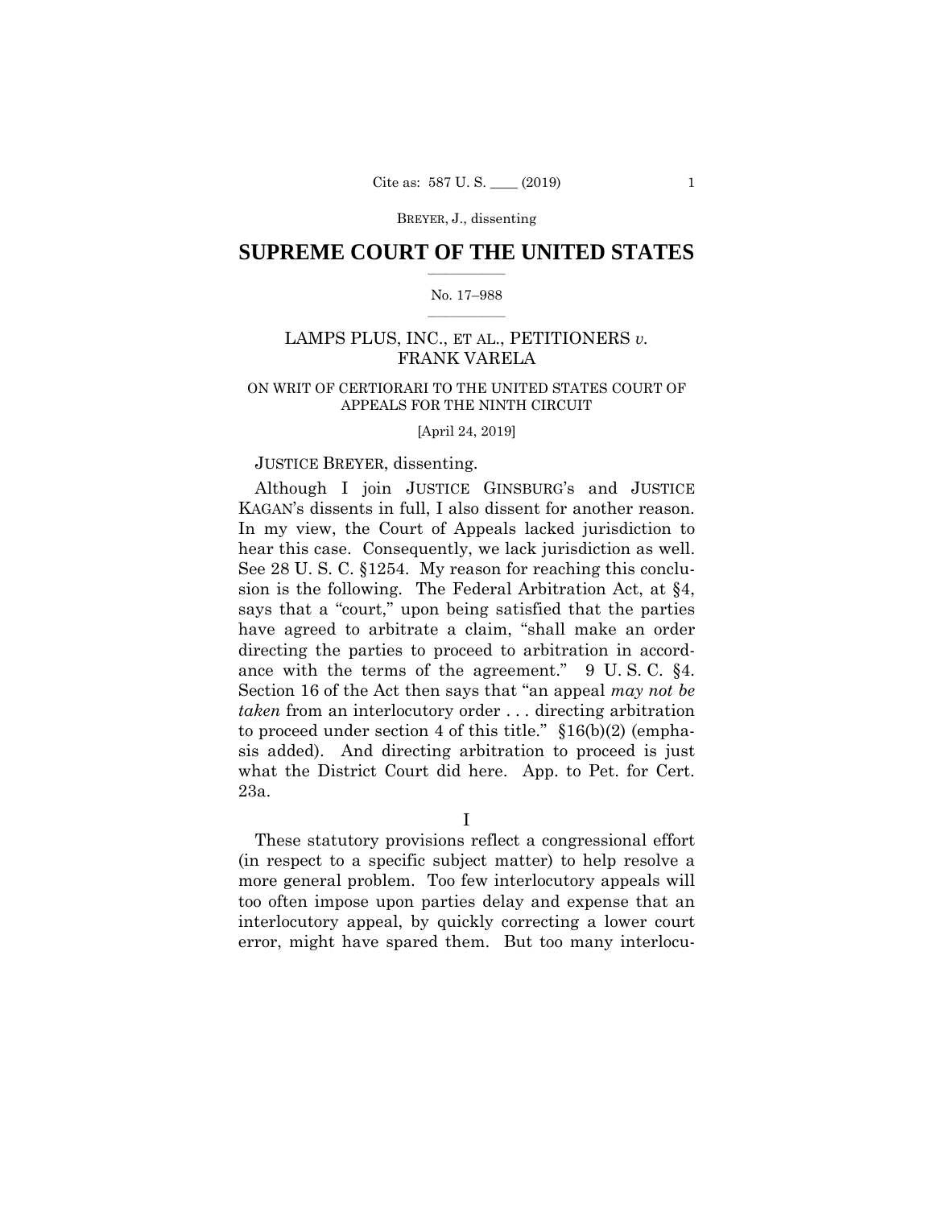## SUPREME COURT OF THE UNITED STATES

No. 17–988

LAMPS PLUS, INC., ET AL., PETITIONERS *v.* FRANK VARELA

ON WRIT OF CERTIORARI TO THE UNITED STATES COURT OF APPEALS FOR THE NINTH CIRCUIT

[April 24, 2019]

JUSTICE BREYER, dissenting.

Although I join JUSTICE GINSBURG's and JUSTICE KAGAN's dissents in full, I also dissent for another reason. In my view, the Court of Appeals lacked jurisdiction to hear this case. Consequently, we lack jurisdiction as well. See 28 U. S. C. §1254. My reason for reaching this conclusion is the following. The Federal Arbitration Act, at §4, says that a "court," upon being satisfied that the parties have agreed to arbitrate a claim, "shall make an order directing the parties to proceed to arbitration in accordance with the terms of the agreement." 9 U. S. C. §4. Section 16 of the Act then says that "an appeal *may not be taken* from an interlocutory order . . . directing arbitration to proceed under section 4 of this title." §16(b)(2) (emphasis added). And directing arbitration to proceed is just what the District Court did here. App. to Pet. for Cert. 23a.

I

These statutory provisions reflect a congressional effort (in respect to a specific subject matter) to help resolve a more general problem. Too few interlocutory appeals will too often impose upon parties delay and expense that an interlocutory appeal, by quickly correcting a lower court error, might have spared them. But too many interlocu-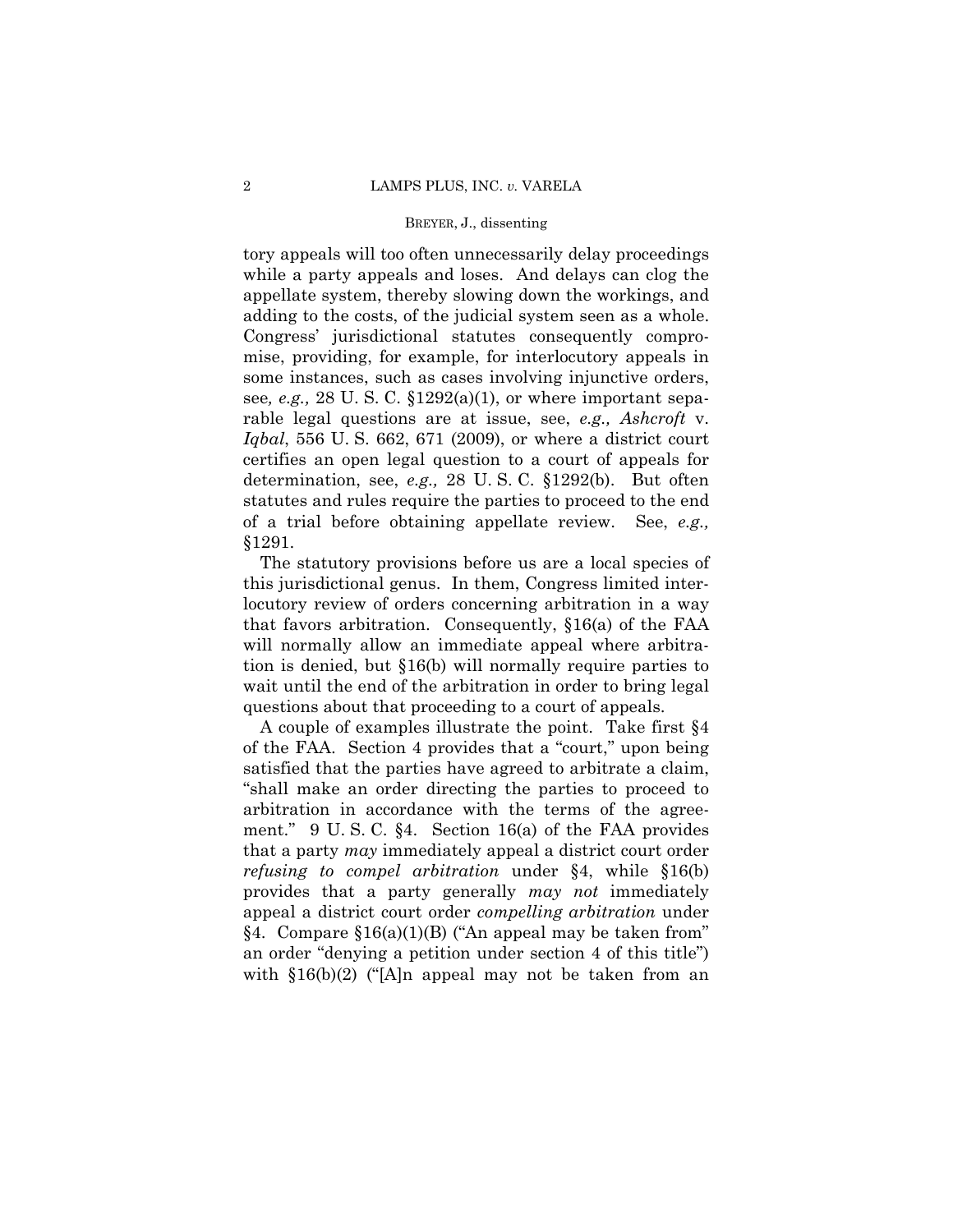tory appeals will too often unnecessarily delay proceedings while a party appeals and loses. And delays can clog the appellate system, thereby slowing down the workings, and adding to the costs, of the judicial system seen as a whole. Congress' jurisdictional statutes consequently compromise, providing, for example, for interlocutory appeals in some instances, such as cases involving injunctive orders, see*, e.g.,* 28 U. S. C. §1292(a)(1), or where important separable legal questions are at issue, see, *e.g., Ashcroft* v. *Iqbal*, 556 U. S. 662, 671 (2009), or where a district court certifies an open legal question to a court of appeals for determination, see, *e.g.,* 28 U. S. C. §1292(b). But often statutes and rules require the parties to proceed to the end of a trial before obtaining appellate review. See, *e.g.,* §1291.

The statutory provisions before us are a local species of this jurisdictional genus. In them, Congress limited interlocutory review of orders concerning arbitration in a way that favors arbitration. Consequently, §16(a) of the FAA will normally allow an immediate appeal where arbitration is denied, but §16(b) will normally require parties to wait until the end of the arbitration in order to bring legal questions about that proceeding to a court of appeals.

A couple of examples illustrate the point. Take first §4 of the FAA. Section 4 provides that a "court," upon being satisfied that the parties have agreed to arbitrate a claim, "shall make an order directing the parties to proceed to arbitration in accordance with the terms of the agreement." 9 U. S. C. §4. Section 16(a) of the FAA provides that a party *may* immediately appeal a district court order *refusing to compel arbitration* under §4, while §16(b) provides that a party generally *may not* immediately appeal a district court order *compelling arbitration* under §4. Compare §16(a)(1)(B) ("An appeal may be taken from" an order "denying a petition under section 4 of this title") with §16(b)(2) ("[A]n appeal may not be taken from an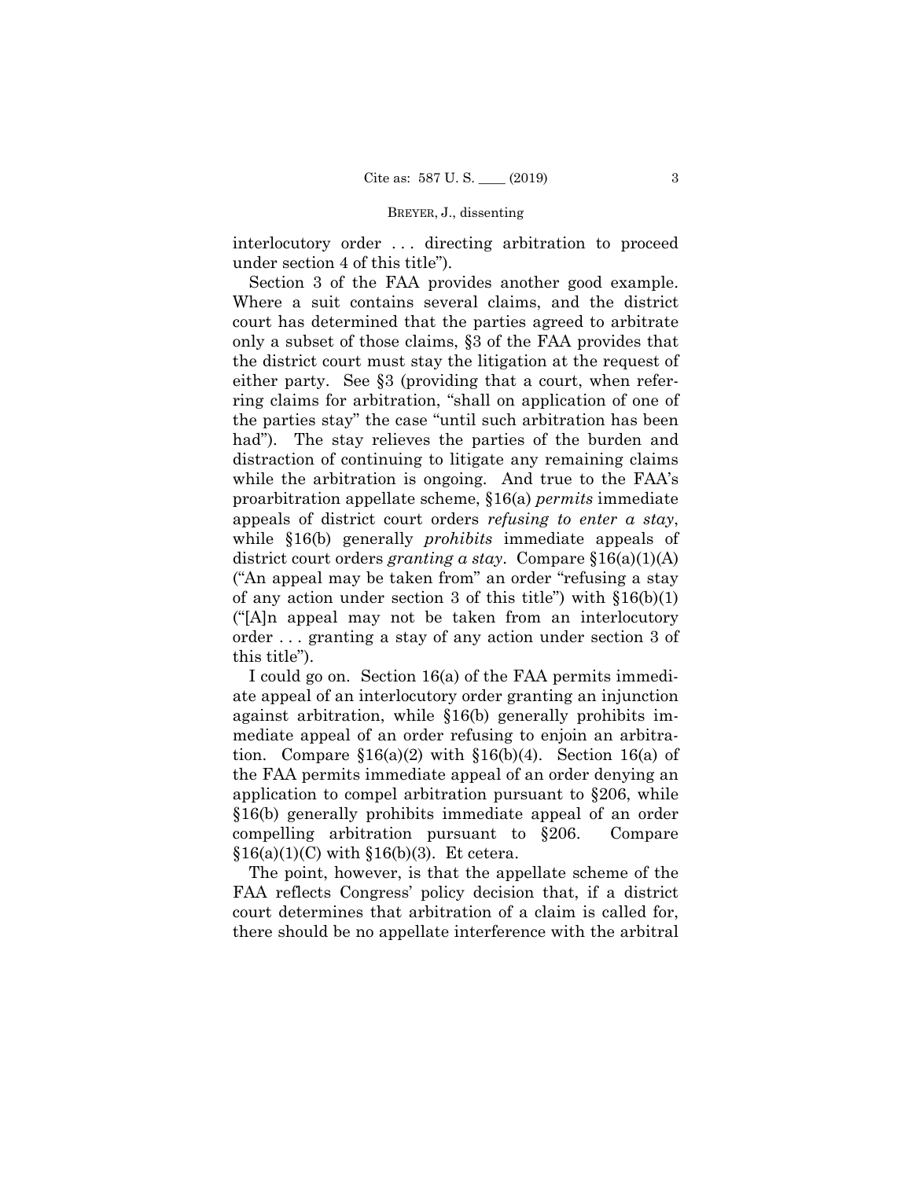interlocutory order . . . directing arbitration to proceed under section 4 of this title").

Section 3 of the FAA provides another good example. Where a suit contains several claims, and the district court has determined that the parties agreed to arbitrate only a subset of those claims, §3 of the FAA provides that the district court must stay the litigation at the request of either party. See §3 (providing that a court, when referring claims for arbitration, "shall on application of one of the parties stay" the case "until such arbitration has been had"). The stay relieves the parties of the burden and distraction of continuing to litigate any remaining claims while the arbitration is ongoing. And true to the FAA's proarbitration appellate scheme, §16(a) *permits* immediate appeals of district court orders *refusing to enter a stay*, while §16(b) generally *prohibits* immediate appeals of district court orders *granting a stay*. Compare §16(a)(1)(A) ("An appeal may be taken from" an order "refusing a stay of any action under section 3 of this title") with §16(b)(1) ("[A]n appeal may not be taken from an interlocutory order . . . granting a stay of any action under section 3 of this title").

I could go on. Section 16(a) of the FAA permits immediate appeal of an interlocutory order granting an injunction against arbitration, while §16(b) generally prohibits immediate appeal of an order refusing to enjoin an arbitration. Compare §16(a)(2) with §16(b)(4). Section 16(a) of the FAA permits immediate appeal of an order denying an application to compel arbitration pursuant to §206, while §16(b) generally prohibits immediate appeal of an order compelling arbitration pursuant to §206. Compare §16(a)(1)(C) with §16(b)(3). Et cetera.

The point, however, is that the appellate scheme of the FAA reflects Congress' policy decision that, if a district court determines that arbitration of a claim is called for, there should be no appellate interference with the arbitral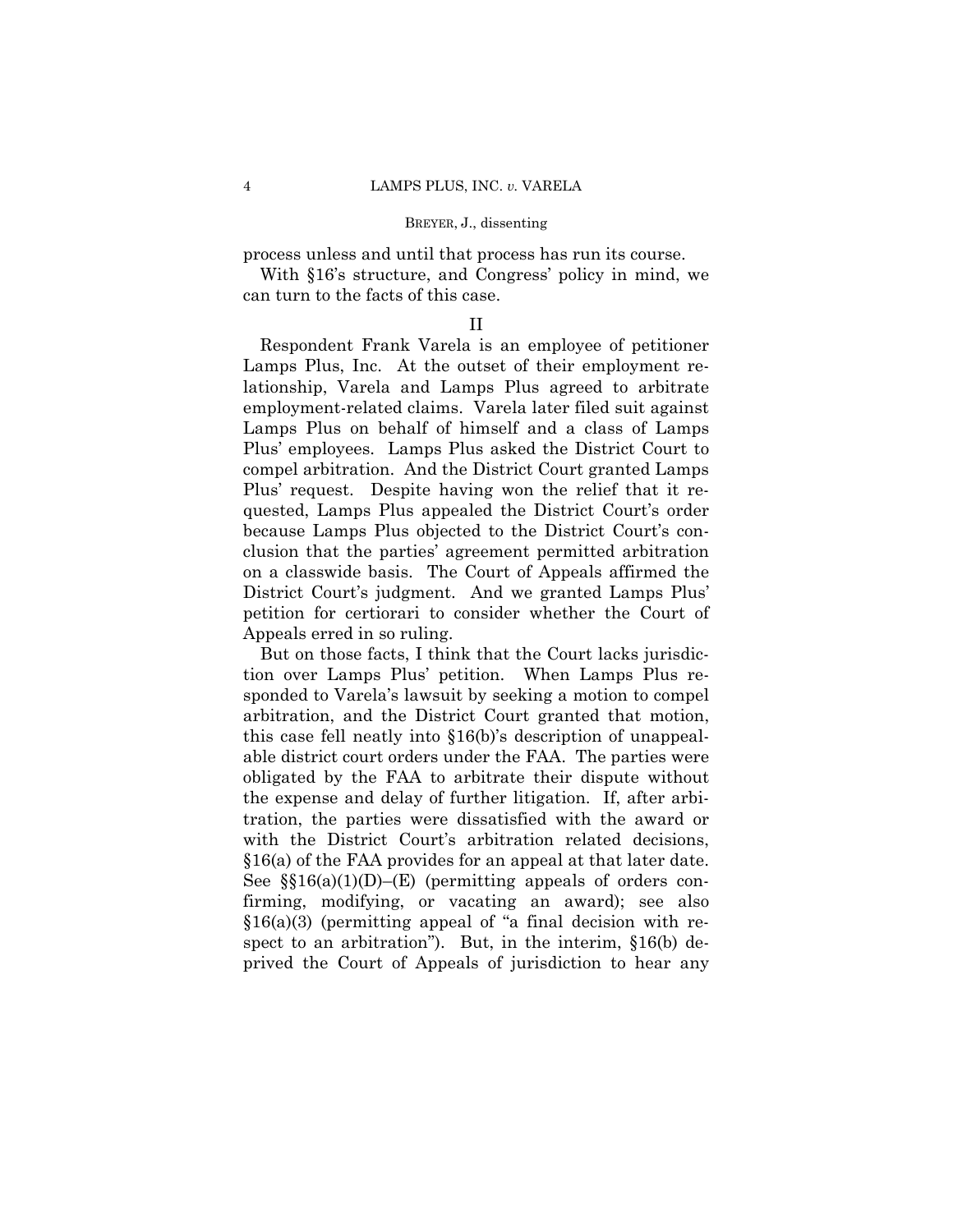process unless and until that process has run its course.

With §16's structure, and Congress' policy in mind, we can turn to the facts of this case.

II

Respondent Frank Varela is an employee of petitioner Lamps Plus, Inc. At the outset of their employment relationship, Varela and Lamps Plus agreed to arbitrate employment-related claims. Varela later filed suit against Lamps Plus on behalf of himself and a class of Lamps Plus' employees. Lamps Plus asked the District Court to compel arbitration. And the District Court granted Lamps Plus' request. Despite having won the relief that it requested, Lamps Plus appealed the District Court's order because Lamps Plus objected to the District Court's conclusion that the parties' agreement permitted arbitration on a classwide basis. The Court of Appeals affirmed the District Court's judgment. And we granted Lamps Plus' petition for certiorari to consider whether the Court of Appeals erred in so ruling.

But on those facts, I think that the Court lacks jurisdiction over Lamps Plus' petition. When Lamps Plus responded to Varela's lawsuit by seeking a motion to compel arbitration, and the District Court granted that motion, this case fell neatly into §16(b)'s description of unappealable district court orders under the FAA. The parties were obligated by the FAA to arbitrate their dispute without the expense and delay of further litigation. If, after arbitration, the parties were dissatisfied with the award or with the District Court's arbitration related decisions, §16(a) of the FAA provides for an appeal at that later date. See §§16(a)(1)(D)–(E) (permitting appeals of orders confirming, modifying, or vacating an award); see also §16(a)(3) (permitting appeal of "a final decision with respect to an arbitration"). But, in the interim, §16(b) deprived the Court of Appeals of jurisdiction to hear any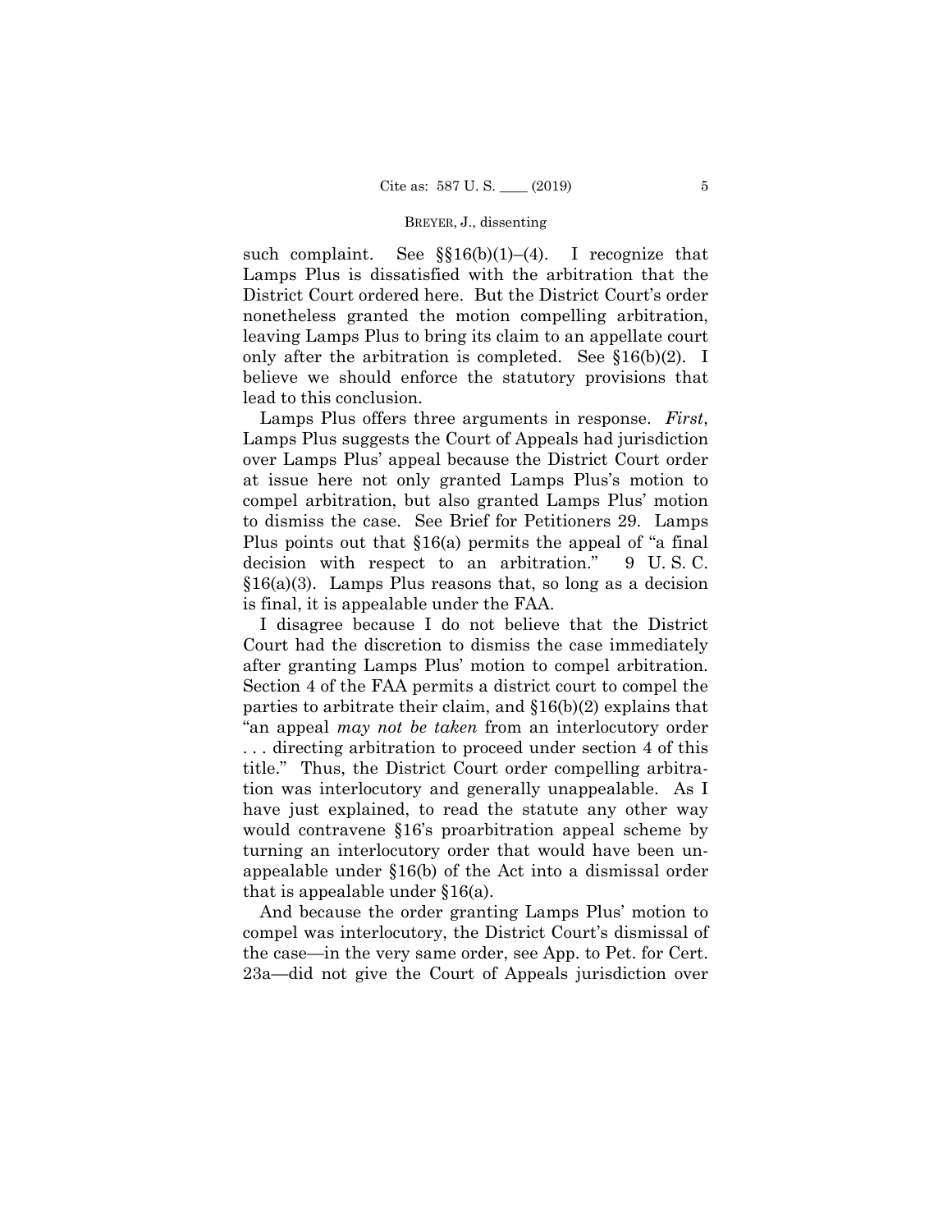such complaint. See §§16(b)(1)–(4). I recognize that Lamps Plus is dissatisfied with the arbitration that the District Court ordered here. But the District Court's order nonetheless granted the motion compelling arbitration, leaving Lamps Plus to bring its claim to an appellate court only after the arbitration is completed. See §16(b)(2). I believe we should enforce the statutory provisions that lead to this conclusion.

Lamps Plus offers three arguments in response. *First*, Lamps Plus suggests the Court of Appeals had jurisdiction over Lamps Plus' appeal because the District Court order at issue here not only granted Lamps Plus's motion to compel arbitration, but also granted Lamps Plus' motion to dismiss the case. See Brief for Petitioners 29. Lamps Plus points out that §16(a) permits the appeal of "a final decision with respect to an arbitration." 9 U. S. C. §16(a)(3). Lamps Plus reasons that, so long as a decision is final, it is appealable under the FAA.

I disagree because I do not believe that the District Court had the discretion to dismiss the case immediately after granting Lamps Plus' motion to compel arbitration. Section 4 of the FAA permits a district court to compel the parties to arbitrate their claim, and §16(b)(2) explains that "an appeal *may not be taken* from an interlocutory order . . . directing arbitration to proceed under section 4 of this title." Thus, the District Court order compelling arbitration was interlocutory and generally unappealable. As I have just explained, to read the statute any other way would contravene §16's proarbitration appeal scheme by turning an interlocutory order that would have been unappealable under §16(b) of the Act into a dismissal order that is appealable under §16(a).

And because the order granting Lamps Plus' motion to compel was interlocutory, the District Court's dismissal of the case—in the very same order, see App. to Pet. for Cert. 23a—did not give the Court of Appeals jurisdiction over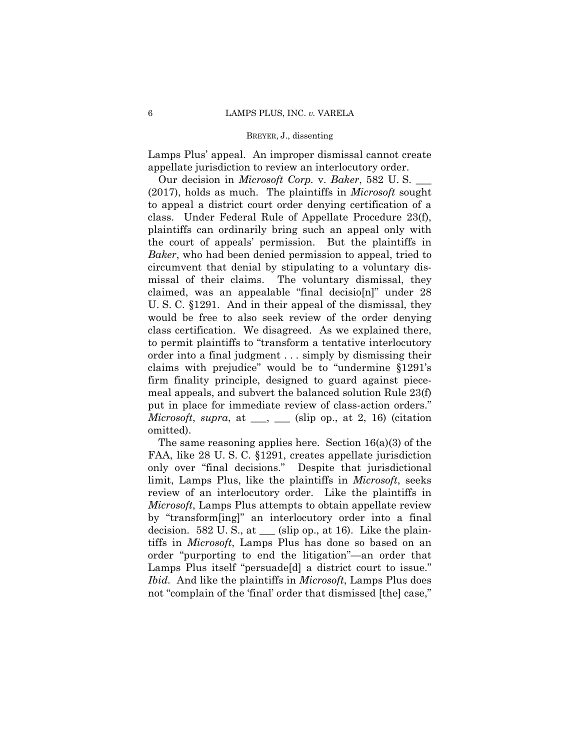Lamps Plus' appeal. An improper dismissal cannot create appellate jurisdiction to review an interlocutory order.

Our decision in *Microsoft Corp.* v. *Baker*, 582 U. S. ___ (2017), holds as much. The plaintiffs in *Microsoft* sought to appeal a district court order denying certification of a class. Under Federal Rule of Appellate Procedure 23(f), plaintiffs can ordinarily bring such an appeal only with the court of appeals' permission. But the plaintiffs in *Baker*, who had been denied permission to appeal, tried to circumvent that denial by stipulating to a voluntary dismissal of their claims. The voluntary dismissal, they claimed, was an appealable "final decisio[n]" under 28 U. S. C. §1291. And in their appeal of the dismissal, they would be free to also seek review of the order denying class certification. We disagreed. As we explained there, to permit plaintiffs to "transform a tentative interlocutory order into a final judgment . . . simply by dismissing their claims with prejudice" would be to "undermine §1291's firm finality principle, designed to guard against piecemeal appeals, and subvert the balanced solution Rule 23(f) put in place for immediate review of class-action orders." *Microsoft*, *supra*, at ___, ___ (slip op., at 2, 16) (citation omitted).

The same reasoning applies here. Section 16(a)(3) of the FAA, like 28 U. S. C. §1291, creates appellate jurisdiction only over "final decisions." Despite that jurisdictional limit, Lamps Plus, like the plaintiffs in *Microsoft*, seeks review of an interlocutory order. Like the plaintiffs in *Microsoft*, Lamps Plus attempts to obtain appellate review by "transform[ing]" an interlocutory order into a final decision. 582 U. S., at ___ (slip op., at 16). Like the plaintiffs in *Microsoft*, Lamps Plus has done so based on an order "purporting to end the litigation"—an order that Lamps Plus itself "persuade[d] a district court to issue." *Ibid.* And like the plaintiffs in *Microsoft*, Lamps Plus does not "complain of the 'final' order that dismissed [the] case,"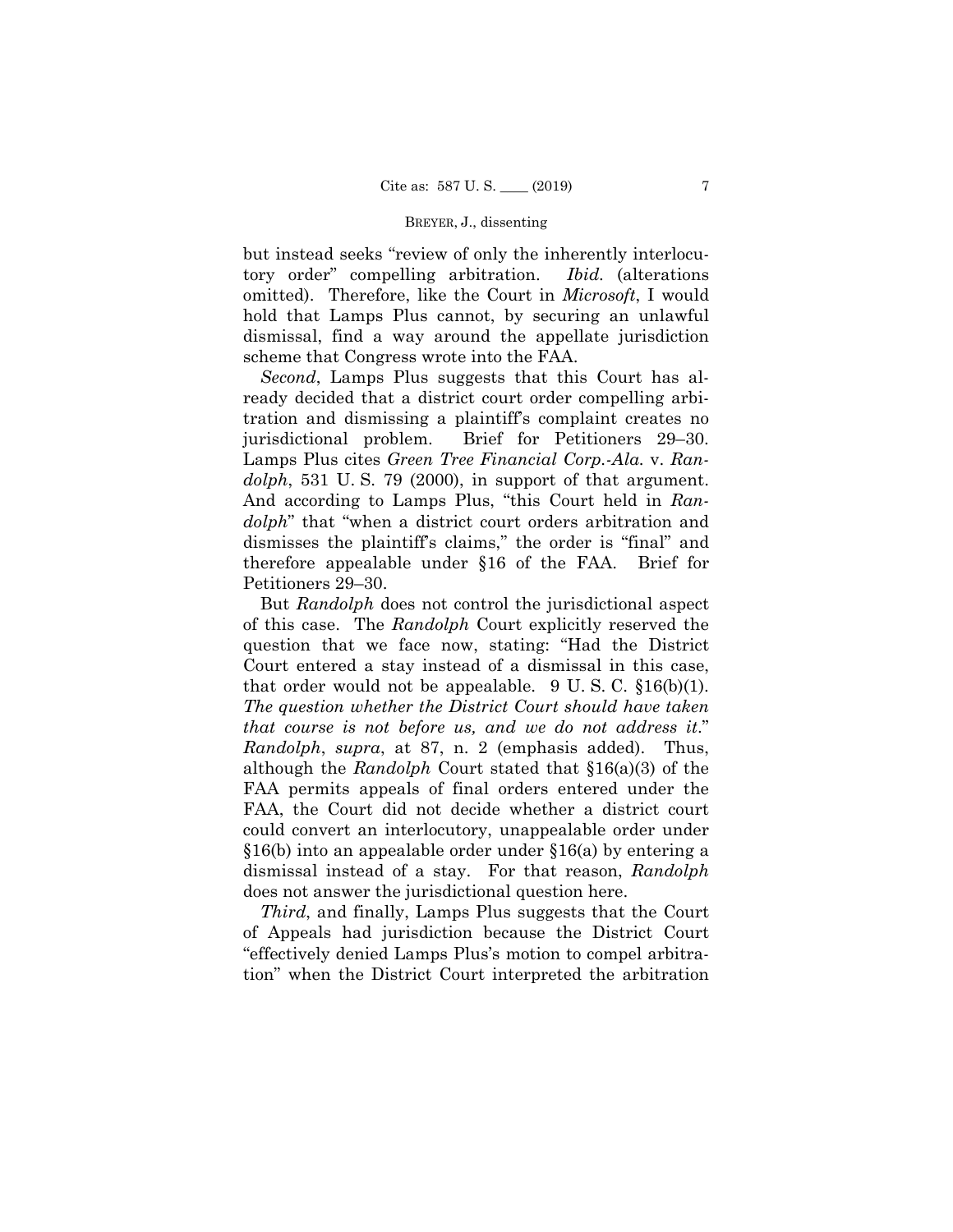but instead seeks "review of only the inherently interlocutory order" compelling arbitration. *Ibid.* (alterations omitted). Therefore, like the Court in *Microsoft*, I would hold that Lamps Plus cannot, by securing an unlawful dismissal, find a way around the appellate jurisdiction scheme that Congress wrote into the FAA.

*Second*, Lamps Plus suggests that this Court has already decided that a district court order compelling arbitration and dismissing a plaintiff's complaint creates no jurisdictional problem. Brief for Petitioners 29–30. Lamps Plus cites *Green Tree Financial Corp.-Ala.* v. *Randolph*, 531 U. S. 79 (2000), in support of that argument. And according to Lamps Plus, "this Court held in *Randolph*" that "when a district court orders arbitration and dismisses the plaintiff's claims," the order is "final" and therefore appealable under §16 of the FAA. Brief for Petitioners 29–30.

But *Randolph* does not control the jurisdictional aspect of this case. The *Randolph* Court explicitly reserved the question that we face now, stating: "Had the District Court entered a stay instead of a dismissal in this case, that order would not be appealable. 9 U. S. C. §16(b)(1). *The question whether the District Court should have taken that course is not before us, and we do not address it*." *Randolph*, *supra*, at 87, n. 2 (emphasis added). Thus, although the *Randolph* Court stated that §16(a)(3) of the FAA permits appeals of final orders entered under the FAA, the Court did not decide whether a district court could convert an interlocutory, unappealable order under §16(b) into an appealable order under §16(a) by entering a dismissal instead of a stay. For that reason, *Randolph* does not answer the jurisdictional question here.

*Third*, and finally, Lamps Plus suggests that the Court of Appeals had jurisdiction because the District Court "effectively denied Lamps Plus's motion to compel arbitration" when the District Court interpreted the arbitration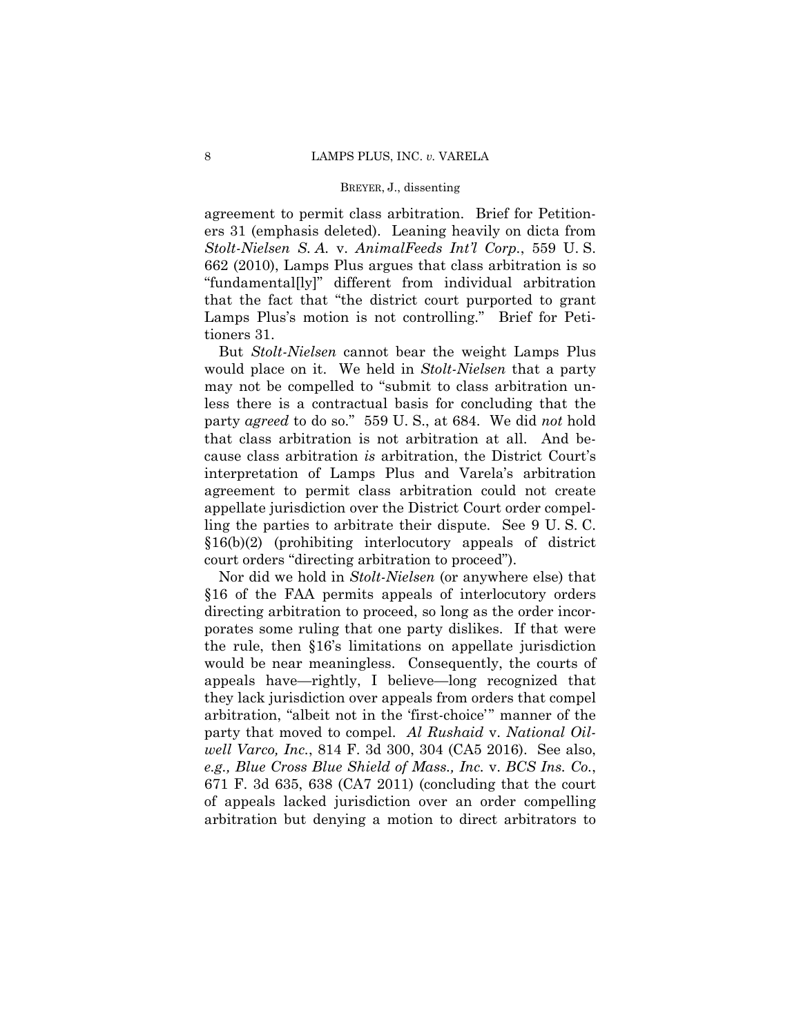agreement to permit class arbitration. Brief for Petitioners 31 (emphasis deleted). Leaning heavily on dicta from *Stolt-Nielsen S. A.* v. *AnimalFeeds Int'l Corp.*, 559 U. S. 662 (2010), Lamps Plus argues that class arbitration is so "fundamental[ly]" different from individual arbitration that the fact that "the district court purported to grant Lamps Plus's motion is not controlling." Brief for Petitioners 31.

But *Stolt-Nielsen* cannot bear the weight Lamps Plus would place on it. We held in *Stolt-Nielsen* that a party may not be compelled to "submit to class arbitration unless there is a contractual basis for concluding that the party *agreed* to do so." 559 U. S., at 684. We did *not* hold that class arbitration is not arbitration at all. And because class arbitration *is* arbitration, the District Court's interpretation of Lamps Plus and Varela's arbitration agreement to permit class arbitration could not create appellate jurisdiction over the District Court order compelling the parties to arbitrate their dispute. See 9 U. S. C. §16(b)(2) (prohibiting interlocutory appeals of district court orders "directing arbitration to proceed").

Nor did we hold in *Stolt-Nielsen* (or anywhere else) that §16 of the FAA permits appeals of interlocutory orders directing arbitration to proceed, so long as the order incorporates some ruling that one party dislikes. If that were the rule, then §16's limitations on appellate jurisdiction would be near meaningless. Consequently, the courts of appeals have—rightly, I believe—long recognized that they lack jurisdiction over appeals from orders that compel arbitration, "albeit not in the 'first-choice'" manner of the party that moved to compel. *Al Rushaid* v. *National Oilwell Varco, Inc.*, 814 F. 3d 300, 304 (CA5 2016). See also, *e.g., Blue Cross Blue Shield of Mass., Inc.* v. *BCS Ins. Co.*, 671 F. 3d 635, 638 (CA7 2011) (concluding that the court of appeals lacked jurisdiction over an order compelling arbitration but denying a motion to direct arbitrators to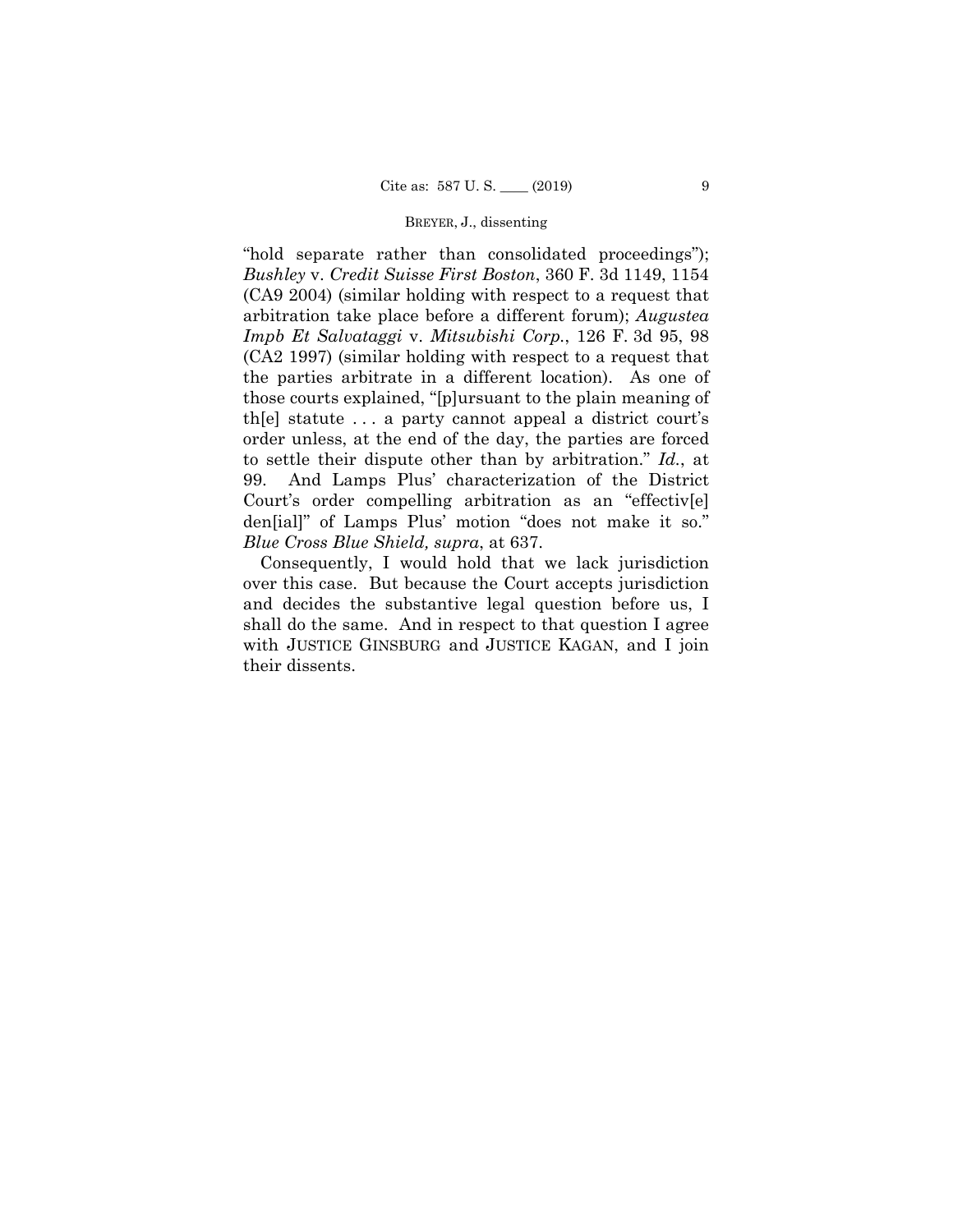"hold separate rather than consolidated proceedings"); *Bushley* v. *Credit Suisse First Boston*, 360 F. 3d 1149, 1154 (CA9 2004) (similar holding with respect to a request that arbitration take place before a different forum); *Augustea Impb Et Salvataggi* v. *Mitsubishi Corp.*, 126 F. 3d 95, 98 (CA2 1997) (similar holding with respect to a request that the parties arbitrate in a different location). As one of those courts explained, "[p]ursuant to the plain meaning of th[e] statute . . . a party cannot appeal a district court's order unless, at the end of the day, the parties are forced to settle their dispute other than by arbitration." *Id.*, at 99. And Lamps Plus' characterization of the District Court's order compelling arbitration as an "effectiv[e] den[ial]" of Lamps Plus' motion "does not make it so." *Blue Cross Blue Shield, supra*, at 637.

Consequently, I would hold that we lack jurisdiction over this case. But because the Court accepts jurisdiction and decides the substantive legal question before us, I shall do the same. And in respect to that question I agree with JUSTICE GINSBURG and JUSTICE KAGAN, and I join their dissents.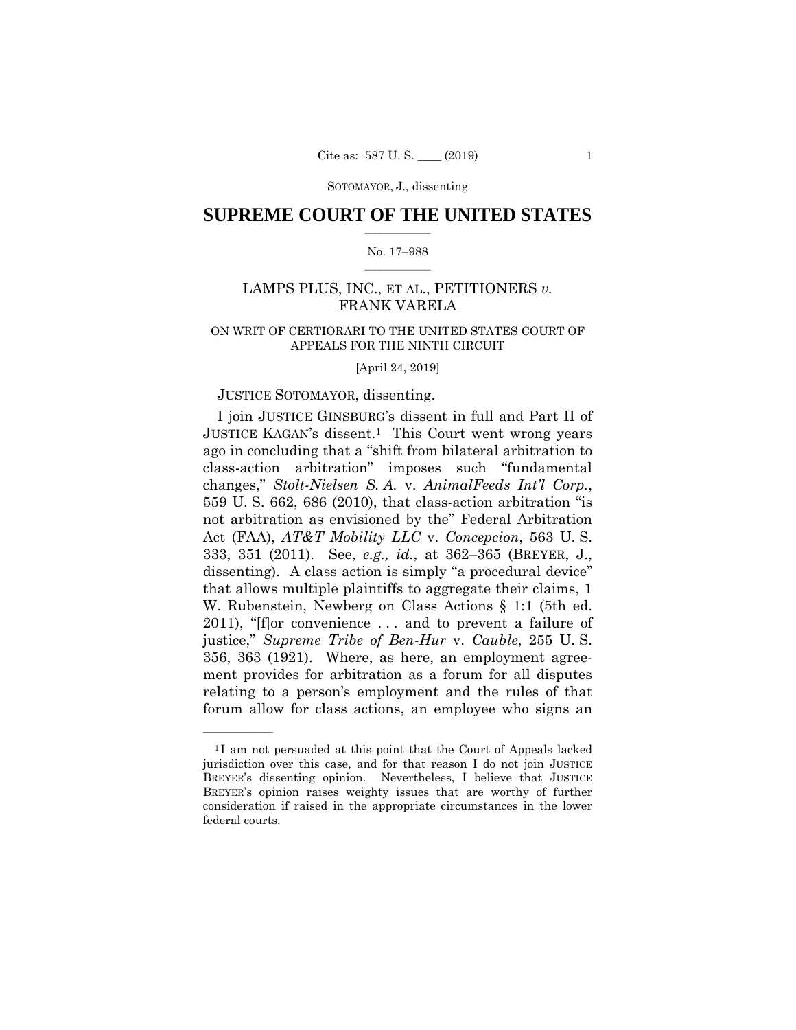SUPREME COURT OF THE UNITED STATES

No. 17–988

LAMPS PLUS, INC., ET AL., PETITIONERS *v.* FRANK VARELA

ON WRIT OF CERTIORARI TO THE UNITED STATES COURT OF APPEALS FOR THE NINTH CIRCUIT

[April 24, 2019]

JUSTICE SOTOMAYOR, dissenting.

I join JUSTICE GINSBURG's dissent in full and Part II of JUSTICE KAGAN's dissent.[1] This Court went wrong years ago in concluding that a "shift from bilateral arbitration to class-action arbitration" imposes such "fundamental changes," *Stolt-Nielsen S. A.* v. *AnimalFeeds Int'l Corp.*, 559 U. S. 662, 686 (2010), that class-action arbitration "is not arbitration as envisioned by the" Federal Arbitration Act (FAA), *AT&T Mobility LLC* v. *Concepcion*, 563 U. S. 333, 351 (2011). See, *e.g., id.*, at 362–365 (BREYER, J., dissenting). A class action is simply "a procedural device" that allows multiple plaintiffs to aggregate their claims, 1 W. Rubenstein, Newberg on Class Actions § 1:1 (5th ed. 2011), "[f]or convenience . . . and to prevent a failure of justice," *Supreme Tribe of Ben-Hur* v. *Cauble*, 255 U. S. 356, 363 (1921). Where, as here, an employment agreement provides for arbitration as a forum for all disputes relating to a person's employment and the rules of that forum allow for class actions, an employee who signs an

---

[1] I am not persuaded at this point that the Court of Appeals lacked jurisdiction over this case, and for that reason I do not join JUSTICE BREYER's dissenting opinion. Nevertheless, I believe that JUSTICE BREYER's opinion raises weighty issues that are worthy of further consideration if raised in the appropriate circumstances in the lower federal courts.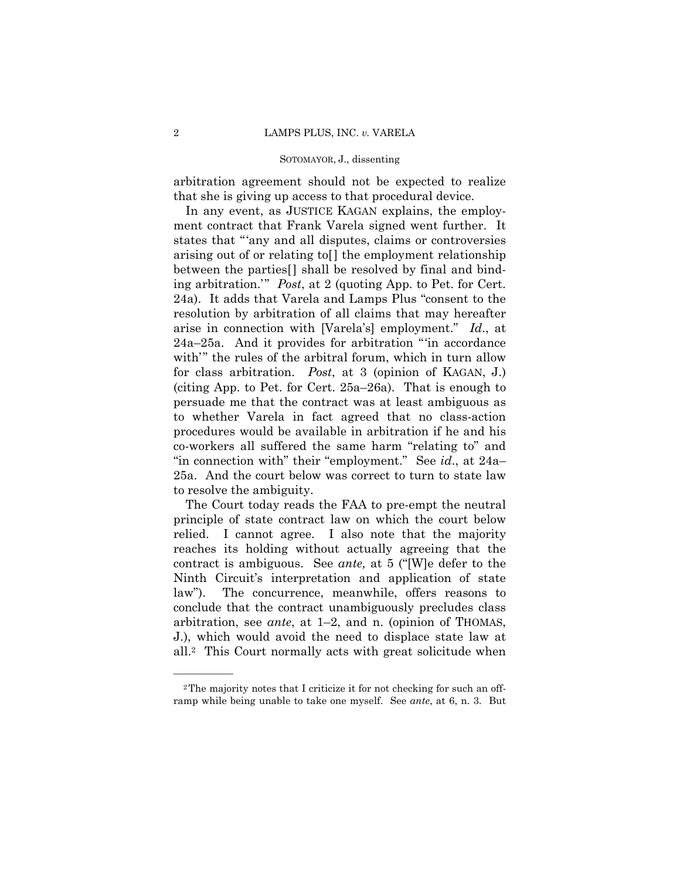arbitration agreement should not be expected to realize that she is giving up access to that procedural device.

In any event, as JUSTICE KAGAN explains, the employment contract that Frank Varela signed went further. It states that "'any and all disputes, claims or controversies arising out of or relating to[] the employment relationship between the parties[] shall be resolved by final and binding arbitration.'" *Post*, at 2 (quoting App. to Pet. for Cert. 24a). It adds that Varela and Lamps Plus "consent to the resolution by arbitration of all claims that may hereafter arise in connection with [Varela's] employment." *Id*., at 24a–25a. And it provides for arbitration "'in accordance with'" the rules of the arbitral forum, which in turn allow for class arbitration. *Post*, at 3 (opinion of KAGAN, J.) (citing App. to Pet. for Cert. 25a–26a). That is enough to persuade me that the contract was at least ambiguous as to whether Varela in fact agreed that no class-action procedures would be available in arbitration if he and his co-workers all suffered the same harm "relating to" and "in connection with" their "employment." See *id*., at 24a–25a. And the court below was correct to turn to state law to resolve the ambiguity.

The Court today reads the FAA to pre-empt the neutral principle of state contract law on which the court below relied. I cannot agree. I also note that the majority reaches its holding without actually agreeing that the contract is ambiguous. See *ante,* at 5 ("[W]e defer to the Ninth Circuit's interpretation and application of state law"). The concurrence, meanwhile, offers reasons to conclude that the contract unambiguously precludes class arbitration, see *ante*, at 1–2, and n. (opinion of THOMAS, J.), which would avoid the need to displace state law at all.[2] This Court normally acts with great solicitude when

---

[2] The majority notes that I criticize it for not checking for such an off-ramp while being unable to take one myself. See *ante*, at 6, n. 3. But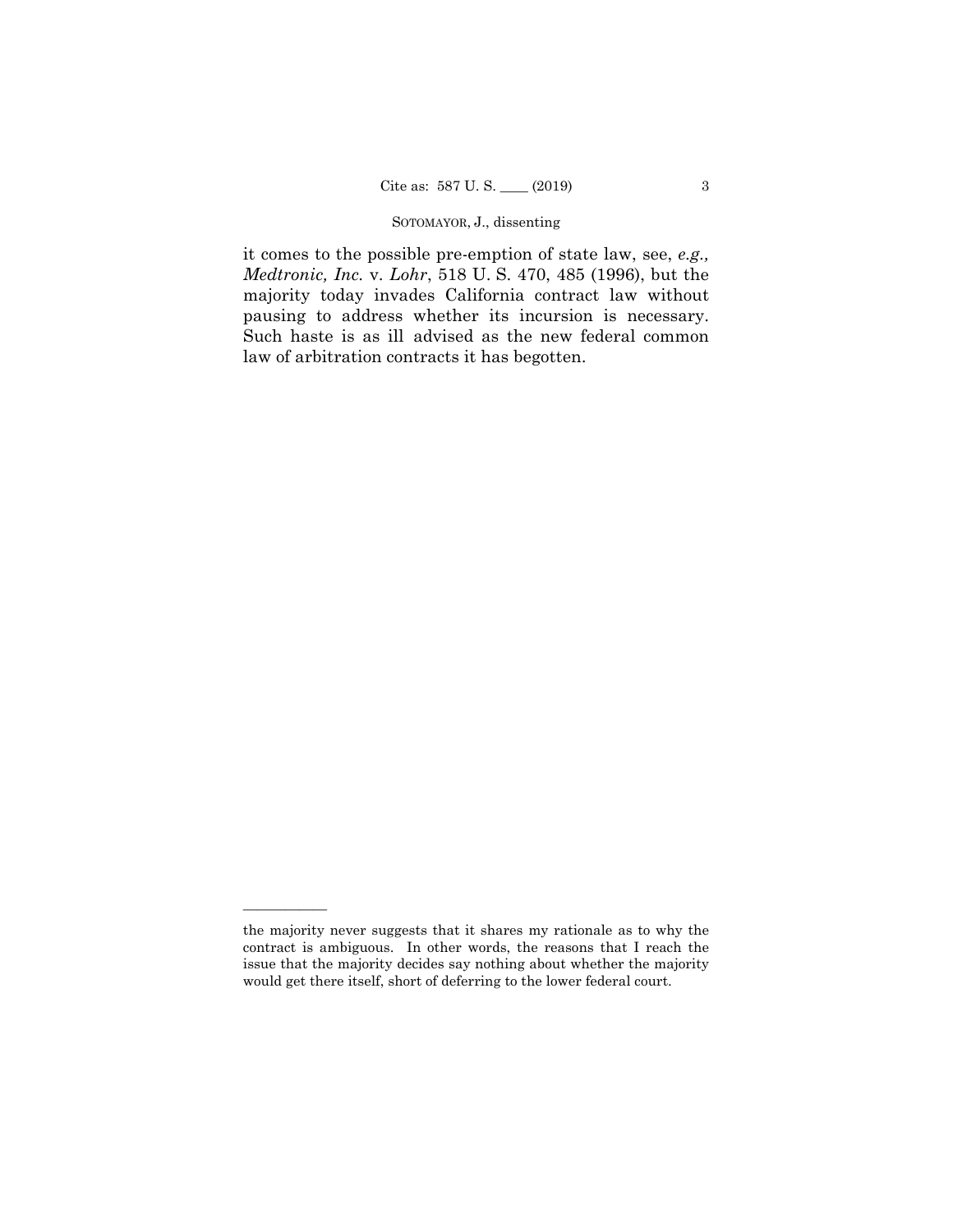it comes to the possible pre-emption of state law, see, *e.g., Medtronic, Inc.* v. *Lohr*, 518 U. S. 470, 485 (1996), but the majority today invades California contract law without pausing to address whether its incursion is necessary. Such haste is as ill advised as the new federal common law of arbitration contracts it has begotten.

———————

the majority never suggests that it shares my rationale as to why the contract is ambiguous. In other words, the reasons that I reach the issue that the majority decides say nothing about whether the majority would get there itself, short of deferring to the lower federal court.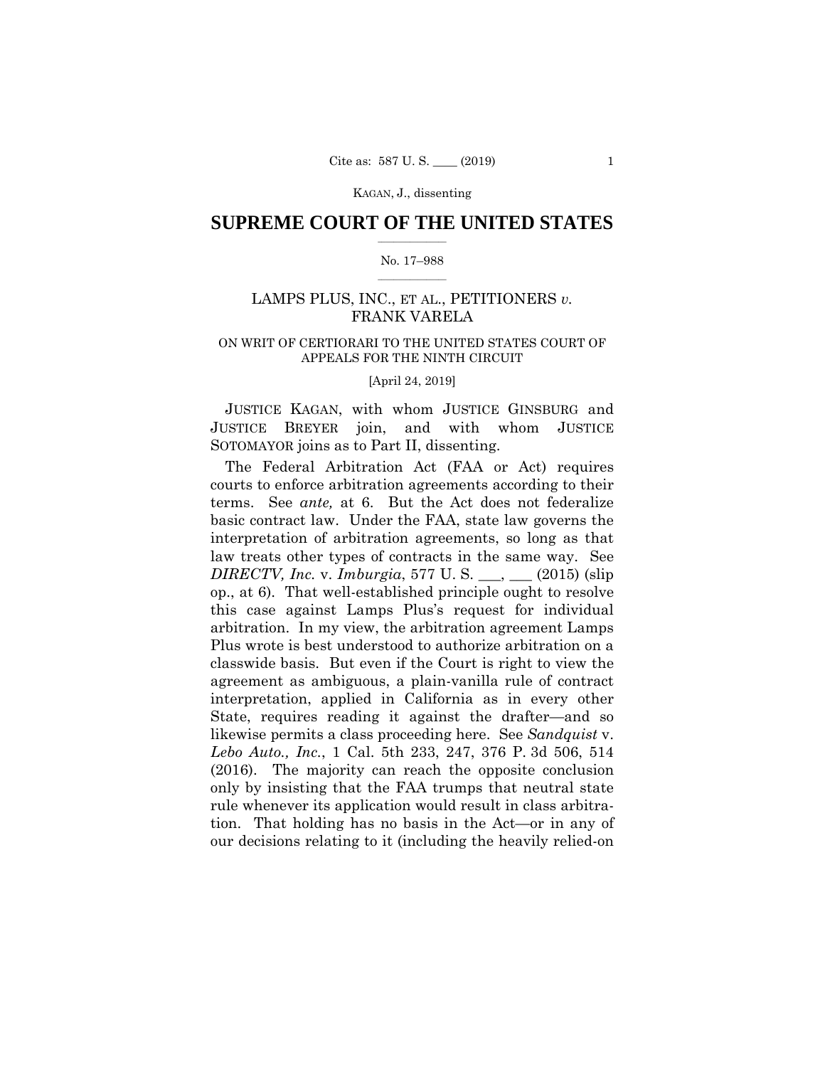KAGAN, J., dissenting

# SUPREME COURT OF THE UNITED STATES

No. 17–988

LAMPS PLUS, INC., ET AL., PETITIONERS *v.* FRANK VARELA

ON WRIT OF CERTIORARI TO THE UNITED STATES COURT OF APPEALS FOR THE NINTH CIRCUIT

[April 24, 2019]

JUSTICE KAGAN, with whom JUSTICE GINSBURG and JUSTICE BREYER join, and with whom JUSTICE SOTOMAYOR joins as to Part II, dissenting.

The Federal Arbitration Act (FAA or Act) requires courts to enforce arbitration agreements according to their terms. See *ante,* at 6. But the Act does not federalize basic contract law. Under the FAA, state law governs the interpretation of arbitration agreements, so long as that law treats other types of contracts in the same way. See *DIRECTV, Inc.* v. *Imburgia*, 577 U. S. ___, ___ (2015) (slip op., at 6). That well-established principle ought to resolve this case against Lamps Plus's request for individual arbitration. In my view, the arbitration agreement Lamps Plus wrote is best understood to authorize arbitration on a classwide basis. But even if the Court is right to view the agreement as ambiguous, a plain-vanilla rule of contract interpretation, applied in California as in every other State, requires reading it against the drafter—and so likewise permits a class proceeding here. See *Sandquist* v. *Lebo Auto., Inc.*, 1 Cal. 5th 233, 247, 376 P. 3d 506, 514 (2016). The majority can reach the opposite conclusion only by insisting that the FAA trumps that neutral state rule whenever its application would result in class arbitration. That holding has no basis in the Act—or in any of our decisions relating to it (including the heavily relied-on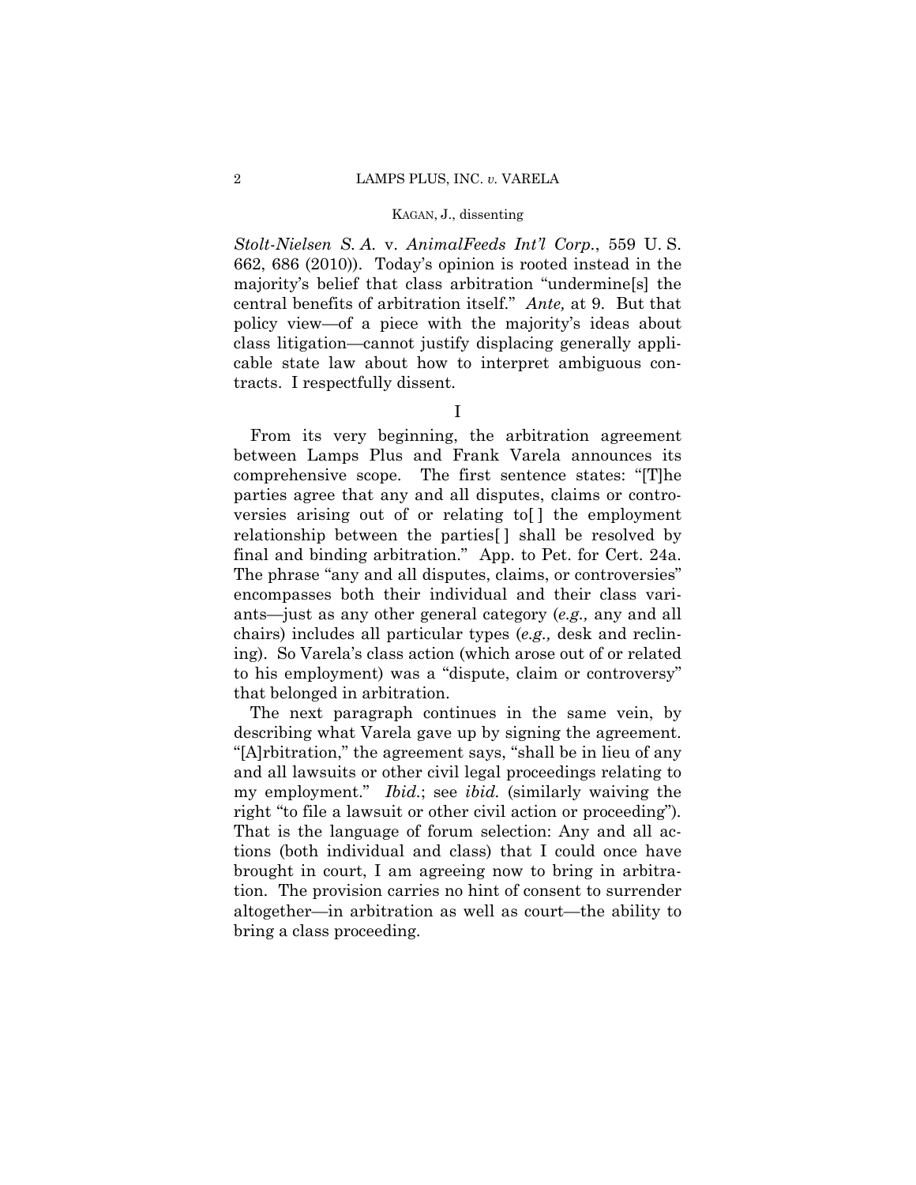*Stolt-Nielsen S. A.* v. *AnimalFeeds Int'l Corp.*, 559 U. S. 662, 686 (2010)). Today's opinion is rooted instead in the majority's belief that class arbitration "undermine[s] the central benefits of arbitration itself." *Ante,* at 9. But that policy view—of a piece with the majority's ideas about class litigation—cannot justify displacing generally applicable state law about how to interpret ambiguous contracts. I respectfully dissent.

## I

From its very beginning, the arbitration agreement between Lamps Plus and Frank Varela announces its comprehensive scope. The first sentence states: "[T]he parties agree that any and all disputes, claims or controversies arising out of or relating to[ ] the employment relationship between the parties[ ] shall be resolved by final and binding arbitration." App. to Pet. for Cert. 24a. The phrase "any and all disputes, claims, or controversies" encompasses both their individual and their class variants—just as any other general category (*e.g.,* any and all chairs) includes all particular types (*e.g.,* desk and reclining). So Varela's class action (which arose out of or related to his employment) was a "dispute, claim or controversy" that belonged in arbitration.

The next paragraph continues in the same vein, by describing what Varela gave up by signing the agreement. "[A]rbitration," the agreement says, "shall be in lieu of any and all lawsuits or other civil legal proceedings relating to my employment." *Ibid.*; see *ibid.* (similarly waiving the right "to file a lawsuit or other civil action or proceeding"). That is the language of forum selection: Any and all actions (both individual and class) that I could once have brought in court, I am agreeing now to bring in arbitration. The provision carries no hint of consent to surrender altogether—in arbitration as well as court—the ability to bring a class proceeding.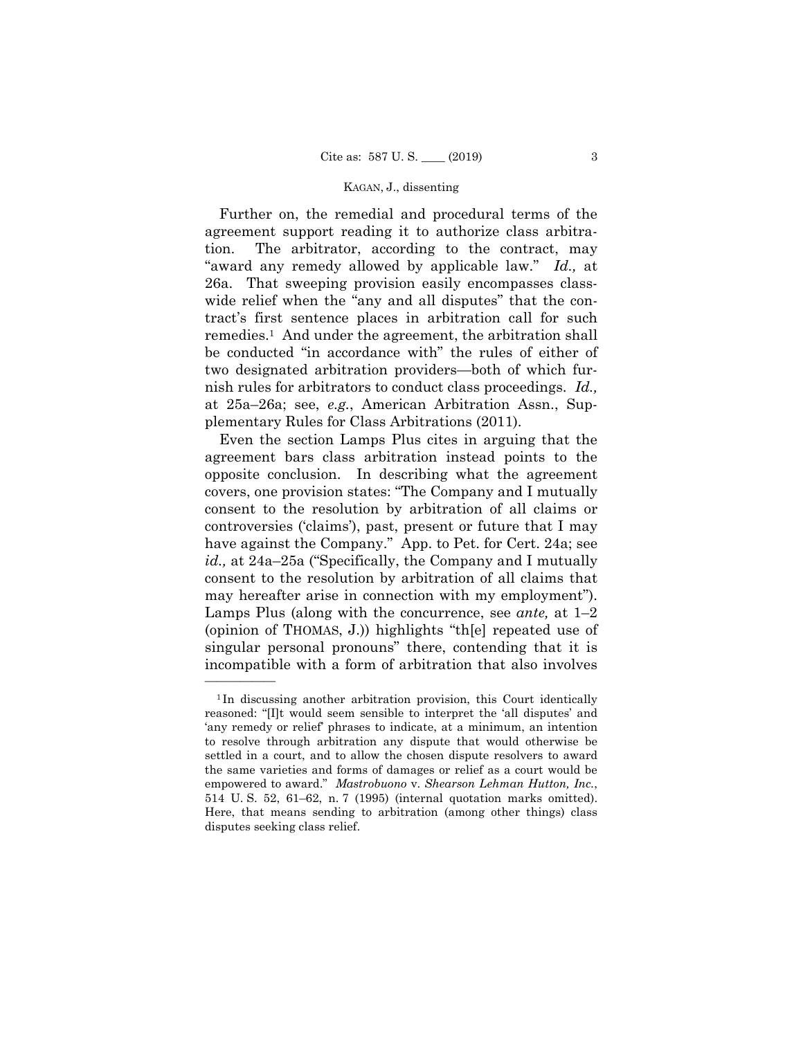Further on, the remedial and procedural terms of the agreement support reading it to authorize class arbitration. The arbitrator, according to the contract, may "award any remedy allowed by applicable law." *Id.,* at 26a. That sweeping provision easily encompasses classwide relief when the "any and all disputes" that the contract's first sentence places in arbitration call for such remedies.[1] And under the agreement, the arbitration shall be conducted "in accordance with" the rules of either of two designated arbitration providers—both of which furnish rules for arbitrators to conduct class proceedings. *Id.,* at 25a–26a; see, *e.g.*, American Arbitration Assn., Supplementary Rules for Class Arbitrations (2011).

Even the section Lamps Plus cites in arguing that the agreement bars class arbitration instead points to the opposite conclusion. In describing what the agreement covers, one provision states: "The Company and I mutually consent to the resolution by arbitration of all claims or controversies ('claims'), past, present or future that I may have against the Company." App. to Pet. for Cert. 24a; see *id.,* at 24a–25a ("Specifically, the Company and I mutually consent to the resolution by arbitration of all claims that may hereafter arise in connection with my employment"). Lamps Plus (along with the concurrence, see *ante,* at 1–2 (opinion of THOMAS, J.)) highlights "th[e] repeated use of singular personal pronouns" there, contending that it is incompatible with a form of arbitration that also involves

---

[1] In discussing another arbitration provision, this Court identically reasoned: "[I]t would seem sensible to interpret the 'all disputes' and 'any remedy or relief' phrases to indicate, at a minimum, an intention to resolve through arbitration any dispute that would otherwise be settled in a court, and to allow the chosen dispute resolvers to award the same varieties and forms of damages or relief as a court would be empowered to award." *Mastrobuono* v. *Shearson Lehman Hutton, Inc.*, 514 U. S. 52, 61–62, n. 7 (1995) (internal quotation marks omitted). Here, that means sending to arbitration (among other things) class disputes seeking class relief.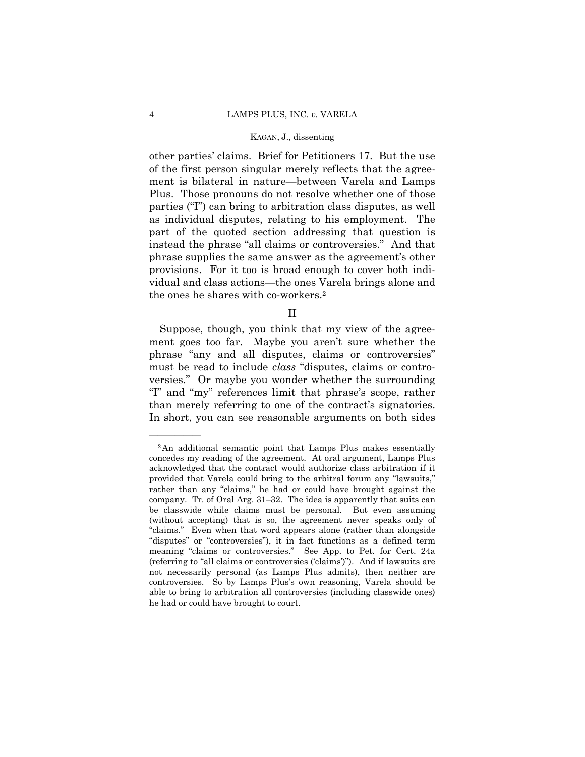other parties' claims. Brief for Petitioners 17. But the use of the first person singular merely reflects that the agreement is bilateral in nature—between Varela and Lamps Plus. Those pronouns do not resolve whether one of those parties ("I") can bring to arbitration class disputes, as well as individual disputes, relating to his employment. The part of the quoted section addressing that question is instead the phrase "all claims or controversies." And that phrase supplies the same answer as the agreement's other provisions. For it too is broad enough to cover both individual and class actions—the ones Varela brings alone and the ones he shares with co-workers.[2]

## II

Suppose, though, you think that my view of the agreement goes too far. Maybe you aren't sure whether the phrase "any and all disputes, claims or controversies" must be read to include *class* "disputes, claims or controversies." Or maybe you wonder whether the surrounding "I" and "my" references limit that phrase's scope, rather than merely referring to one of the contract's signatories. In short, you can see reasonable arguments on both sides

---

[2] An additional semantic point that Lamps Plus makes essentially concedes my reading of the agreement. At oral argument, Lamps Plus acknowledged that the contract would authorize class arbitration if it provided that Varela could bring to the arbitral forum any "lawsuits," rather than any "claims," he had or could have brought against the company. Tr. of Oral Arg. 31–32. The idea is apparently that suits can be classwide while claims must be personal. But even assuming (without accepting) that is so, the agreement never speaks only of "claims." Even when that word appears alone (rather than alongside "disputes" or "controversies"), it in fact functions as a defined term meaning "claims or controversies." See App. to Pet. for Cert. 24a (referring to "all claims or controversies ('claims')"). And if lawsuits are not necessarily personal (as Lamps Plus admits), then neither are controversies. So by Lamps Plus's own reasoning, Varela should be able to bring to arbitration all controversies (including classwide ones) he had or could have brought to court.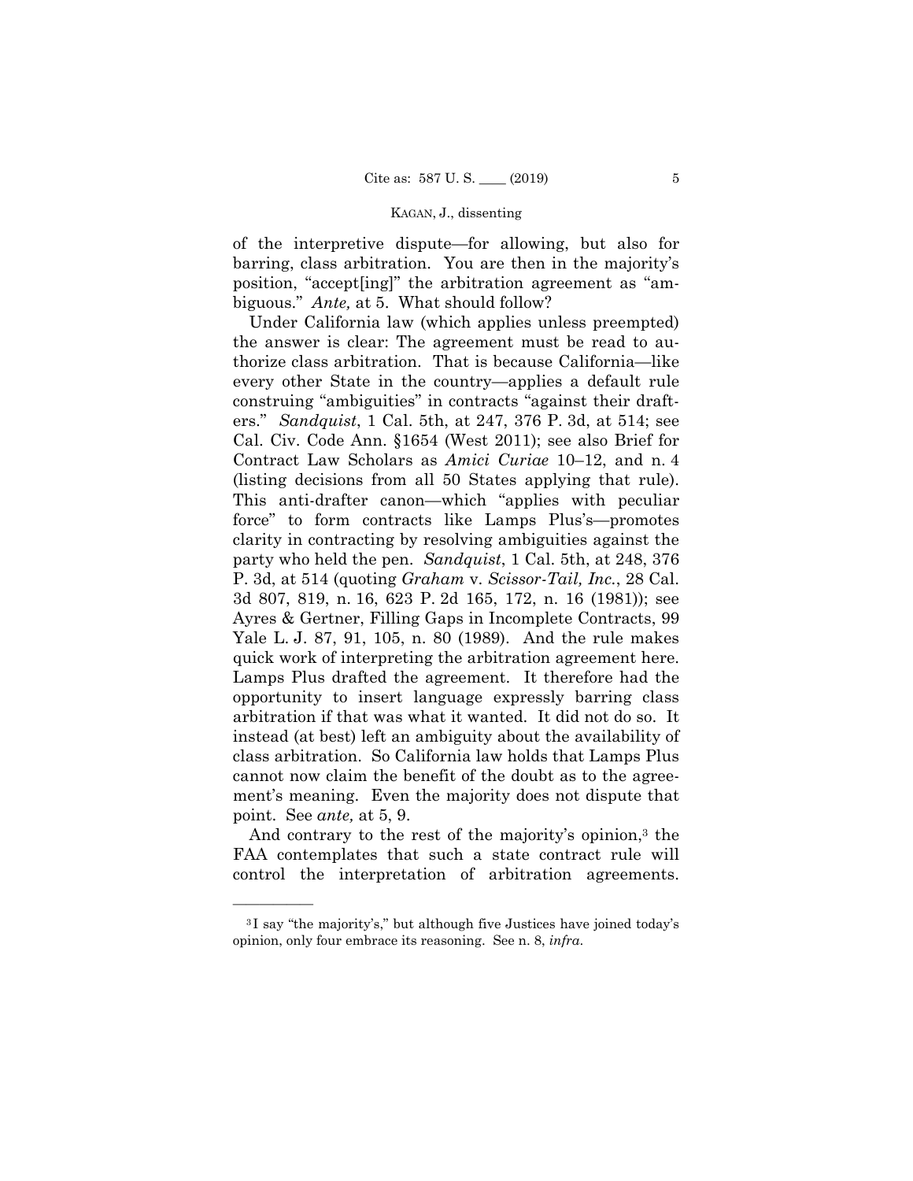of the interpretive dispute—for allowing, but also for barring, class arbitration. You are then in the majority's position, "accept[ing]" the arbitration agreement as "ambiguous." *Ante,* at 5. What should follow?

Under California law (which applies unless preempted) the answer is clear: The agreement must be read to authorize class arbitration. That is because California—like every other State in the country—applies a default rule construing "ambiguities" in contracts "against their drafters." *Sandquist*, 1 Cal. 5th, at 247, 376 P. 3d, at 514; see Cal. Civ. Code Ann. §1654 (West 2011); see also Brief for Contract Law Scholars as *Amici Curiae* 10–12, and n. 4 (listing decisions from all 50 States applying that rule). This anti-drafter canon—which "applies with peculiar force" to form contracts like Lamps Plus's—promotes clarity in contracting by resolving ambiguities against the party who held the pen. *Sandquist*, 1 Cal. 5th, at 248, 376 P. 3d, at 514 (quoting *Graham* v. *Scissor-Tail, Inc.*, 28 Cal. 3d 807, 819, n. 16, 623 P. 2d 165, 172, n. 16 (1981)); see Ayres & Gertner, Filling Gaps in Incomplete Contracts, 99 Yale L. J. 87, 91, 105, n. 80 (1989). And the rule makes quick work of interpreting the arbitration agreement here. Lamps Plus drafted the agreement. It therefore had the opportunity to insert language expressly barring class arbitration if that was what it wanted. It did not do so. It instead (at best) left an ambiguity about the availability of class arbitration. So California law holds that Lamps Plus cannot now claim the benefit of the doubt as to the agreement's meaning. Even the majority does not dispute that point. See *ante,* at 5, 9.

And contrary to the rest of the majority's opinion,[3] the FAA contemplates that such a state contract rule will control the interpretation of arbitration agreements.

[3] I say "the majority's," but although five Justices have joined today's opinion, only four embrace its reasoning. See n. 8, *infra*.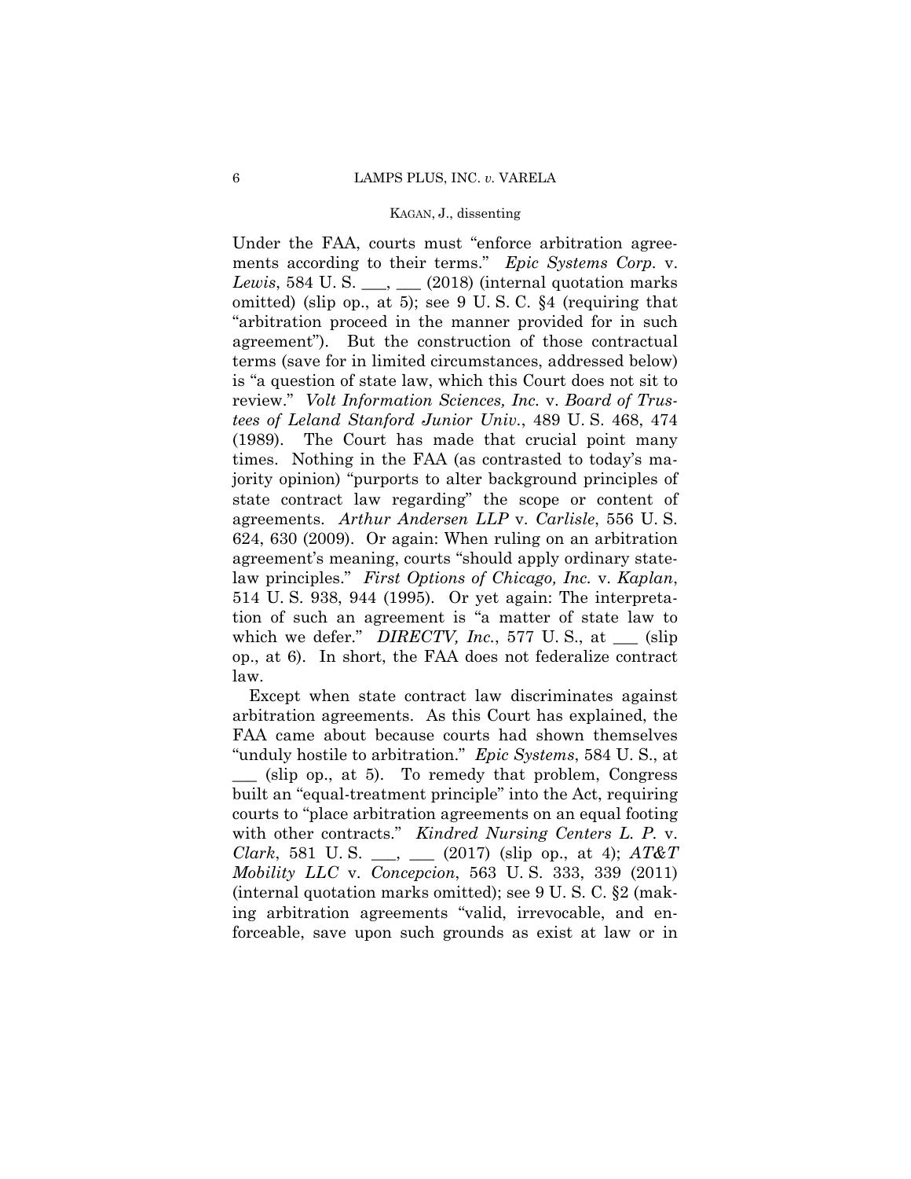Under the FAA, courts must "enforce arbitration agreements according to their terms." *Epic Systems Corp.* v. *Lewis*, 584 U. S. ___, ___ (2018) (internal quotation marks omitted) (slip op., at 5); see 9 U. S. C. §4 (requiring that "arbitration proceed in the manner provided for in such agreement"). But the construction of those contractual terms (save for in limited circumstances, addressed below) is "a question of state law, which this Court does not sit to review." *Volt Information Sciences, Inc.* v. *Board of Trustees of Leland Stanford Junior Univ.*, 489 U. S. 468, 474 (1989). The Court has made that crucial point many times. Nothing in the FAA (as contrasted to today's majority opinion) "purports to alter background principles of state contract law regarding" the scope or content of agreements. *Arthur Andersen LLP* v. *Carlisle*, 556 U. S. 624, 630 (2009). Or again: When ruling on an arbitration agreement's meaning, courts "should apply ordinary state-law principles." *First Options of Chicago, Inc.* v. *Kaplan*, 514 U. S. 938, 944 (1995). Or yet again: The interpretation of such an agreement is "a matter of state law to which we defer." *DIRECTV, Inc.*, 577 U. S., at ___ (slip op., at 6). In short, the FAA does not federalize contract law.

Except when state contract law discriminates against arbitration agreements. As this Court has explained, the FAA came about because courts had shown themselves "unduly hostile to arbitration." *Epic Systems*, 584 U. S., at ___ (slip op., at 5). To remedy that problem, Congress built an "equal-treatment principle" into the Act, requiring courts to "place arbitration agreements on an equal footing with other contracts." *Kindred Nursing Centers L. P.* v. *Clark*, 581 U. S. ___, ___ (2017) (slip op., at 4); *AT&T Mobility LLC* v. *Concepcion*, 563 U. S. 333, 339 (2011) (internal quotation marks omitted); see 9 U. S. C. §2 (making arbitration agreements "valid, irrevocable, and enforceable, save upon such grounds as exist at law or in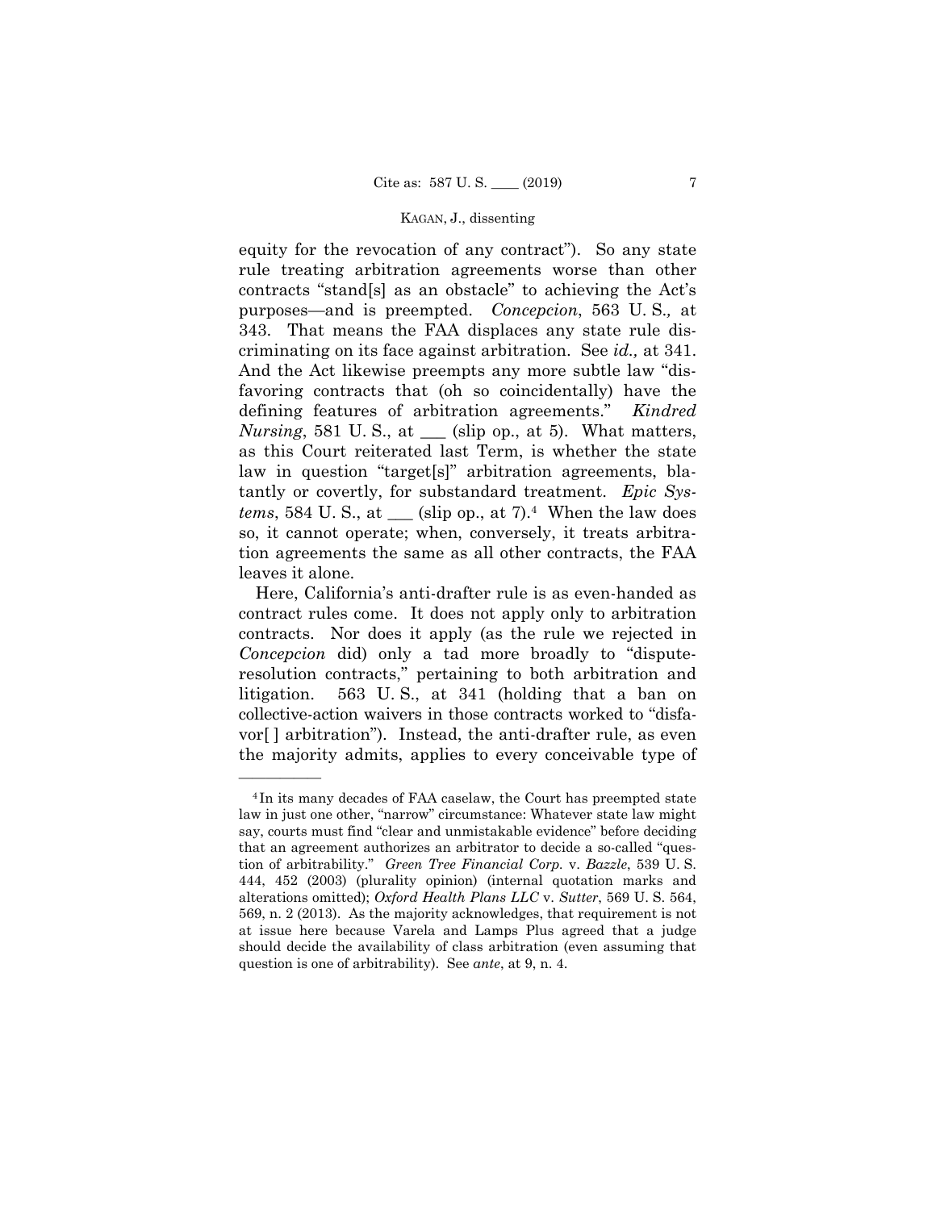equity for the revocation of any contract"). So any state rule treating arbitration agreements worse than other contracts "stand[s] as an obstacle" to achieving the Act's purposes—and is preempted. *Concepcion*, 563 U. S., at 343. That means the FAA displaces any state rule discriminating on its face against arbitration. See *id.,* at 341. And the Act likewise preempts any more subtle law "disfavoring contracts that (oh so coincidentally) have the defining features of arbitration agreements." *Kindred Nursing*, 581 U. S., at ___ (slip op., at 5). What matters, as this Court reiterated last Term, is whether the state law in question "target[s]" arbitration agreements, blatantly or covertly, for substandard treatment. *Epic Systems*, 584 U. S., at ___ (slip op., at 7).[4] When the law does so, it cannot operate; when, conversely, it treats arbitration agreements the same as all other contracts, the FAA leaves it alone.

Here, California's anti-drafter rule is as even-handed as contract rules come. It does not apply only to arbitration contracts. Nor does it apply (as the rule we rejected in *Concepcion* did) only a tad more broadly to "dispute-resolution contracts," pertaining to both arbitration and litigation. 563 U. S., at 341 (holding that a ban on collective-action waivers in those contracts worked to "disfavor[ ] arbitration"). Instead, the anti-drafter rule, as even the majority admits, applies to every conceivable type of

---

[4] In its many decades of FAA caselaw, the Court has preempted state law in just one other, "narrow" circumstance: Whatever state law might say, courts must find "clear and unmistakable evidence" before deciding that an agreement authorizes an arbitrator to decide a so-called "question of arbitrability." *Green Tree Financial Corp.* v. *Bazzle*, 539 U. S. 444, 452 (2003) (plurality opinion) (internal quotation marks and alterations omitted); *Oxford Health Plans LLC* v. *Sutter*, 569 U. S. 564, 569, n. 2 (2013). As the majority acknowledges, that requirement is not at issue here because Varela and Lamps Plus agreed that a judge should decide the availability of class arbitration (even assuming that question is one of arbitrability). See *ante*, at 9, n. 4.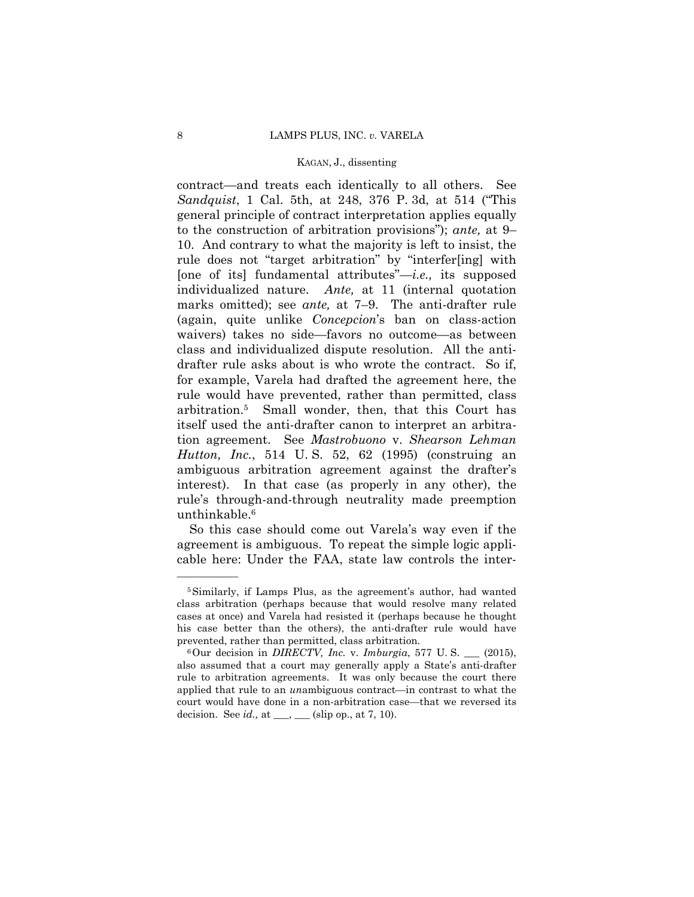contract—and treats each identically to all others. See *Sandquist*, 1 Cal. 5th, at 248, 376 P. 3d, at 514 ("This general principle of contract interpretation applies equally to the construction of arbitration provisions"); *ante,* at 9–10. And contrary to what the majority is left to insist, the rule does not "target arbitration" by "interfer[ing] with [one of its] fundamental attributes"—*i.e.,* its supposed individualized nature. *Ante,* at 11 (internal quotation marks omitted); see *ante,* at 7–9. The anti-drafter rule (again, quite unlike *Concepcion*'s ban on class-action waivers) takes no side—favors no outcome—as between class and individualized dispute resolution. All the anti-drafter rule asks about is who wrote the contract. So if, for example, Varela had drafted the agreement here, the rule would have prevented, rather than permitted, class arbitration.[5] Small wonder, then, that this Court has itself used the anti-drafter canon to interpret an arbitration agreement. See *Mastrobuono* v. *Shearson Lehman Hutton, Inc.*, 514 U. S. 52, 62 (1995) (construing an ambiguous arbitration agreement against the drafter's interest). In that case (as properly in any other), the rule's through-and-through neutrality made preemption unthinkable.[6]

So this case should come out Varela's way even if the agreement is ambiguous. To repeat the simple logic applicable here: Under the FAA, state law controls the inter-

———————

[5] Similarly, if Lamps Plus, as the agreement's author, had wanted class arbitration (perhaps because that would resolve many related cases at once) and Varela had resisted it (perhaps because he thought his case better than the others), the anti-drafter rule would have prevented, rather than permitted, class arbitration.

[6] Our decision in *DIRECTV, Inc.* v. *Imburgia*, 577 U. S. ___ (2015), also assumed that a court may generally apply a State's anti-drafter rule to arbitration agreements. It was only because the court there applied that rule to an *un*ambiguous contract—in contrast to what the court would have done in a non-arbitration case—that we reversed its decision. See *id.,* at ___, ___ (slip op., at 7, 10).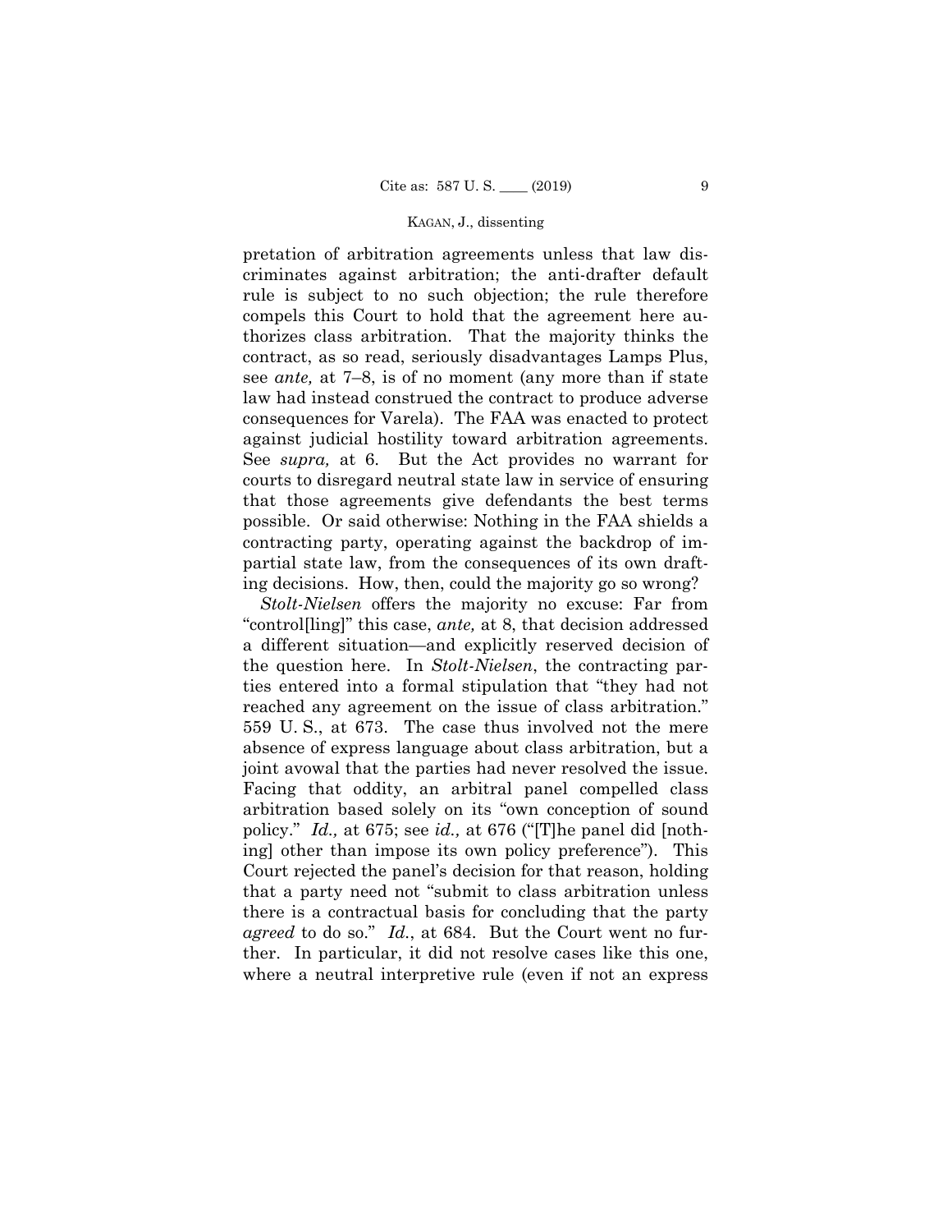pretation of arbitration agreements unless that law discriminates against arbitration; the anti-drafter default rule is subject to no such objection; the rule therefore compels this Court to hold that the agreement here authorizes class arbitration. That the majority thinks the contract, as so read, seriously disadvantages Lamps Plus, see *ante,* at 7–8, is of no moment (any more than if state law had instead construed the contract to produce adverse consequences for Varela). The FAA was enacted to protect against judicial hostility toward arbitration agreements. See *supra,* at 6. But the Act provides no warrant for courts to disregard neutral state law in service of ensuring that those agreements give defendants the best terms possible. Or said otherwise: Nothing in the FAA shields a contracting party, operating against the backdrop of impartial state law, from the consequences of its own drafting decisions. How, then, could the majority go so wrong?

*Stolt-Nielsen* offers the majority no excuse: Far from "control[ling]" this case, *ante,* at 8, that decision addressed a different situation—and explicitly reserved decision of the question here. In *Stolt-Nielsen*, the contracting parties entered into a formal stipulation that "they had not reached any agreement on the issue of class arbitration." 559 U. S., at 673. The case thus involved not the mere absence of express language about class arbitration, but a joint avowal that the parties had never resolved the issue. Facing that oddity, an arbitral panel compelled class arbitration based solely on its "own conception of sound policy." *Id.,* at 675; see *id.,* at 676 ("[T]he panel did [nothing] other than impose its own policy preference"). This Court rejected the panel's decision for that reason, holding that a party need not "submit to class arbitration unless there is a contractual basis for concluding that the party *agreed* to do so." *Id.*, at 684. But the Court went no further. In particular, it did not resolve cases like this one, where a neutral interpretive rule (even if not an express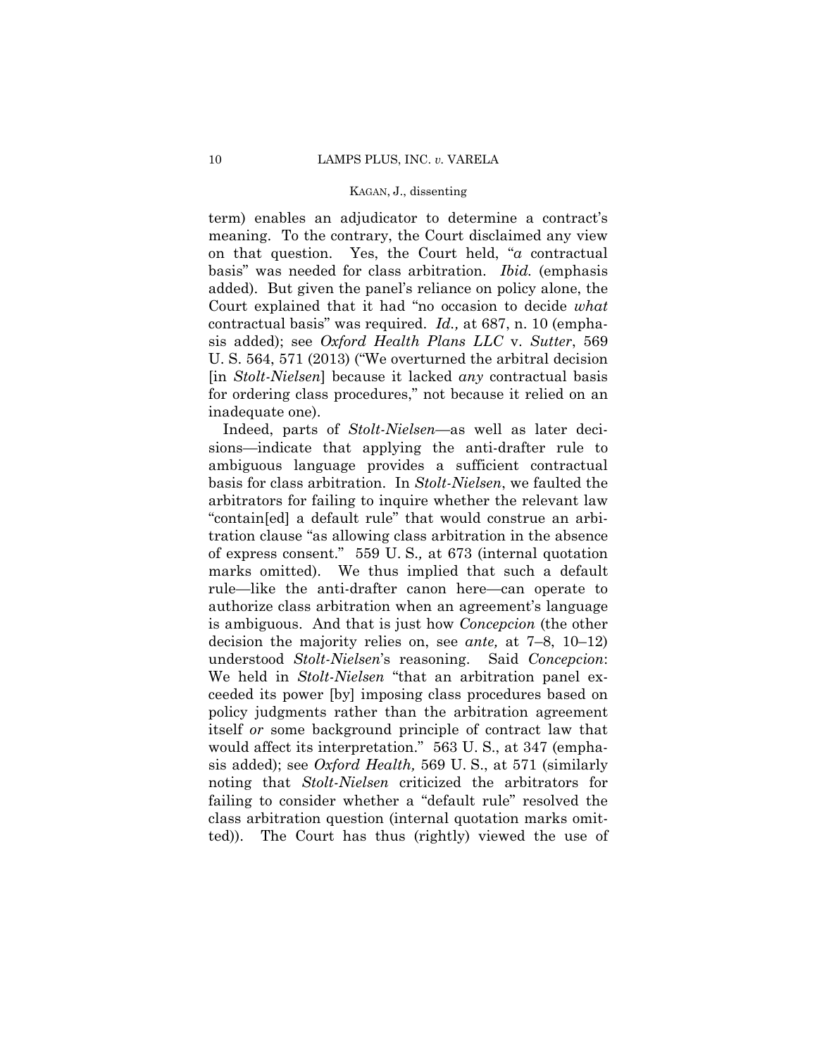term) enables an adjudicator to determine a contract's meaning. To the contrary, the Court disclaimed any view on that question. Yes, the Court held, "*a* contractual basis" was needed for class arbitration. *Ibid.* (emphasis added). But given the panel's reliance on policy alone, the Court explained that it had "no occasion to decide *what* contractual basis" was required. *Id.,* at 687, n. 10 (emphasis added); see *Oxford Health Plans LLC* v. *Sutter*, 569 U. S. 564, 571 (2013) ("We overturned the arbitral decision [in *Stolt-Nielsen*] because it lacked *any* contractual basis for ordering class procedures," not because it relied on an inadequate one).

Indeed, parts of *Stolt-Nielsen*—as well as later decisions—indicate that applying the anti-drafter rule to ambiguous language provides a sufficient contractual basis for class arbitration. In *Stolt-Nielsen*, we faulted the arbitrators for failing to inquire whether the relevant law "contain[ed] a default rule" that would construe an arbitration clause "as allowing class arbitration in the absence of express consent." 559 U. S.*,* at 673 (internal quotation marks omitted). We thus implied that such a default rule—like the anti-drafter canon here—can operate to authorize class arbitration when an agreement's language is ambiguous. And that is just how *Concepcion* (the other decision the majority relies on, see *ante,* at 7–8, 10–12) understood *Stolt-Nielsen*'s reasoning. Said *Concepcion*: We held in *Stolt-Nielsen* "that an arbitration panel exceeded its power [by] imposing class procedures based on policy judgments rather than the arbitration agreement itself *or* some background principle of contract law that would affect its interpretation." 563 U. S., at 347 (emphasis added); see *Oxford Health,* 569 U. S., at 571 (similarly noting that *Stolt-Nielsen* criticized the arbitrators for failing to consider whether a "default rule" resolved the class arbitration question (internal quotation marks omitted)). The Court has thus (rightly) viewed the use of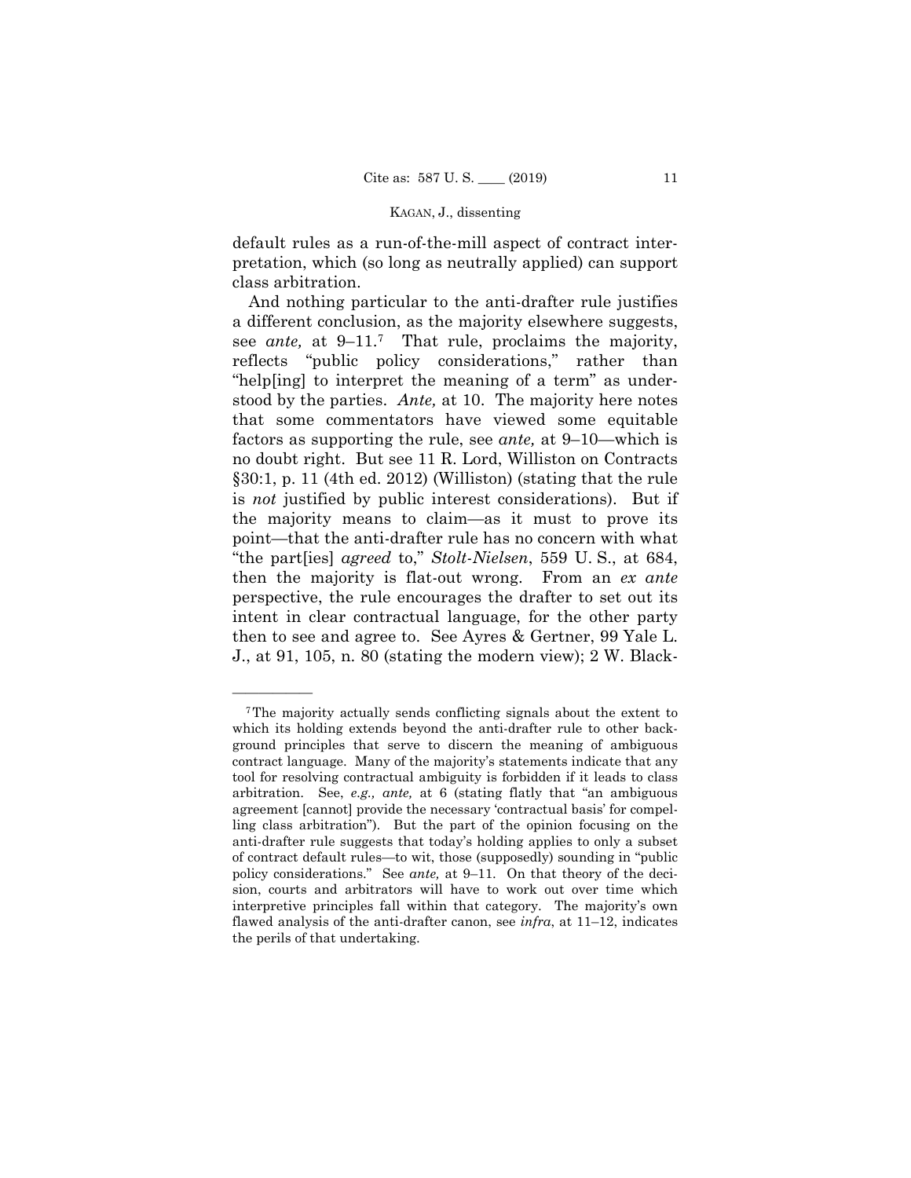default rules as a run-of-the-mill aspect of contract interpretation, which (so long as neutrally applied) can support class arbitration.

And nothing particular to the anti-drafter rule justifies a different conclusion, as the majority elsewhere suggests, see *ante,* at 9–11.[7] That rule, proclaims the majority, reflects "public policy considerations," rather than "help[ing] to interpret the meaning of a term" as understood by the parties. *Ante,* at 10. The majority here notes that some commentators have viewed some equitable factors as supporting the rule, see *ante,* at 9–10—which is no doubt right. But see 11 R. Lord, Williston on Contracts §30:1, p. 11 (4th ed. 2012) (Williston) (stating that the rule is *not* justified by public interest considerations). But if the majority means to claim—as it must to prove its point—that the anti-drafter rule has no concern with what "the part[ies] *agreed* to," *Stolt-Nielsen*, 559 U. S., at 684, then the majority is flat-out wrong. From an *ex ante* perspective, the rule encourages the drafter to set out its intent in clear contractual language, for the other party then to see and agree to. See Ayres & Gertner, 99 Yale L. J., at 91, 105, n. 80 (stating the modern view); 2 W. Black-

---

[7] The majority actually sends conflicting signals about the extent to which its holding extends beyond the anti-drafter rule to other background principles that serve to discern the meaning of ambiguous contract language. Many of the majority's statements indicate that any tool for resolving contractual ambiguity is forbidden if it leads to class arbitration. See, *e.g., ante,* at 6 (stating flatly that "an ambiguous agreement [cannot] provide the necessary 'contractual basis' for compelling class arbitration"). But the part of the opinion focusing on the anti-drafter rule suggests that today's holding applies to only a subset of contract default rules—to wit, those (supposedly) sounding in "public policy considerations." See *ante,* at 9–11. On that theory of the decision, courts and arbitrators will have to work out over time which interpretive principles fall within that category. The majority's own flawed analysis of the anti-drafter canon, see *infra*, at 11–12, indicates the perils of that undertaking.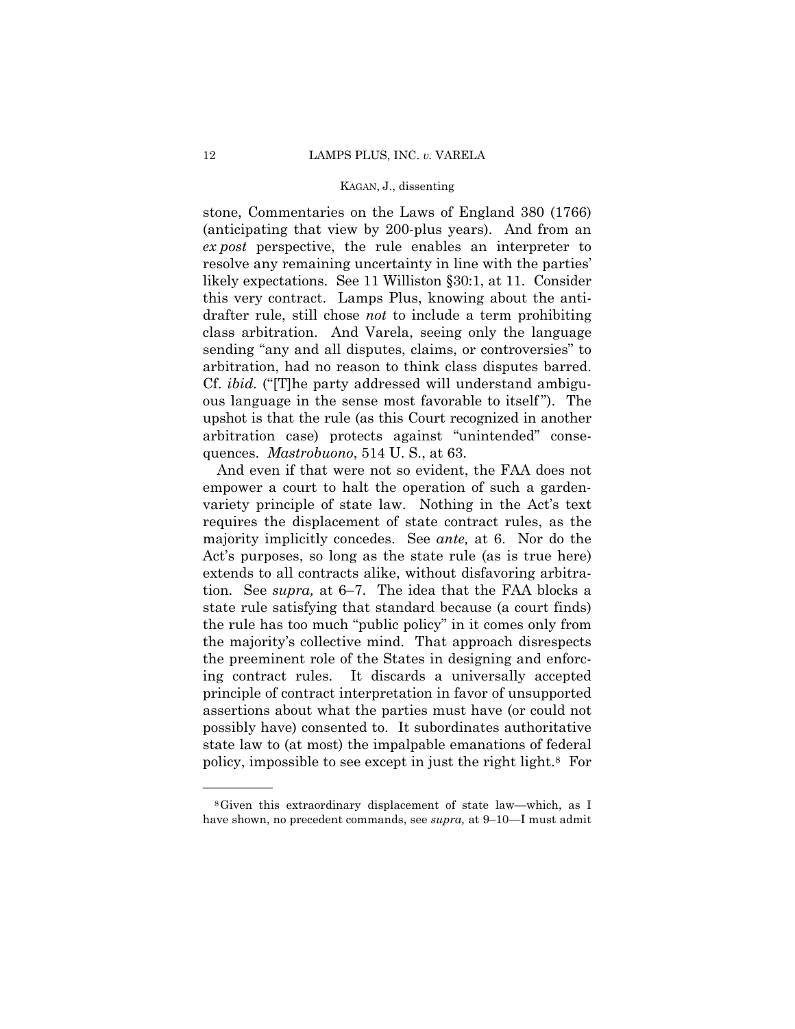stone, Commentaries on the Laws of England 380 (1766) (anticipating that view by 200-plus years). And from an *ex post* perspective, the rule enables an interpreter to resolve any remaining uncertainty in line with the parties' likely expectations. See 11 Williston §30:1, at 11. Consider this very contract. Lamps Plus, knowing about the anti-drafter rule, still chose *not* to include a term prohibiting class arbitration. And Varela, seeing only the language sending "any and all disputes, claims, or controversies" to arbitration, had no reason to think class disputes barred. Cf. *ibid.* ("[T]he party addressed will understand ambiguous language in the sense most favorable to itself"). The upshot is that the rule (as this Court recognized in another arbitration case) protects against "unintended" consequences. *Mastrobuono*, 514 U. S., at 63.

And even if that were not so evident, the FAA does not empower a court to halt the operation of such a garden-variety principle of state law. Nothing in the Act's text requires the displacement of state contract rules, as the majority implicitly concedes. See *ante,* at 6. Nor do the Act's purposes, so long as the state rule (as is true here) extends to all contracts alike, without disfavoring arbitration. See *supra,* at 6–7. The idea that the FAA blocks a state rule satisfying that standard because (a court finds) the rule has too much "public policy" in it comes only from the majority's collective mind. That approach disrespects the preeminent role of the States in designing and enforcing contract rules. It discards a universally accepted principle of contract interpretation in favor of unsupported assertions about what the parties must have (or could not possibly have) consented to. It subordinates authoritative state law to (at most) the impalpable emanations of federal policy, impossible to see except in just the right light.[8] For

---

[8] Given this extraordinary displacement of state law—which, as I have shown, no precedent commands, see *supra,* at 9–10—I must admit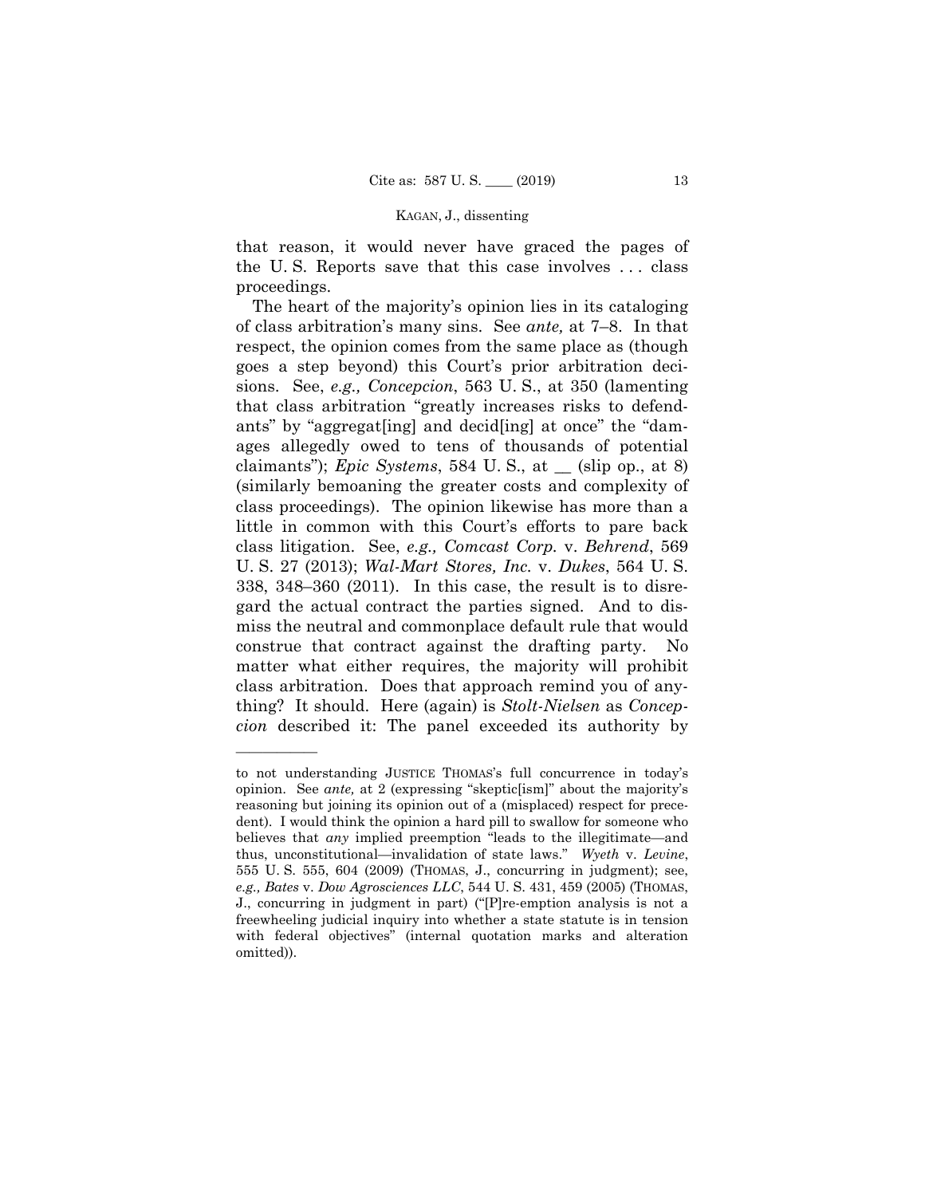that reason, it would never have graced the pages of the U. S. Reports save that this case involves . . . class proceedings.

The heart of the majority's opinion lies in its cataloging of class arbitration's many sins. See *ante,* at 7–8. In that respect, the opinion comes from the same place as (though goes a step beyond) this Court's prior arbitration decisions. See, *e.g., Concepcion*, 563 U. S., at 350 (lamenting that class arbitration "greatly increases risks to defendants" by "aggregat[ing] and decid[ing] at once" the "damages allegedly owed to tens of thousands of potential claimants"); *Epic Systems*, 584 U. S., at __ (slip op., at 8) (similarly bemoaning the greater costs and complexity of class proceedings). The opinion likewise has more than a little in common with this Court's efforts to pare back class litigation. See, *e.g., Comcast Corp.* v. *Behrend*, 569 U. S. 27 (2013); *Wal-Mart Stores, Inc.* v. *Dukes*, 564 U. S. 338, 348–360 (2011). In this case, the result is to disregard the actual contract the parties signed. And to dismiss the neutral and commonplace default rule that would construe that contract against the drafting party. No matter what either requires, the majority will prohibit class arbitration. Does that approach remind you of anything? It should. Here (again) is *Stolt-Nielsen* as *Concepcion* described it: The panel exceeded its authority by

———————

to not understanding JUSTICE THOMAS's full concurrence in today's opinion. See *ante,* at 2 (expressing "skeptic[ism]" about the majority's reasoning but joining its opinion out of a (misplaced) respect for precedent). I would think the opinion a hard pill to swallow for someone who believes that *any* implied preemption "leads to the illegitimate—and thus, unconstitutional—invalidation of state laws." *Wyeth* v. *Levine*, 555 U. S. 555, 604 (2009) (THOMAS, J., concurring in judgment); see, *e.g., Bates* v. *Dow Agrosciences LLC*, 544 U. S. 431, 459 (2005) (THOMAS, J., concurring in judgment in part) ("[P]re-emption analysis is not a freewheeling judicial inquiry into whether a state statute is in tension with federal objectives" (internal quotation marks and alteration omitted)).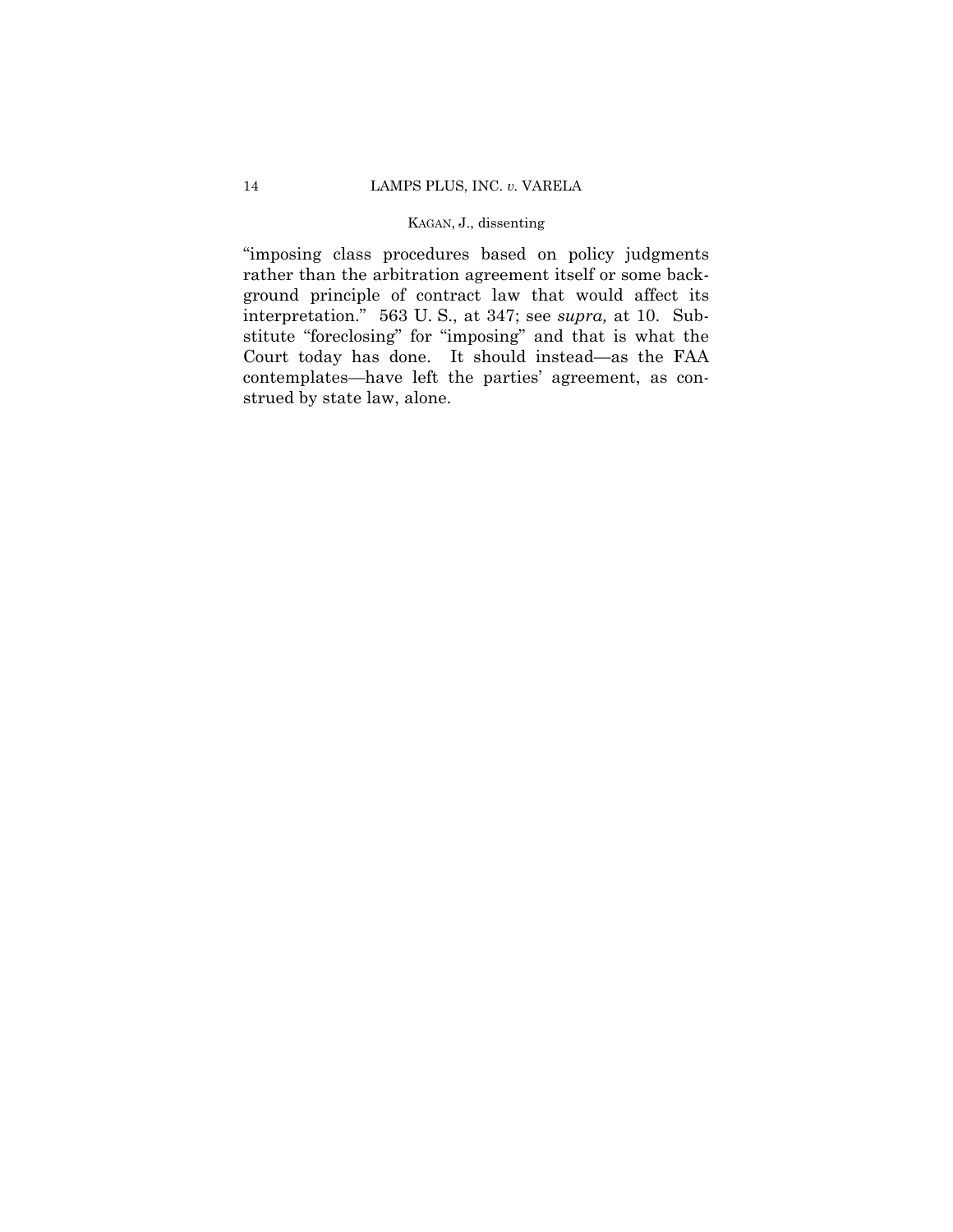"imposing class procedures based on policy judgments rather than the arbitration agreement itself or some background principle of contract law that would affect its interpretation." 563 U. S., at 347; see *supra,* at 10. Substitute "foreclosing" for "imposing" and that is what the Court today has done. It should instead—as the FAA contemplates—have left the parties' agreement, as construed by state law, alone.